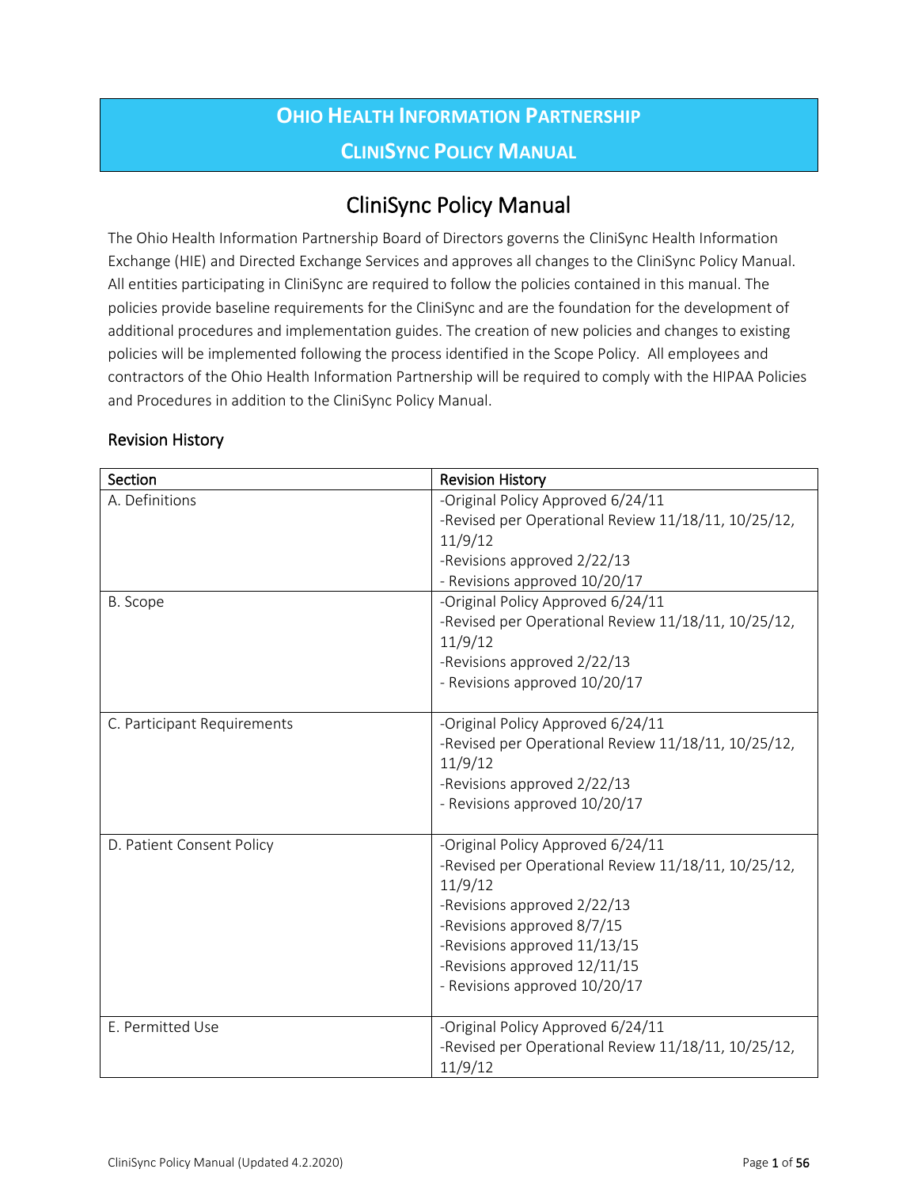# Ohio Health Information Partnership
# CliniSync Policy Manual

## CliniSync Policy Manual

The Ohio Health Information Partnership Board of Directors governs the CliniSync Health Information Exchange (HIE) and Directed Exchange Services and approves all changes to the CliniSync Policy Manual. All entities participating in CliniSync are required to follow the policies contained in this manual. The policies provide baseline requirements for the CliniSync and are the foundation for the development of additional procedures and implementation guides. The creation of new policies and changes to existing policies will be implemented following the process identified in the Scope Policy. All employees and contractors of the Ohio Health Information Partnership will be required to comply with the HIPAA Policies and Procedures in addition to the CliniSync Policy Manual.

### Revision History

| Section | Revision History |
|---|---|
| A. Definitions | -Original Policy Approved 6/24/11<br>-Revised per Operational Review 11/18/11, 10/25/12, 11/9/12<br>-Revisions approved 2/22/13<br>- Revisions approved 10/20/17 |
| B. Scope | -Original Policy Approved 6/24/11<br>-Revised per Operational Review 11/18/11, 10/25/12, 11/9/12<br>-Revisions approved 2/22/13<br>- Revisions approved 10/20/17 |
| C. Participant Requirements | -Original Policy Approved 6/24/11<br>-Revised per Operational Review 11/18/11, 10/25/12, 11/9/12<br>-Revisions approved 2/22/13<br>- Revisions approved 10/20/17 |
| D. Patient Consent Policy | -Original Policy Approved 6/24/11<br>-Revised per Operational Review 11/18/11, 10/25/12, 11/9/12<br>-Revisions approved 2/22/13<br>-Revisions approved 8/7/15<br>-Revisions approved 11/13/15<br>-Revisions approved 12/11/15<br>- Revisions approved 10/20/17 |
| E. Permitted Use | -Original Policy Approved 6/24/11<br>-Revised per Operational Review 11/18/11, 10/25/12, 11/9/12 |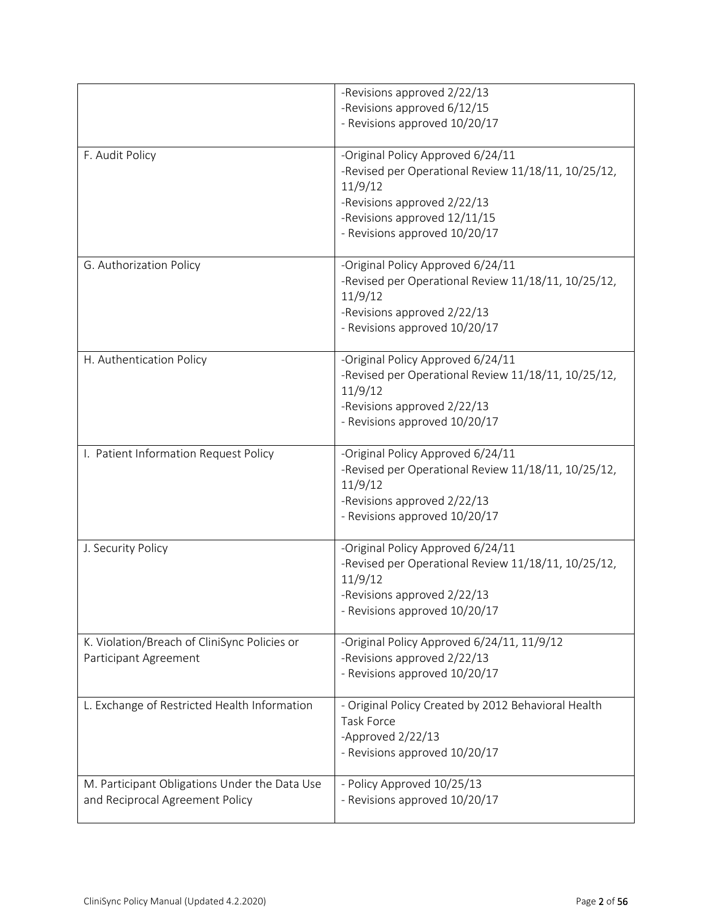| | |
|---|---|
| | -Revisions approved 2/22/13<br>-Revisions approved 6/12/15<br>- Revisions approved 10/20/17 |
| F. Audit Policy | -Original Policy Approved 6/24/11<br>-Revised per Operational Review 11/18/11, 10/25/12, 11/9/12<br>-Revisions approved 2/22/13<br>-Revisions approved 12/11/15<br>- Revisions approved 10/20/17 |
| G. Authorization Policy | -Original Policy Approved 6/24/11<br>-Revised per Operational Review 11/18/11, 10/25/12, 11/9/12<br>-Revisions approved 2/22/13<br>- Revisions approved 10/20/17 |
| H. Authentication Policy | -Original Policy Approved 6/24/11<br>-Revised per Operational Review 11/18/11, 10/25/12, 11/9/12<br>-Revisions approved 2/22/13<br>- Revisions approved 10/20/17 |
| I. Patient Information Request Policy | -Original Policy Approved 6/24/11<br>-Revised per Operational Review 11/18/11, 10/25/12, 11/9/12<br>-Revisions approved 2/22/13<br>- Revisions approved 10/20/17 |
| J. Security Policy | -Original Policy Approved 6/24/11<br>-Revised per Operational Review 11/18/11, 10/25/12, 11/9/12<br>-Revisions approved 2/22/13<br>- Revisions approved 10/20/17 |
| K. Violation/Breach of CliniSync Policies or Participant Agreement | -Original Policy Approved 6/24/11, 11/9/12<br>-Revisions approved 2/22/13<br>- Revisions approved 10/20/17 |
| L. Exchange of Restricted Health Information | - Original Policy Created by 2012 Behavioral Health Task Force<br>-Approved 2/22/13<br>- Revisions approved 10/20/17 |
| M. Participant Obligations Under the Data Use and Reciprocal Agreement Policy | - Policy Approved 10/25/13<br>- Revisions approved 10/20/17 |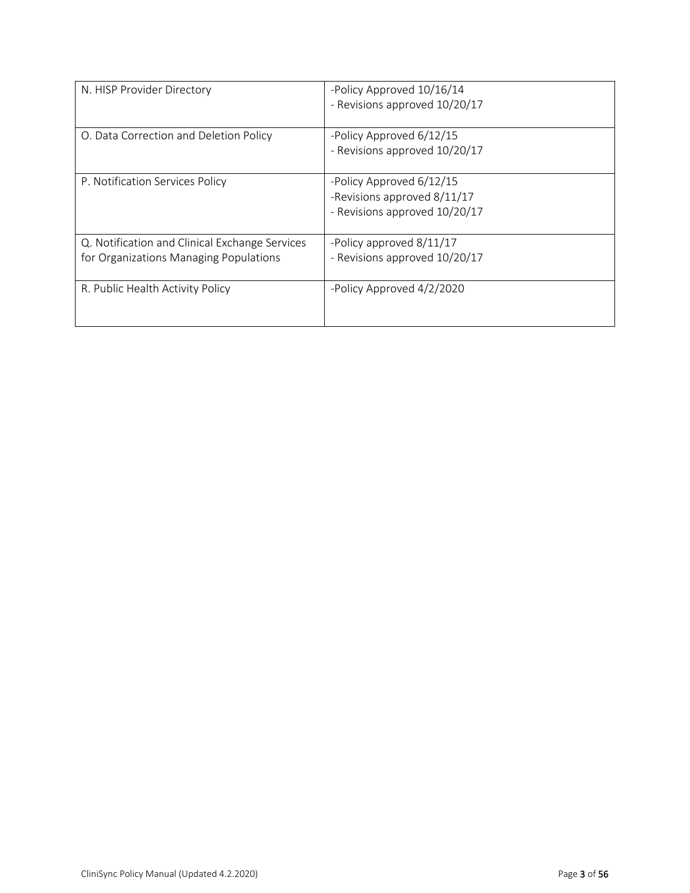| | |
|---|---|
| N. HISP Provider Directory | -Policy Approved 10/16/14<br>- Revisions approved 10/20/17 |
| O. Data Correction and Deletion Policy | -Policy Approved 6/12/15<br>- Revisions approved 10/20/17 |
| P. Notification Services Policy | -Policy Approved 6/12/15<br>-Revisions approved 8/11/17<br>- Revisions approved 10/20/17 |
| Q. Notification and Clinical Exchange Services for Organizations Managing Populations | -Policy approved 8/11/17<br>- Revisions approved 10/20/17 |
| R. Public Health Activity Policy | -Policy Approved 4/2/2020 |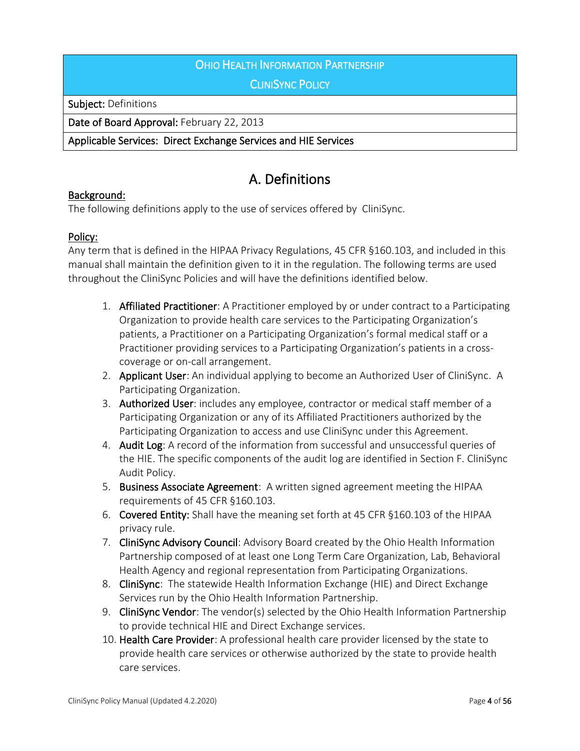| OHIO HEALTH INFORMATION PARTNERSHIP CLINISYNC POLICY |
|---|
| **Subject:** Definitions |
| **Date of Board Approval:** February 22, 2013 |
| **Applicable Services: Direct Exchange Services and HIE Services** |

# A. Definitions

**Background:**

The following definitions apply to the use of services offered by CliniSync.

**Policy:**

Any term that is defined in the HIPAA Privacy Regulations, 45 CFR §160.103, and included in this manual shall maintain the definition given to it in the regulation. The following terms are used throughout the CliniSync Policies and will have the definitions identified below.

1. **Affiliated Practitioner**: A Practitioner employed by or under contract to a Participating Organization to provide health care services to the Participating Organization's patients, a Practitioner on a Participating Organization's formal medical staff or a Practitioner providing services to a Participating Organization's patients in a cross-coverage or on-call arrangement.
2. **Applicant User**: An individual applying to become an Authorized User of CliniSync. A Participating Organization.
3. **Authorized User**: includes any employee, contractor or medical staff member of a Participating Organization or any of its Affiliated Practitioners authorized by the Participating Organization to access and use CliniSync under this Agreement.
4. **Audit Log**: A record of the information from successful and unsuccessful queries of the HIE. The specific components of the audit log are identified in Section F. CliniSync Audit Policy.
5. **Business Associate Agreement**: A written signed agreement meeting the HIPAA requirements of 45 CFR §160.103.
6. **Covered Entity:** Shall have the meaning set forth at 45 CFR §160.103 of the HIPAA privacy rule.
7. **CliniSync Advisory Council**: Advisory Board created by the Ohio Health Information Partnership composed of at least one Long Term Care Organization, Lab, Behavioral Health Agency and regional representation from Participating Organizations.
8. **CliniSync**: The statewide Health Information Exchange (HIE) and Direct Exchange Services run by the Ohio Health Information Partnership.
9. **CliniSync Vendor**: The vendor(s) selected by the Ohio Health Information Partnership to provide technical HIE and Direct Exchange services.
10. **Health Care Provider**: A professional health care provider licensed by the state to provide health care services or otherwise authorized by the state to provide health care services.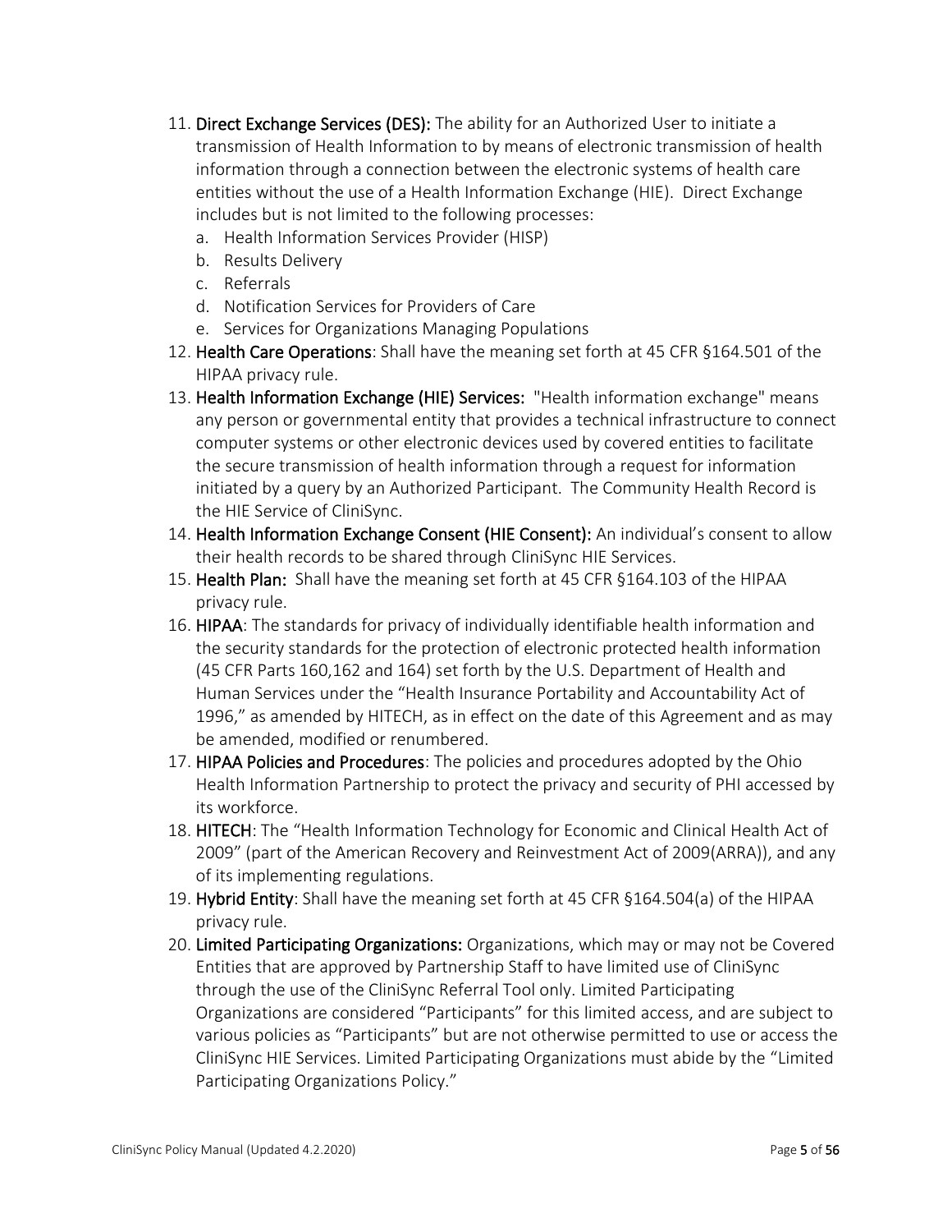11. **Direct Exchange Services (DES):** The ability for an Authorized User to initiate a transmission of Health Information to by means of electronic transmission of health information through a connection between the electronic systems of health care entities without the use of a Health Information Exchange (HIE). Direct Exchange includes but is not limited to the following processes:
    a. Health Information Services Provider (HISP)
    b. Results Delivery
    c. Referrals
    d. Notification Services for Providers of Care
    e. Services for Organizations Managing Populations
12. **Health Care Operations**: Shall have the meaning set forth at 45 CFR §164.501 of the HIPAA privacy rule.
13. **Health Information Exchange (HIE) Services:** "Health information exchange" means any person or governmental entity that provides a technical infrastructure to connect computer systems or other electronic devices used by covered entities to facilitate the secure transmission of health information through a request for information initiated by a query by an Authorized Participant. The Community Health Record is the HIE Service of CliniSync.
14. **Health Information Exchange Consent (HIE Consent):** An individual's consent to allow their health records to be shared through CliniSync HIE Services.
15. **Health Plan:** Shall have the meaning set forth at 45 CFR §164.103 of the HIPAA privacy rule.
16. **HIPAA**: The standards for privacy of individually identifiable health information and the security standards for the protection of electronic protected health information (45 CFR Parts 160,162 and 164) set forth by the U.S. Department of Health and Human Services under the "Health Insurance Portability and Accountability Act of 1996," as amended by HITECH, as in effect on the date of this Agreement and as may be amended, modified or renumbered.
17. **HIPAA Policies and Procedures**: The policies and procedures adopted by the Ohio Health Information Partnership to protect the privacy and security of PHI accessed by its workforce.
18. **HITECH**: The "Health Information Technology for Economic and Clinical Health Act of 2009" (part of the American Recovery and Reinvestment Act of 2009(ARRA)), and any of its implementing regulations.
19. **Hybrid Entity**: Shall have the meaning set forth at 45 CFR §164.504(a) of the HIPAA privacy rule.
20. **Limited Participating Organizations:** Organizations, which may or may not be Covered Entities that are approved by Partnership Staff to have limited use of CliniSync through the use of the CliniSync Referral Tool only. Limited Participating Organizations are considered "Participants" for this limited access, and are subject to various policies as "Participants" but are not otherwise permitted to use or access the CliniSync HIE Services. Limited Participating Organizations must abide by the "Limited Participating Organizations Policy."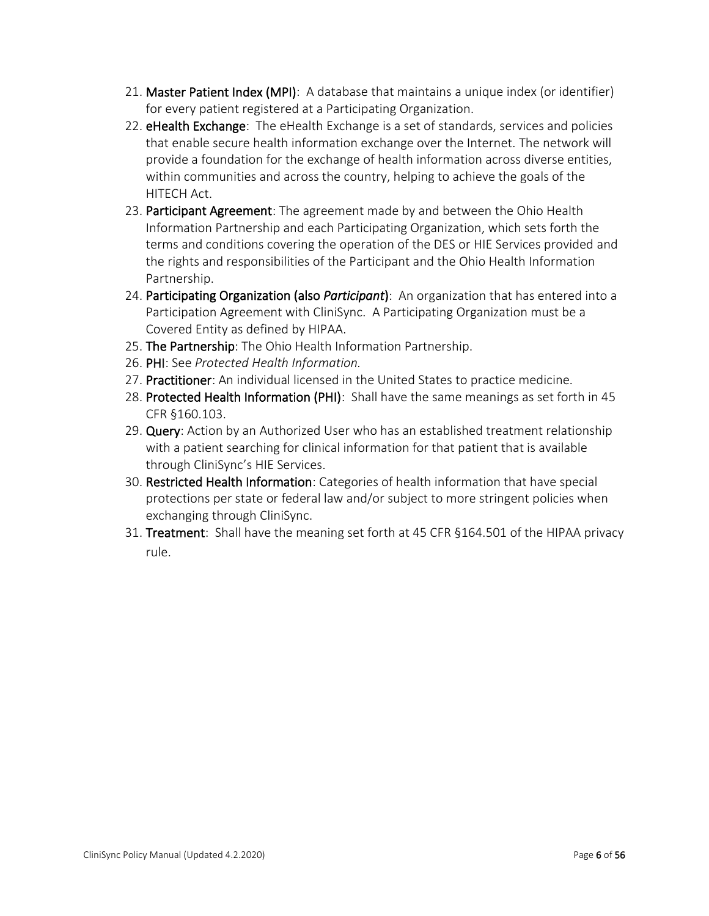21. **Master Patient Index (MPI)**: A database that maintains a unique index (or identifier) for every patient registered at a Participating Organization.
22. **eHealth Exchange**: The eHealth Exchange is a set of standards, services and policies that enable secure health information exchange over the Internet. The network will provide a foundation for the exchange of health information across diverse entities, within communities and across the country, helping to achieve the goals of the HITECH Act.
23. **Participant Agreement**: The agreement made by and between the Ohio Health Information Partnership and each Participating Organization, which sets forth the terms and conditions covering the operation of the DES or HIE Services provided and the rights and responsibilities of the Participant and the Ohio Health Information Partnership.
24. **Participating Organization (also *Participant*)**: An organization that has entered into a Participation Agreement with CliniSync. A Participating Organization must be a Covered Entity as defined by HIPAA.
25. **The Partnership**: The Ohio Health Information Partnership.
26. **PHI**: See *Protected Health Information.*
27. **Practitioner**: An individual licensed in the United States to practice medicine.
28. **Protected Health Information (PHI)**: Shall have the same meanings as set forth in 45 CFR §160.103.
29. **Query**: Action by an Authorized User who has an established treatment relationship with a patient searching for clinical information for that patient that is available through CliniSync's HIE Services.
30. **Restricted Health Information**: Categories of health information that have special protections per state or federal law and/or subject to more stringent policies when exchanging through CliniSync.
31. **Treatment**: Shall have the meaning set forth at 45 CFR §164.501 of the HIPAA privacy rule.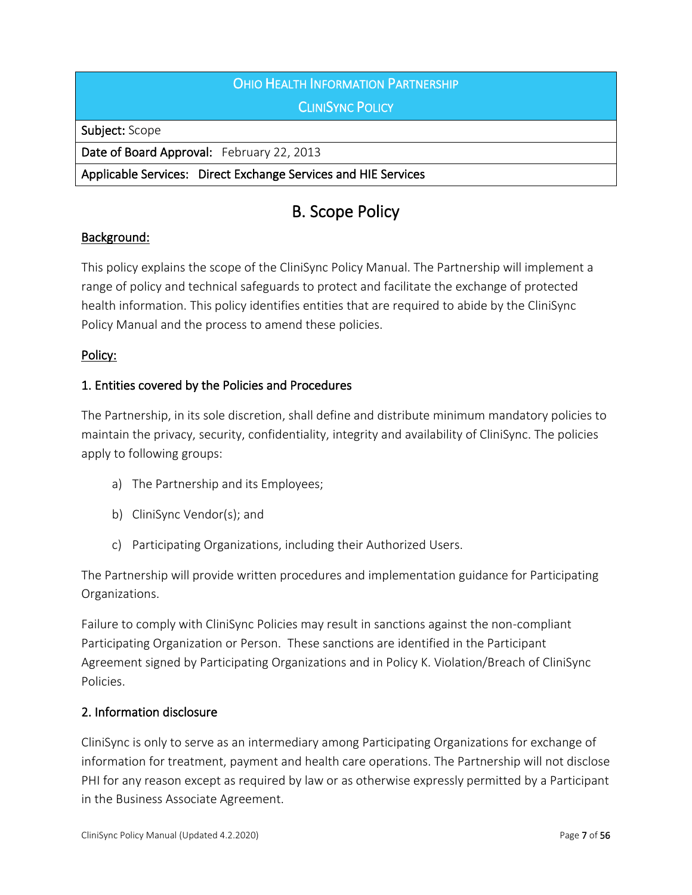| OHIO HEALTH INFORMATION PARTNERSHIP<br>CLINISYNC POLICY |
| --- |
| **Subject:** Scope |
| **Date of Board Approval:** February 22, 2013 |
| **Applicable Services:** Direct Exchange Services and HIE Services |

# B. Scope Policy

## Background:

This policy explains the scope of the CliniSync Policy Manual. The Partnership will implement a range of policy and technical safeguards to protect and facilitate the exchange of protected health information. This policy identifies entities that are required to abide by the CliniSync Policy Manual and the process to amend these policies.

## Policy:

### 1. Entities covered by the Policies and Procedures

The Partnership, in its sole discretion, shall define and distribute minimum mandatory policies to maintain the privacy, security, confidentiality, integrity and availability of CliniSync. The policies apply to following groups:

a) The Partnership and its Employees;

b) CliniSync Vendor(s); and

c) Participating Organizations, including their Authorized Users.

The Partnership will provide written procedures and implementation guidance for Participating Organizations.

Failure to comply with CliniSync Policies may result in sanctions against the non-compliant Participating Organization or Person. These sanctions are identified in the Participant Agreement signed by Participating Organizations and in Policy K. Violation/Breach of CliniSync Policies.

### 2. Information disclosure

CliniSync is only to serve as an intermediary among Participating Organizations for exchange of information for treatment, payment and health care operations. The Partnership will not disclose PHI for any reason except as required by law or as otherwise expressly permitted by a Participant in the Business Associate Agreement.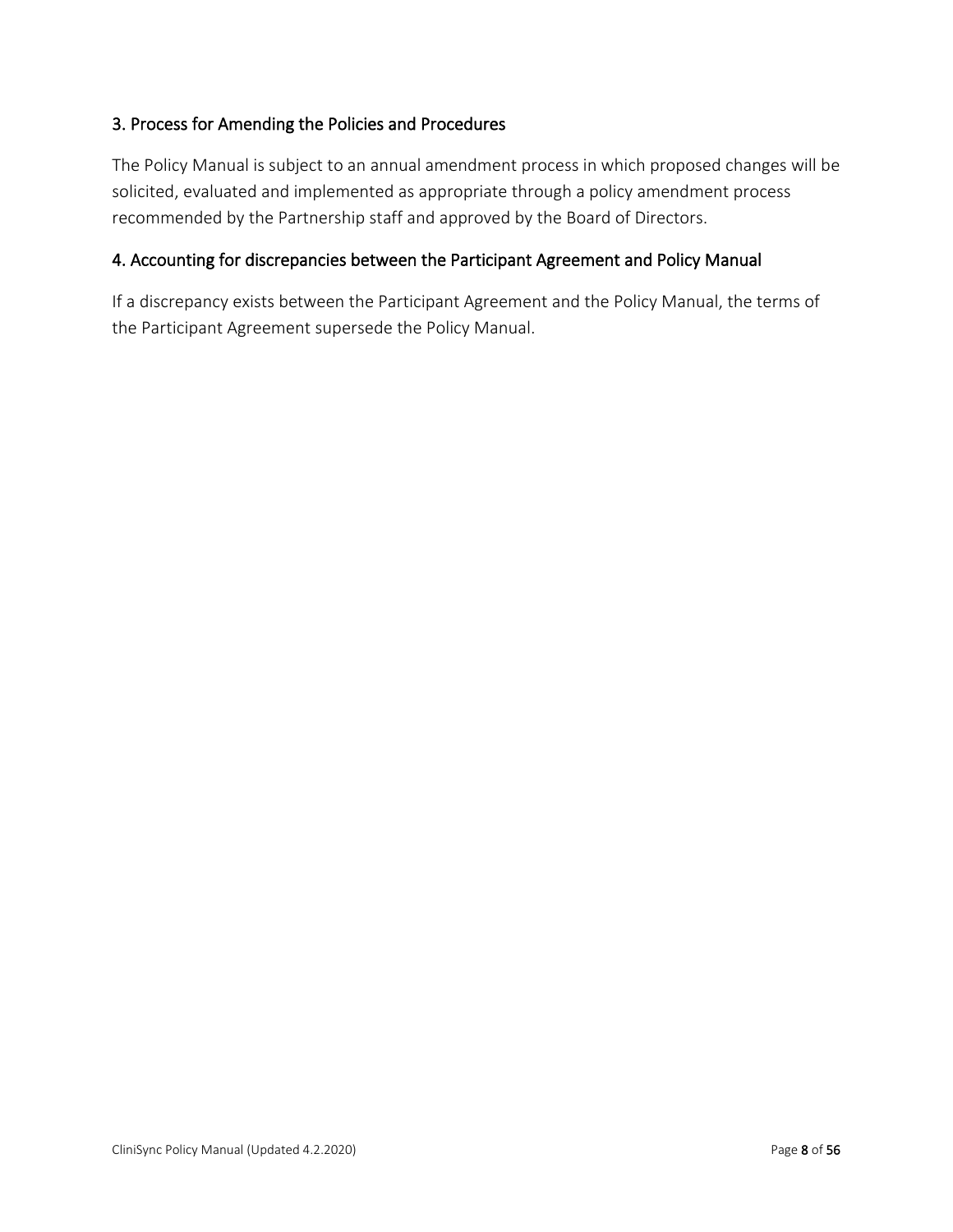## 3. Process for Amending the Policies and Procedures

The Policy Manual is subject to an annual amendment process in which proposed changes will be solicited, evaluated and implemented as appropriate through a policy amendment process recommended by the Partnership staff and approved by the Board of Directors.

## 4. Accounting for discrepancies between the Participant Agreement and Policy Manual

If a discrepancy exists between the Participant Agreement and the Policy Manual, the terms of the Participant Agreement supersede the Policy Manual.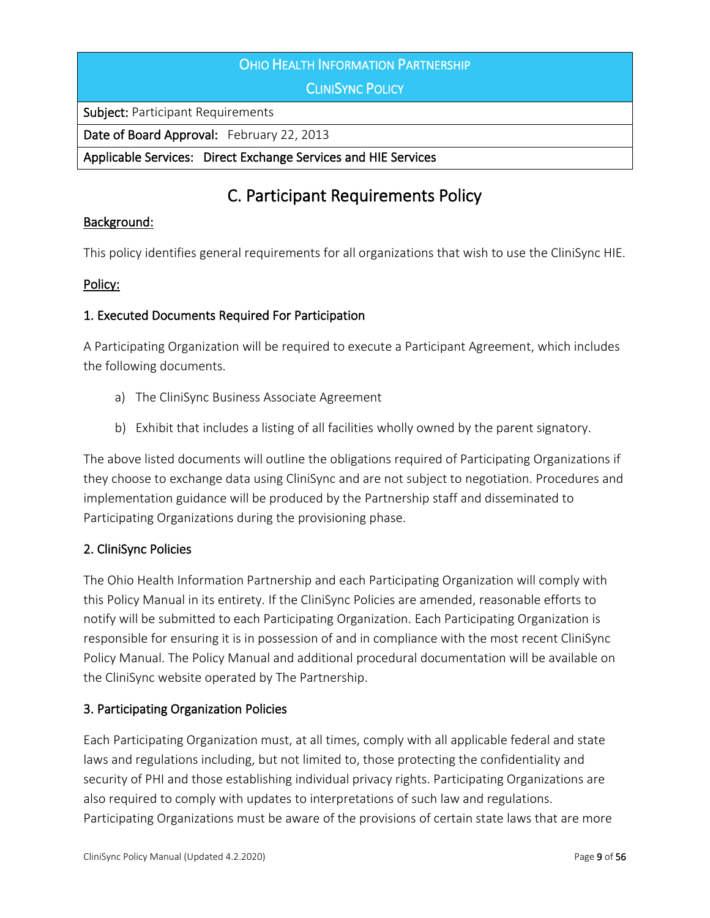| Ohio Health Information Partnership<br>CliniSync Policy |
|---|
| **Subject:** Participant Requirements |
| **Date of Board Approval:** February 22, 2013 |
| **Applicable Services:** Direct Exchange Services and HIE Services |

# C. Participant Requirements Policy

**Background:**

This policy identifies general requirements for all organizations that wish to use the CliniSync HIE.

**Policy:**

### 1. Executed Documents Required For Participation

A Participating Organization will be required to execute a Participant Agreement, which includes the following documents.

a) The CliniSync Business Associate Agreement

b) Exhibit that includes a listing of all facilities wholly owned by the parent signatory.

The above listed documents will outline the obligations required of Participating Organizations if they choose to exchange data using CliniSync and are not subject to negotiation. Procedures and implementation guidance will be produced by the Partnership staff and disseminated to Participating Organizations during the provisioning phase.

### 2. CliniSync Policies

The Ohio Health Information Partnership and each Participating Organization will comply with this Policy Manual in its entirety. If the CliniSync Policies are amended, reasonable efforts to notify will be submitted to each Participating Organization. Each Participating Organization is responsible for ensuring it is in possession of and in compliance with the most recent CliniSync Policy Manual. The Policy Manual and additional procedural documentation will be available on the CliniSync website operated by The Partnership.

### 3. Participating Organization Policies

Each Participating Organization must, at all times, comply with all applicable federal and state laws and regulations including, but not limited to, those protecting the confidentiality and security of PHI and those establishing individual privacy rights. Participating Organizations are also required to comply with updates to interpretations of such law and regulations. Participating Organizations must be aware of the provisions of certain state laws that are more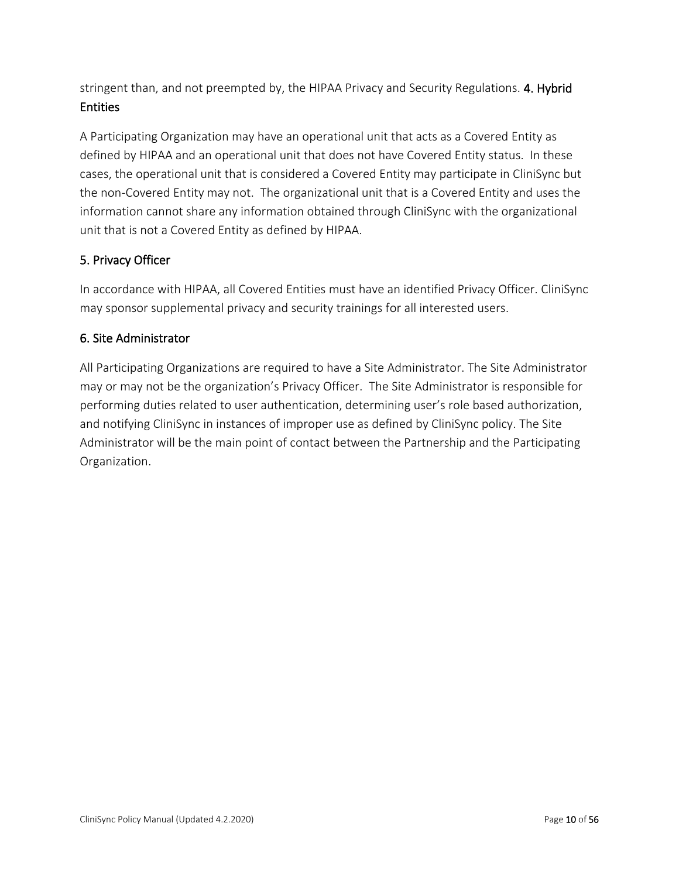stringent than, and not preempted by, the HIPAA Privacy and Security Regulations.

### 4. Hybrid Entities

A Participating Organization may have an operational unit that acts as a Covered Entity as defined by HIPAA and an operational unit that does not have Covered Entity status. In these cases, the operational unit that is considered a Covered Entity may participate in CliniSync but the non-Covered Entity may not. The organizational unit that is a Covered Entity and uses the information cannot share any information obtained through CliniSync with the organizational unit that is not a Covered Entity as defined by HIPAA.

### 5. Privacy Officer

In accordance with HIPAA, all Covered Entities must have an identified Privacy Officer. CliniSync may sponsor supplemental privacy and security trainings for all interested users.

### 6. Site Administrator

All Participating Organizations are required to have a Site Administrator. The Site Administrator may or may not be the organization's Privacy Officer. The Site Administrator is responsible for performing duties related to user authentication, determining user's role based authorization, and notifying CliniSync in instances of improper use as defined by CliniSync policy. The Site Administrator will be the main point of contact between the Partnership and the Participating Organization.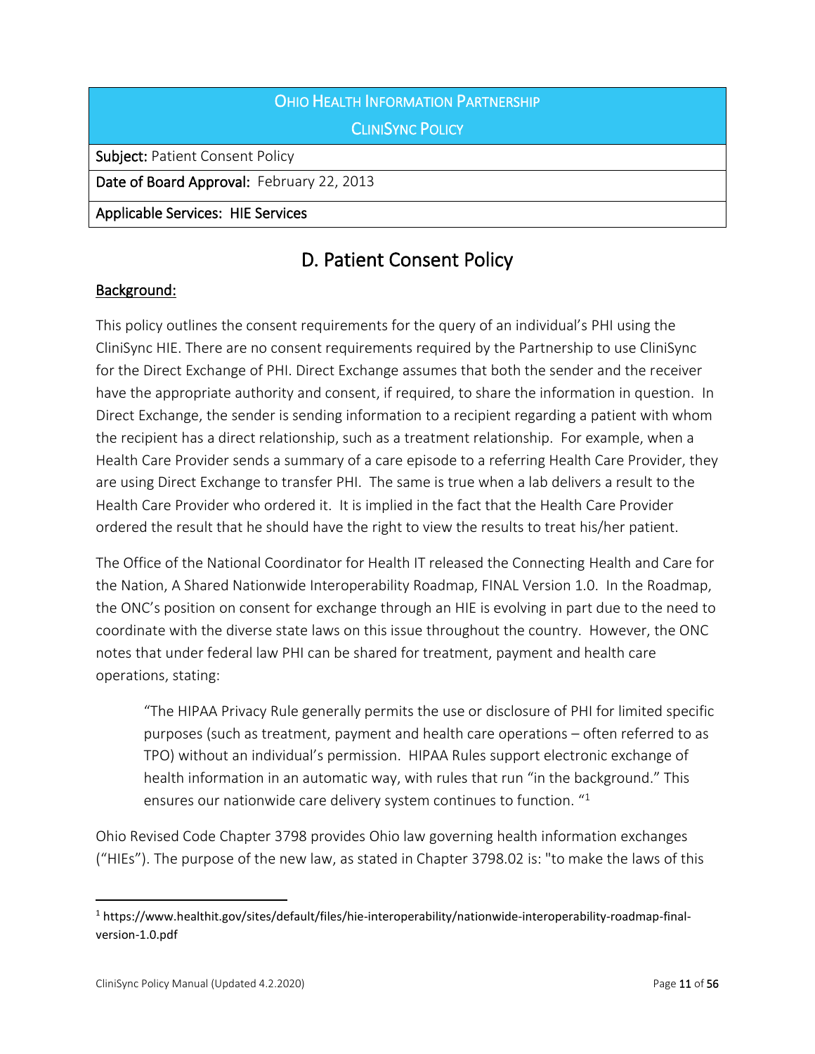| Ohio Health Information Partnership<br>CliniSync Policy |
|---|
| **Subject:** Patient Consent Policy |
| **Date of Board Approval:** February 22, 2013 |
| **Applicable Services:** HIE Services |

## D. Patient Consent Policy

**Background:**

This policy outlines the consent requirements for the query of an individual's PHI using the CliniSync HIE. There are no consent requirements required by the Partnership to use CliniSync for the Direct Exchange of PHI. Direct Exchange assumes that both the sender and the receiver have the appropriate authority and consent, if required, to share the information in question. In Direct Exchange, the sender is sending information to a recipient regarding a patient with whom the recipient has a direct relationship, such as a treatment relationship. For example, when a Health Care Provider sends a summary of a care episode to a referring Health Care Provider, they are using Direct Exchange to transfer PHI. The same is true when a lab delivers a result to the Health Care Provider who ordered it. It is implied in the fact that the Health Care Provider ordered the result that he should have the right to view the results to treat his/her patient.

The Office of the National Coordinator for Health IT released the Connecting Health and Care for the Nation, A Shared Nationwide Interoperability Roadmap, FINAL Version 1.0. In the Roadmap, the ONC's position on consent for exchange through an HIE is evolving in part due to the need to coordinate with the diverse state laws on this issue throughout the country. However, the ONC notes that under federal law PHI can be shared for treatment, payment and health care operations, stating:

> "The HIPAA Privacy Rule generally permits the use or disclosure of PHI for limited specific purposes (such as treatment, payment and health care operations – often referred to as TPO) without an individual's permission. HIPAA Rules support electronic exchange of health information in an automatic way, with rules that run "in the background." This ensures our nationwide care delivery system continues to function. "[1]

Ohio Revised Code Chapter 3798 provides Ohio law governing health information exchanges ("HIEs"). The purpose of the new law, as stated in Chapter 3798.02 is: "to make the laws of this

[1] https://www.healthit.gov/sites/default/files/hie-interoperability/nationwide-interoperability-roadmap-final-version-1.0.pdf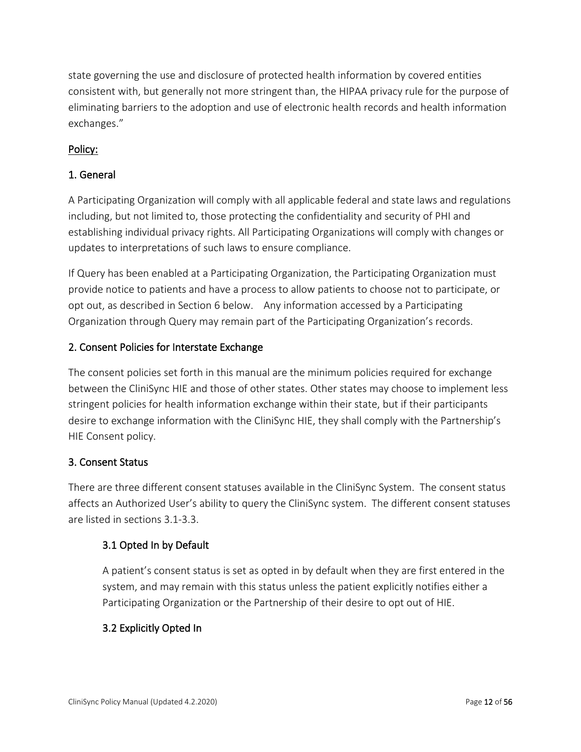state governing the use and disclosure of protected health information by covered entities consistent with, but generally not more stringent than, the HIPAA privacy rule for the purpose of eliminating barriers to the adoption and use of electronic health records and health information exchanges."

## Policy:

### 1. General

A Participating Organization will comply with all applicable federal and state laws and regulations including, but not limited to, those protecting the confidentiality and security of PHI and establishing individual privacy rights. All Participating Organizations will comply with changes or updates to interpretations of such laws to ensure compliance.

If Query has been enabled at a Participating Organization, the Participating Organization must provide notice to patients and have a process to allow patients to choose not to participate, or opt out, as described in Section 6 below. Any information accessed by a Participating Organization through Query may remain part of the Participating Organization's records.

### 2. Consent Policies for Interstate Exchange

The consent policies set forth in this manual are the minimum policies required for exchange between the CliniSync HIE and those of other states. Other states may choose to implement less stringent policies for health information exchange within their state, but if their participants desire to exchange information with the CliniSync HIE, they shall comply with the Partnership's HIE Consent policy.

### 3. Consent Status

There are three different consent statuses available in the CliniSync System. The consent status affects an Authorized User's ability to query the CliniSync system. The different consent statuses are listed in sections 3.1-3.3.

#### 3.1 Opted In by Default

A patient's consent status is set as opted in by default when they are first entered in the system, and may remain with this status unless the patient explicitly notifies either a Participating Organization or the Partnership of their desire to opt out of HIE.

#### 3.2 Explicitly Opted In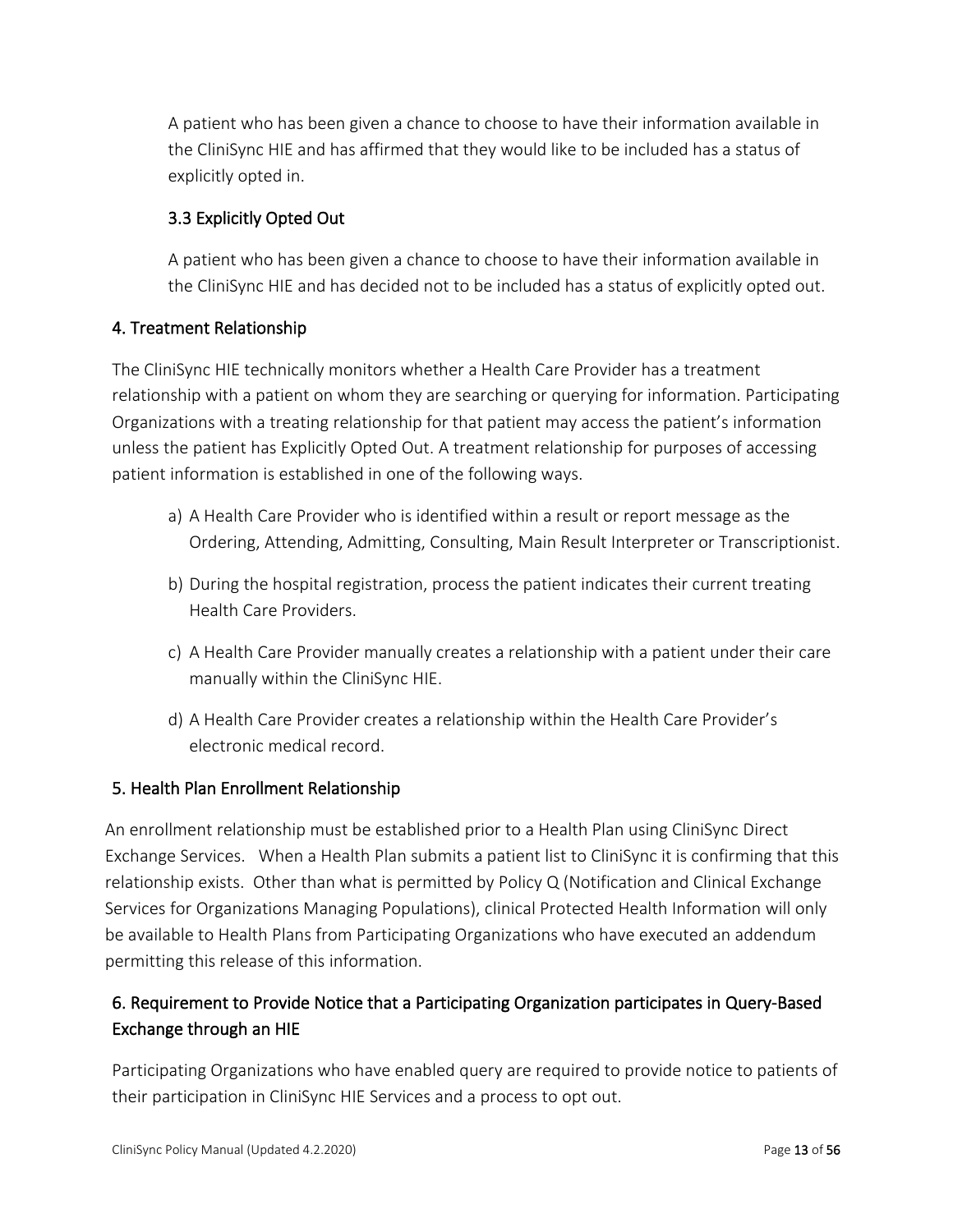A patient who has been given a chance to choose to have their information available in the CliniSync HIE and has affirmed that they would like to be included has a status of explicitly opted in.

### 3.3 Explicitly Opted Out

A patient who has been given a chance to choose to have their information available in the CliniSync HIE and has decided not to be included has a status of explicitly opted out.

## 4. Treatment Relationship

The CliniSync HIE technically monitors whether a Health Care Provider has a treatment relationship with a patient on whom they are searching or querying for information. Participating Organizations with a treating relationship for that patient may access the patient's information unless the patient has Explicitly Opted Out. A treatment relationship for purposes of accessing patient information is established in one of the following ways.

a) A Health Care Provider who is identified within a result or report message as the Ordering, Attending, Admitting, Consulting, Main Result Interpreter or Transcriptionist.

b) During the hospital registration, process the patient indicates their current treating Health Care Providers.

c) A Health Care Provider manually creates a relationship with a patient under their care manually within the CliniSync HIE.

d) A Health Care Provider creates a relationship within the Health Care Provider's electronic medical record.

## 5. Health Plan Enrollment Relationship

An enrollment relationship must be established prior to a Health Plan using CliniSync Direct Exchange Services. When a Health Plan submits a patient list to CliniSync it is confirming that this relationship exists. Other than what is permitted by Policy Q (Notification and Clinical Exchange Services for Organizations Managing Populations), clinical Protected Health Information will only be available to Health Plans from Participating Organizations who have executed an addendum permitting this release of this information.

## 6. Requirement to Provide Notice that a Participating Organization participates in Query-Based Exchange through an HIE

Participating Organizations who have enabled query are required to provide notice to patients of their participation in CliniSync HIE Services and a process to opt out.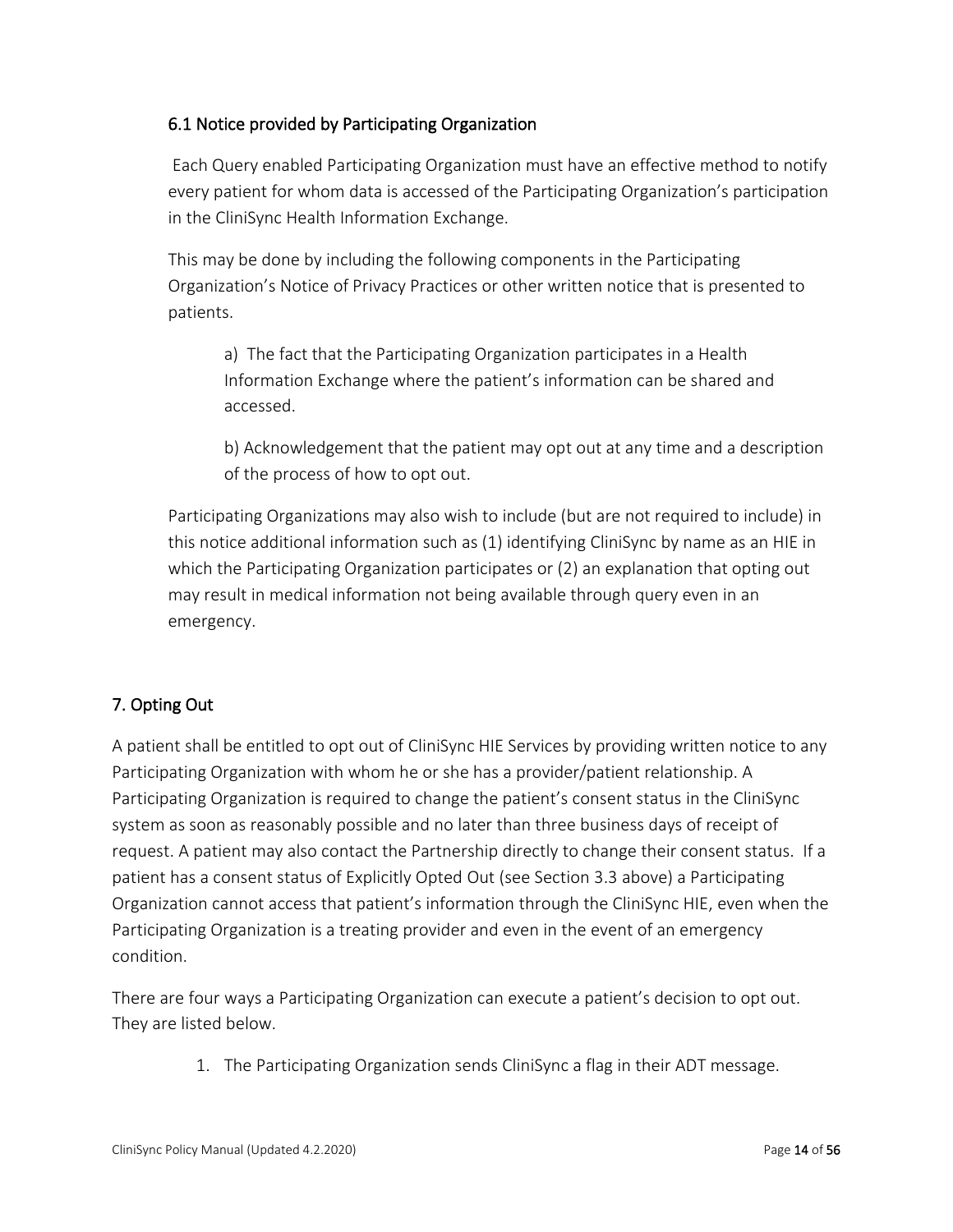### 6.1 Notice provided by Participating Organization

Each Query enabled Participating Organization must have an effective method to notify every patient for whom data is accessed of the Participating Organization's participation in the CliniSync Health Information Exchange.

This may be done by including the following components in the Participating Organization's Notice of Privacy Practices or other written notice that is presented to patients.

a) The fact that the Participating Organization participates in a Health Information Exchange where the patient's information can be shared and accessed.

b) Acknowledgement that the patient may opt out at any time and a description of the process of how to opt out.

Participating Organizations may also wish to include (but are not required to include) in this notice additional information such as (1) identifying CliniSync by name as an HIE in which the Participating Organization participates or (2) an explanation that opting out may result in medical information not being available through query even in an emergency.

## 7. Opting Out

A patient shall be entitled to opt out of CliniSync HIE Services by providing written notice to any Participating Organization with whom he or she has a provider/patient relationship. A Participating Organization is required to change the patient's consent status in the CliniSync system as soon as reasonably possible and no later than three business days of receipt of request. A patient may also contact the Partnership directly to change their consent status. If a patient has a consent status of Explicitly Opted Out (see Section 3.3 above) a Participating Organization cannot access that patient's information through the CliniSync HIE, even when the Participating Organization is a treating provider and even in the event of an emergency condition.

There are four ways a Participating Organization can execute a patient's decision to opt out. They are listed below.

1. The Participating Organization sends CliniSync a flag in their ADT message.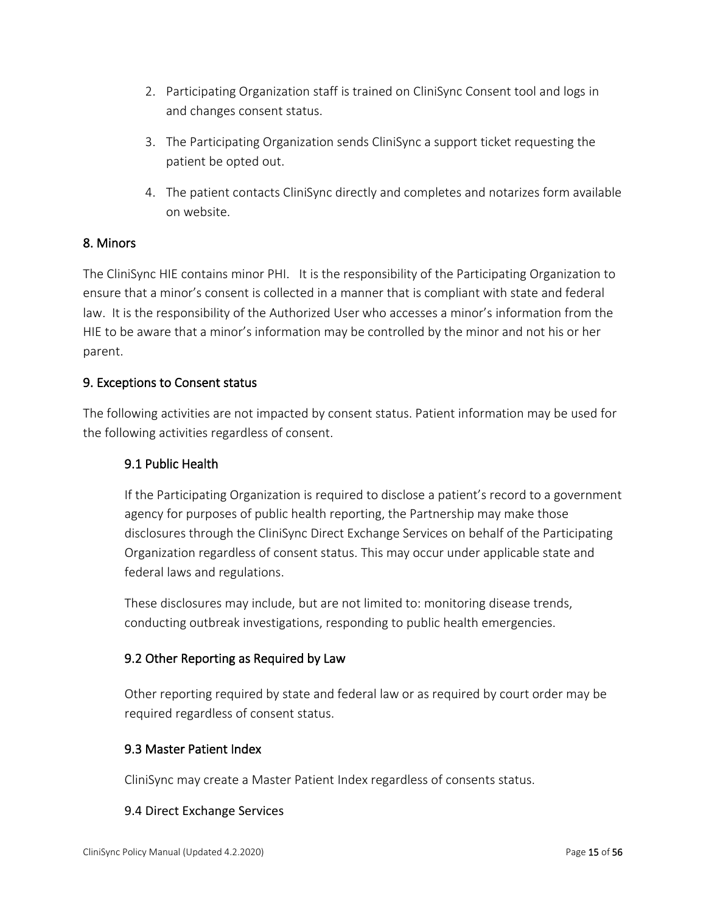2. Participating Organization staff is trained on CliniSync Consent tool and logs in and changes consent status.
3. The Participating Organization sends CliniSync a support ticket requesting the patient be opted out.
4. The patient contacts CliniSync directly and completes and notarizes form available on website.

## 8. Minors

The CliniSync HIE contains minor PHI. It is the responsibility of the Participating Organization to ensure that a minor's consent is collected in a manner that is compliant with state and federal law. It is the responsibility of the Authorized User who accesses a minor's information from the HIE to be aware that a minor's information may be controlled by the minor and not his or her parent.

## 9. Exceptions to Consent status

The following activities are not impacted by consent status. Patient information may be used for the following activities regardless of consent.

### 9.1 Public Health

If the Participating Organization is required to disclose a patient's record to a government agency for purposes of public health reporting, the Partnership may make those disclosures through the CliniSync Direct Exchange Services on behalf of the Participating Organization regardless of consent status. This may occur under applicable state and federal laws and regulations.

These disclosures may include, but are not limited to: monitoring disease trends, conducting outbreak investigations, responding to public health emergencies.

### 9.2 Other Reporting as Required by Law

Other reporting required by state and federal law or as required by court order may be required regardless of consent status.

### 9.3 Master Patient Index

CliniSync may create a Master Patient Index regardless of consents status.

### 9.4 Direct Exchange Services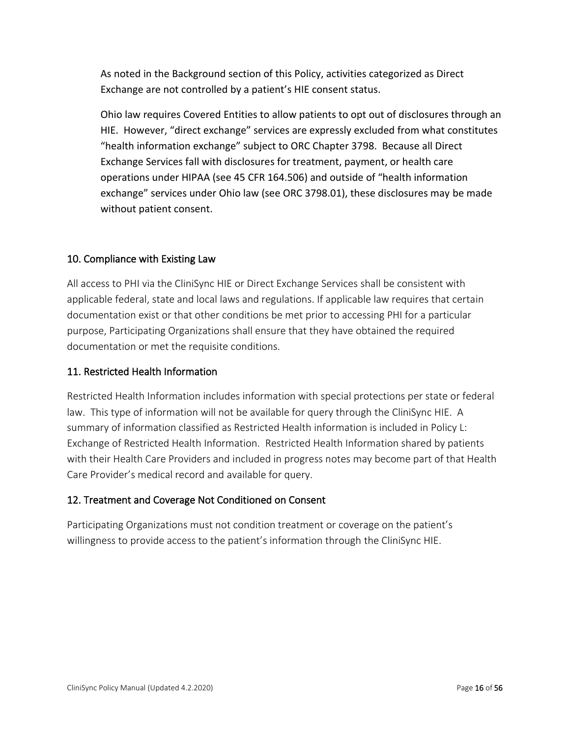As noted in the Background section of this Policy, activities categorized as Direct Exchange are not controlled by a patient's HIE consent status.

Ohio law requires Covered Entities to allow patients to opt out of disclosures through an HIE. However, "direct exchange" services are expressly excluded from what constitutes "health information exchange" subject to ORC Chapter 3798. Because all Direct Exchange Services fall with disclosures for treatment, payment, or health care operations under HIPAA (see 45 CFR 164.506) and outside of "health information exchange" services under Ohio law (see ORC 3798.01), these disclosures may be made without patient consent.

## 10. Compliance with Existing Law

All access to PHI via the CliniSync HIE or Direct Exchange Services shall be consistent with applicable federal, state and local laws and regulations. If applicable law requires that certain documentation exist or that other conditions be met prior to accessing PHI for a particular purpose, Participating Organizations shall ensure that they have obtained the required documentation or met the requisite conditions.

## 11. Restricted Health Information

Restricted Health Information includes information with special protections per state or federal law. This type of information will not be available for query through the CliniSync HIE. A summary of information classified as Restricted Health information is included in Policy L: Exchange of Restricted Health Information. Restricted Health Information shared by patients with their Health Care Providers and included in progress notes may become part of that Health Care Provider's medical record and available for query.

## 12. Treatment and Coverage Not Conditioned on Consent

Participating Organizations must not condition treatment or coverage on the patient's willingness to provide access to the patient's information through the CliniSync HIE.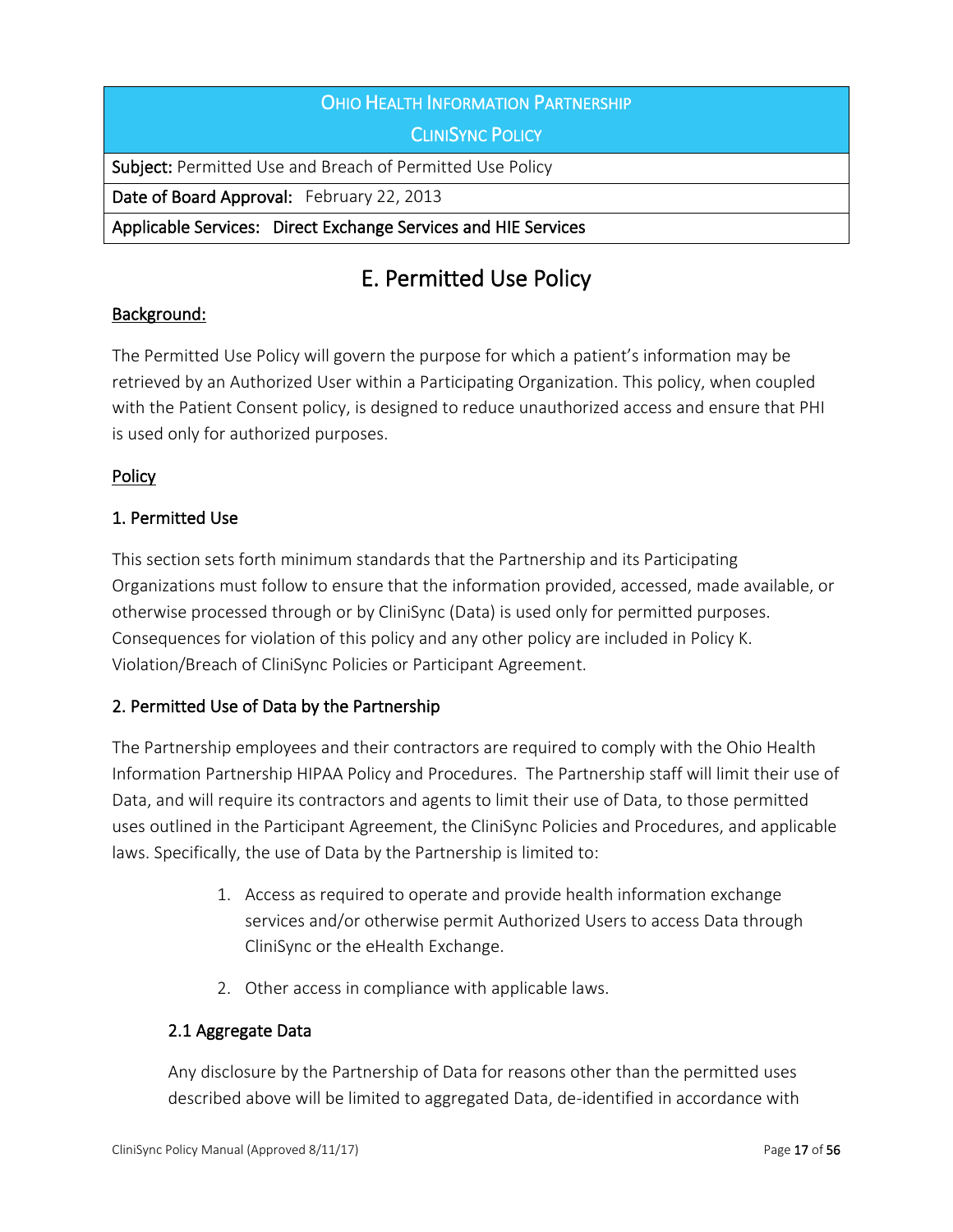| OHIO HEALTH INFORMATION PARTNERSHIP<br>CLINISYNC POLICY |
| --- |
| **Subject:** Permitted Use and Breach of Permitted Use Policy |
| **Date of Board Approval:** February 22, 2013 |
| **Applicable Services: Direct Exchange Services and HIE Services** |

# E. Permitted Use Policy

## Background:

The Permitted Use Policy will govern the purpose for which a patient's information may be retrieved by an Authorized User within a Participating Organization. This policy, when coupled with the Patient Consent policy, is designed to reduce unauthorized access and ensure that PHI is used only for authorized purposes.

## Policy

### 1. Permitted Use

This section sets forth minimum standards that the Partnership and its Participating Organizations must follow to ensure that the information provided, accessed, made available, or otherwise processed through or by CliniSync (Data) is used only for permitted purposes. Consequences for violation of this policy and any other policy are included in Policy K. Violation/Breach of CliniSync Policies or Participant Agreement.

### 2. Permitted Use of Data by the Partnership

The Partnership employees and their contractors are required to comply with the Ohio Health Information Partnership HIPAA Policy and Procedures. The Partnership staff will limit their use of Data, and will require its contractors and agents to limit their use of Data, to those permitted uses outlined in the Participant Agreement, the CliniSync Policies and Procedures, and applicable laws. Specifically, the use of Data by the Partnership is limited to:

1. Access as required to operate and provide health information exchange services and/or otherwise permit Authorized Users to access Data through CliniSync or the eHealth Exchange.
2. Other access in compliance with applicable laws.

#### 2.1 Aggregate Data

Any disclosure by the Partnership of Data for reasons other than the permitted uses described above will be limited to aggregated Data, de-identified in accordance with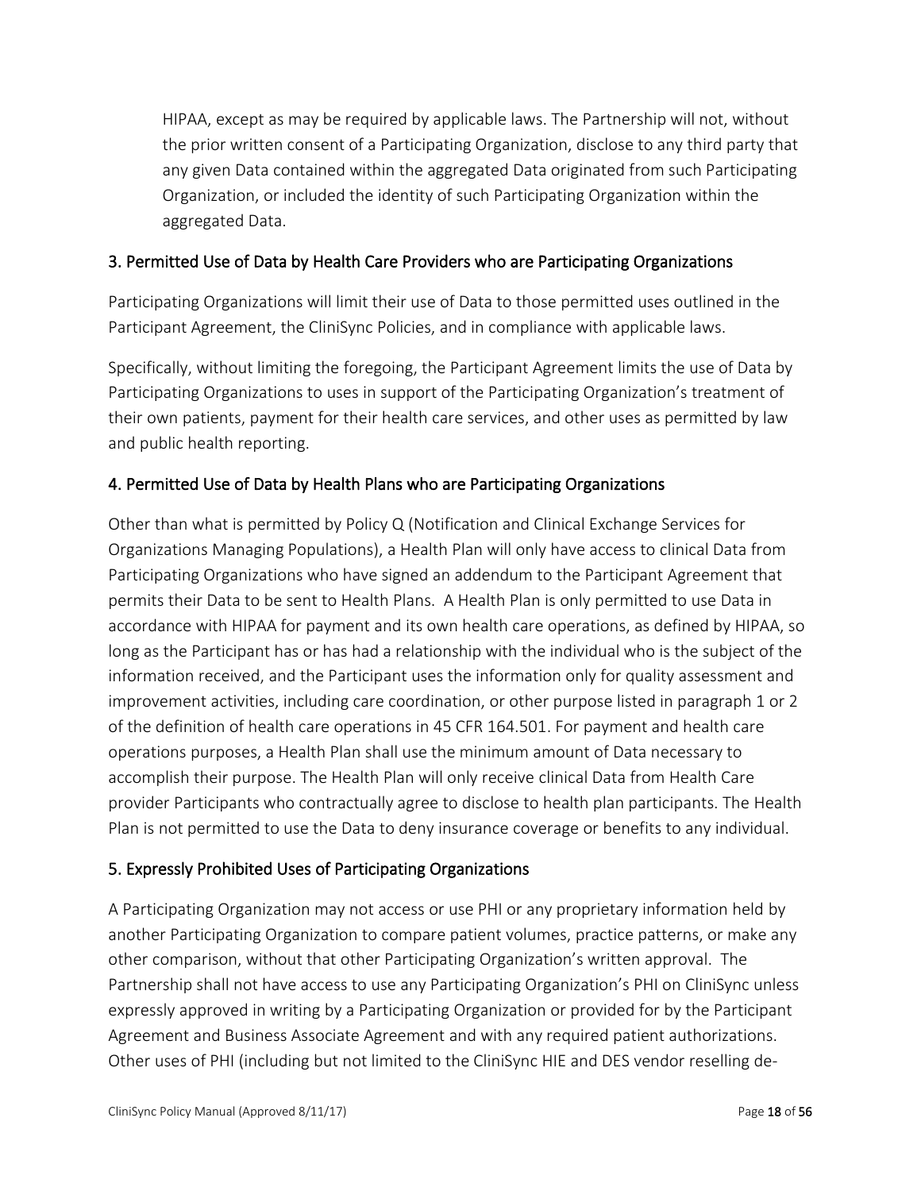HIPAA, except as may be required by applicable laws. The Partnership will not, without the prior written consent of a Participating Organization, disclose to any third party that any given Data contained within the aggregated Data originated from such Participating Organization, or included the identity of such Participating Organization within the aggregated Data.

### 3. Permitted Use of Data by Health Care Providers who are Participating Organizations

Participating Organizations will limit their use of Data to those permitted uses outlined in the Participant Agreement, the CliniSync Policies, and in compliance with applicable laws.

Specifically, without limiting the foregoing, the Participant Agreement limits the use of Data by Participating Organizations to uses in support of the Participating Organization's treatment of their own patients, payment for their health care services, and other uses as permitted by law and public health reporting.

### 4. Permitted Use of Data by Health Plans who are Participating Organizations

Other than what is permitted by Policy Q (Notification and Clinical Exchange Services for Organizations Managing Populations), a Health Plan will only have access to clinical Data from Participating Organizations who have signed an addendum to the Participant Agreement that permits their Data to be sent to Health Plans. A Health Plan is only permitted to use Data in accordance with HIPAA for payment and its own health care operations, as defined by HIPAA, so long as the Participant has or has had a relationship with the individual who is the subject of the information received, and the Participant uses the information only for quality assessment and improvement activities, including care coordination, or other purpose listed in paragraph 1 or 2 of the definition of health care operations in 45 CFR 164.501. For payment and health care operations purposes, a Health Plan shall use the minimum amount of Data necessary to accomplish their purpose. The Health Plan will only receive clinical Data from Health Care provider Participants who contractually agree to disclose to health plan participants. The Health Plan is not permitted to use the Data to deny insurance coverage or benefits to any individual.

### 5. Expressly Prohibited Uses of Participating Organizations

A Participating Organization may not access or use PHI or any proprietary information held by another Participating Organization to compare patient volumes, practice patterns, or make any other comparison, without that other Participating Organization's written approval. The Partnership shall not have access to use any Participating Organization's PHI on CliniSync unless expressly approved in writing by a Participating Organization or provided for by the Participant Agreement and Business Associate Agreement and with any required patient authorizations. Other uses of PHI (including but not limited to the CliniSync HIE and DES vendor reselling de-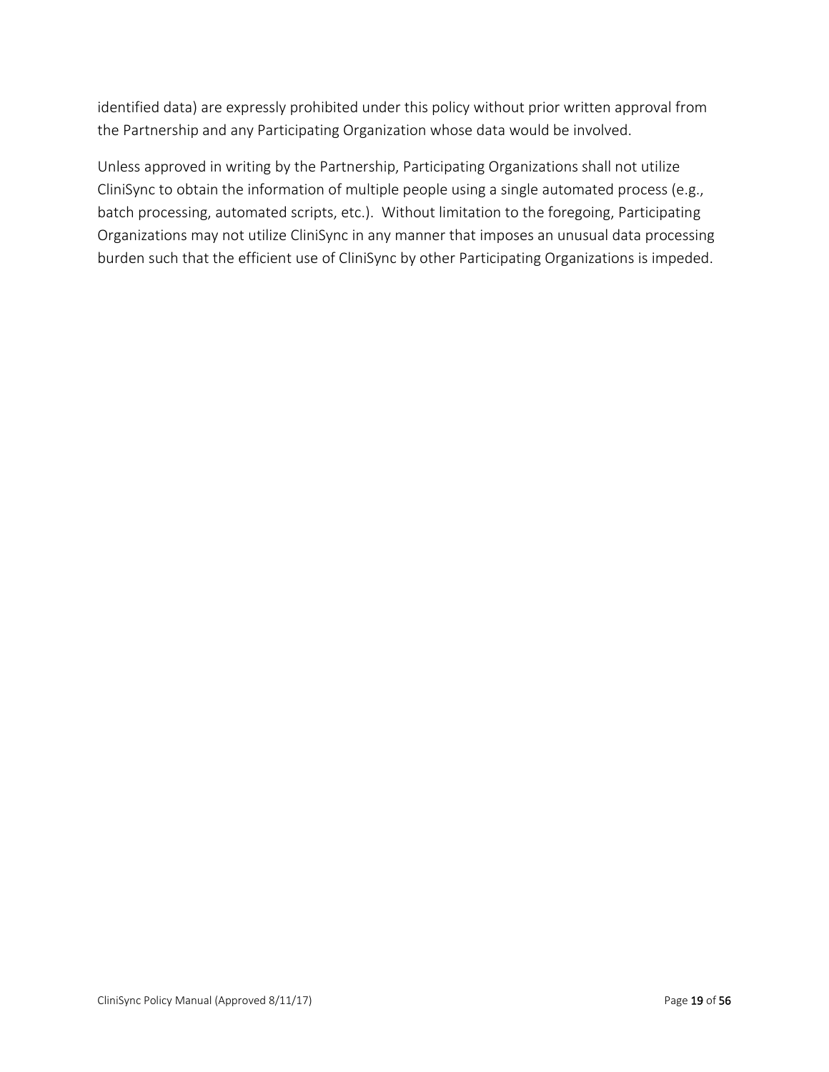identified data) are expressly prohibited under this policy without prior written approval from the Partnership and any Participating Organization whose data would be involved.

Unless approved in writing by the Partnership, Participating Organizations shall not utilize CliniSync to obtain the information of multiple people using a single automated process (e.g., batch processing, automated scripts, etc.). Without limitation to the foregoing, Participating Organizations may not utilize CliniSync in any manner that imposes an unusual data processing burden such that the efficient use of CliniSync by other Participating Organizations is impeded.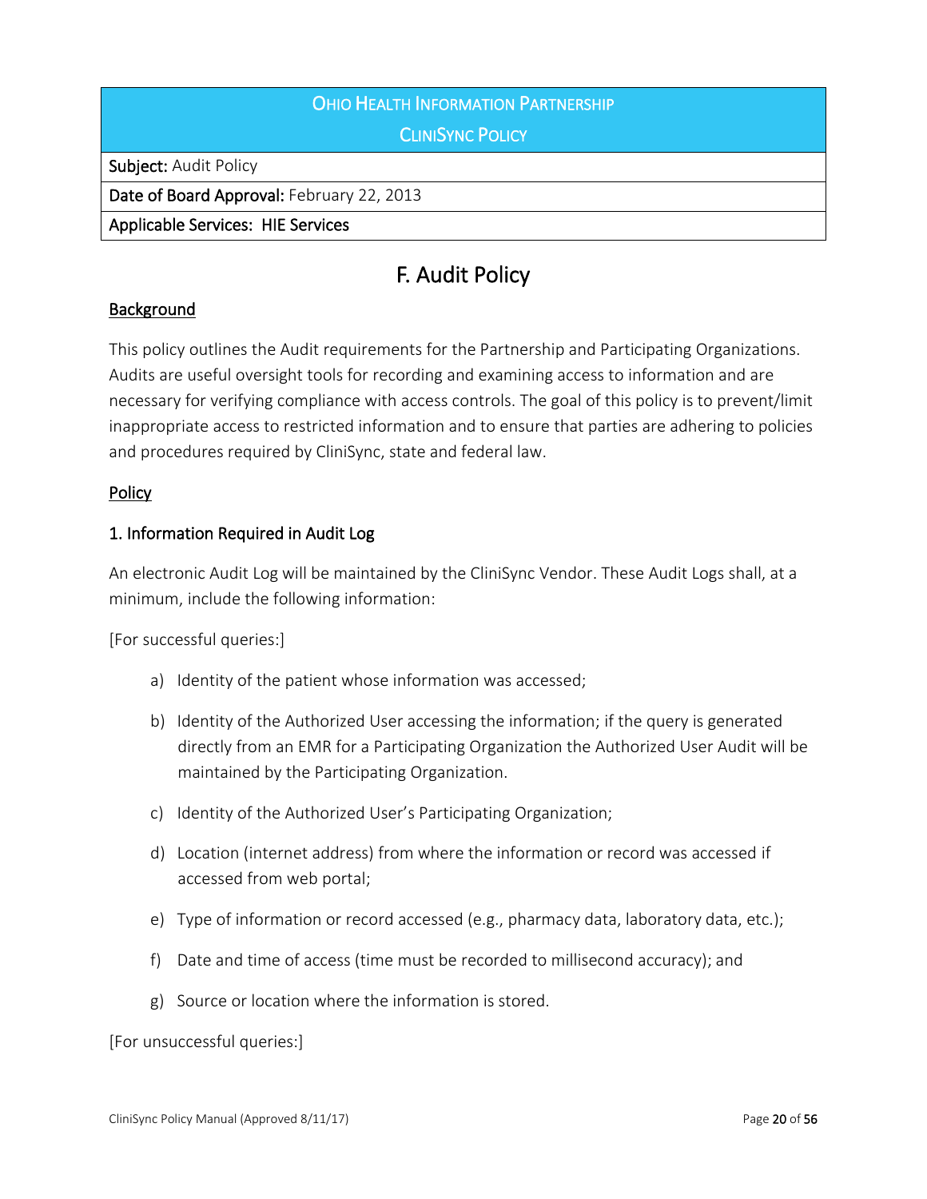| OHIO HEALTH INFORMATION PARTNERSHIP<br>CLINISYNC POLICY |
|---|
| **Subject:** Audit Policy |
| **Date of Board Approval:** February 22, 2013 |
| **Applicable Services: HIE Services** |

# F. Audit Policy

## Background

This policy outlines the Audit requirements for the Partnership and Participating Organizations. Audits are useful oversight tools for recording and examining access to information and are necessary for verifying compliance with access controls. The goal of this policy is to prevent/limit inappropriate access to restricted information and to ensure that parties are adhering to policies and procedures required by CliniSync, state and federal law.

## Policy

### 1. Information Required in Audit Log

An electronic Audit Log will be maintained by the CliniSync Vendor. These Audit Logs shall, at a minimum, include the following information:

[For successful queries:]

a) Identity of the patient whose information was accessed;

b) Identity of the Authorized User accessing the information; if the query is generated directly from an EMR for a Participating Organization the Authorized User Audit will be maintained by the Participating Organization.

c) Identity of the Authorized User's Participating Organization;

d) Location (internet address) from where the information or record was accessed if accessed from web portal;

e) Type of information or record accessed (e.g., pharmacy data, laboratory data, etc.);

f) Date and time of access (time must be recorded to millisecond accuracy); and

g) Source or location where the information is stored.

[For unsuccessful queries:]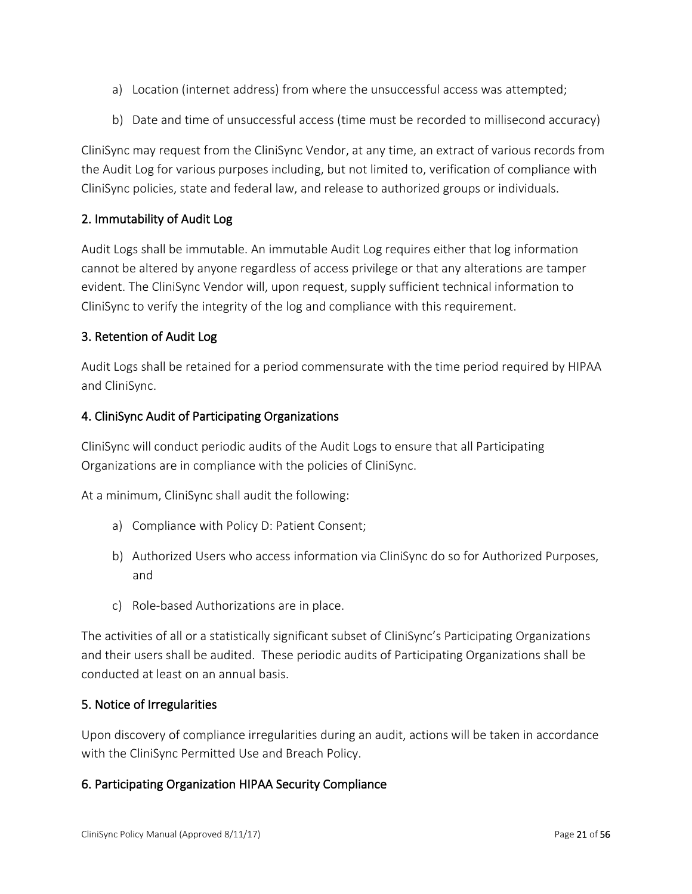a) Location (internet address) from where the unsuccessful access was attempted;

b) Date and time of unsuccessful access (time must be recorded to millisecond accuracy)

CliniSync may request from the CliniSync Vendor, at any time, an extract of various records from the Audit Log for various purposes including, but not limited to, verification of compliance with CliniSync policies, state and federal law, and release to authorized groups or individuals.

### 2. Immutability of Audit Log

Audit Logs shall be immutable. An immutable Audit Log requires either that log information cannot be altered by anyone regardless of access privilege or that any alterations are tamper evident. The CliniSync Vendor will, upon request, supply sufficient technical information to CliniSync to verify the integrity of the log and compliance with this requirement.

### 3. Retention of Audit Log

Audit Logs shall be retained for a period commensurate with the time period required by HIPAA and CliniSync.

### 4. CliniSync Audit of Participating Organizations

CliniSync will conduct periodic audits of the Audit Logs to ensure that all Participating Organizations are in compliance with the policies of CliniSync.

At a minimum, CliniSync shall audit the following:

a) Compliance with Policy D: Patient Consent;

b) Authorized Users who access information via CliniSync do so for Authorized Purposes, and

c) Role-based Authorizations are in place.

The activities of all or a statistically significant subset of CliniSync's Participating Organizations and their users shall be audited. These periodic audits of Participating Organizations shall be conducted at least on an annual basis.

### 5. Notice of Irregularities

Upon discovery of compliance irregularities during an audit, actions will be taken in accordance with the CliniSync Permitted Use and Breach Policy.

### 6. Participating Organization HIPAA Security Compliance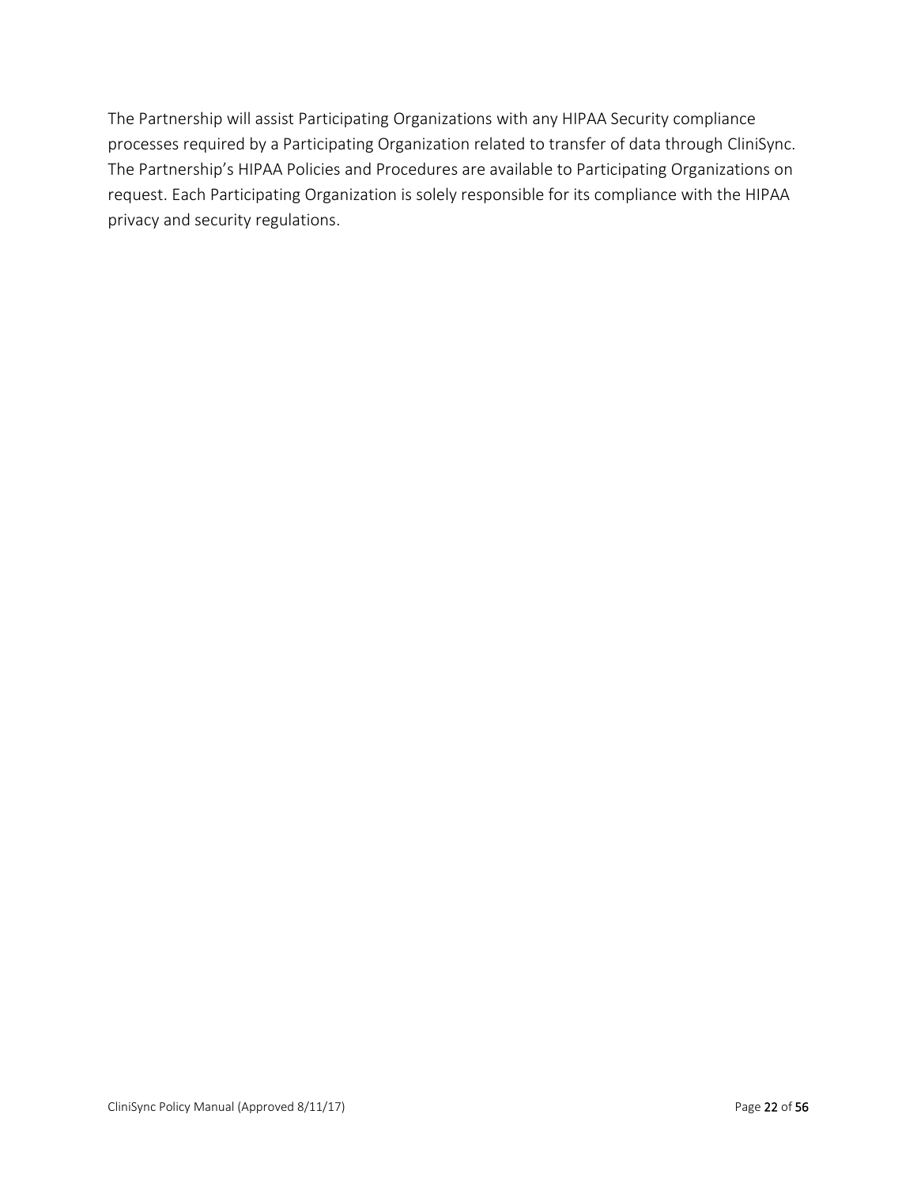The Partnership will assist Participating Organizations with any HIPAA Security compliance processes required by a Participating Organization related to transfer of data through CliniSync. The Partnership's HIPAA Policies and Procedures are available to Participating Organizations on request. Each Participating Organization is solely responsible for its compliance with the HIPAA privacy and security regulations.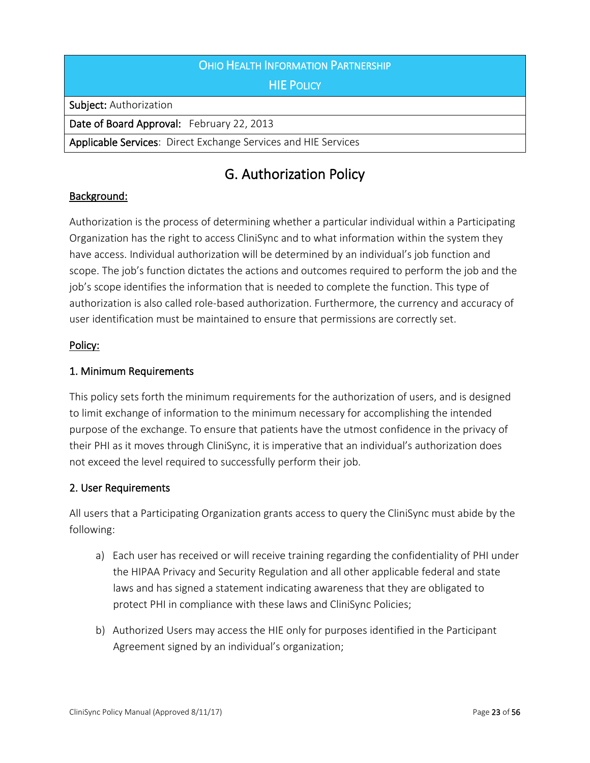| Ohio Health Information Partnership<br>HIE Policy |
|---|
| **Subject:** Authorization |
| **Date of Board Approval:** February 22, 2013 |
| **Applicable Services**: Direct Exchange Services and HIE Services |

# G. Authorization Policy

**Background:**

Authorization is the process of determining whether a particular individual within a Participating Organization has the right to access CliniSync and to what information within the system they have access. Individual authorization will be determined by an individual's job function and scope. The job's function dictates the actions and outcomes required to perform the job and the job's scope identifies the information that is needed to complete the function. This type of authorization is also called role-based authorization. Furthermore, the currency and accuracy of user identification must be maintained to ensure that permissions are correctly set.

**Policy:**

### 1. Minimum Requirements

This policy sets forth the minimum requirements for the authorization of users, and is designed to limit exchange of information to the minimum necessary for accomplishing the intended purpose of the exchange. To ensure that patients have the utmost confidence in the privacy of their PHI as it moves through CliniSync, it is imperative that an individual's authorization does not exceed the level required to successfully perform their job.

### 2. User Requirements

All users that a Participating Organization grants access to query the CliniSync must abide by the following:

a) Each user has received or will receive training regarding the confidentiality of PHI under the HIPAA Privacy and Security Regulation and all other applicable federal and state laws and has signed a statement indicating awareness that they are obligated to protect PHI in compliance with these laws and CliniSync Policies;

b) Authorized Users may access the HIE only for purposes identified in the Participant Agreement signed by an individual's organization;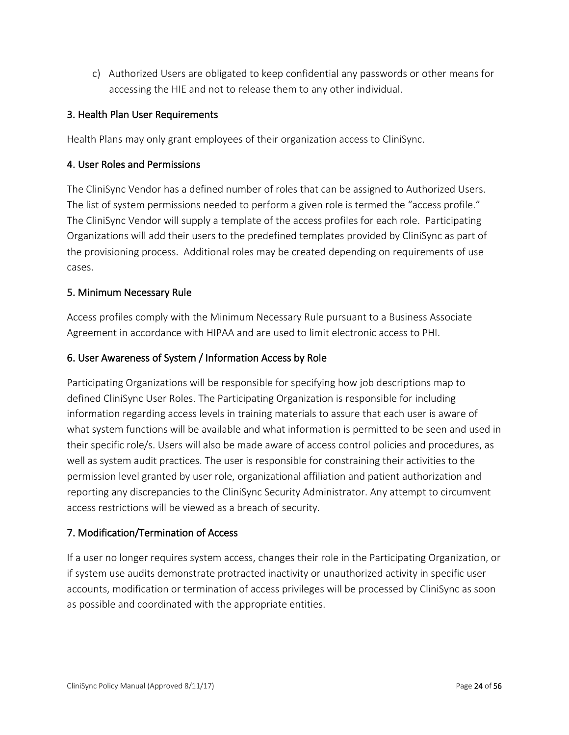c) Authorized Users are obligated to keep confidential any passwords or other means for accessing the HIE and not to release them to any other individual.

### 3. Health Plan User Requirements

Health Plans may only grant employees of their organization access to CliniSync.

### 4. User Roles and Permissions

The CliniSync Vendor has a defined number of roles that can be assigned to Authorized Users. The list of system permissions needed to perform a given role is termed the "access profile." The CliniSync Vendor will supply a template of the access profiles for each role. Participating Organizations will add their users to the predefined templates provided by CliniSync as part of the provisioning process. Additional roles may be created depending on requirements of use cases.

### 5. Minimum Necessary Rule

Access profiles comply with the Minimum Necessary Rule pursuant to a Business Associate Agreement in accordance with HIPAA and are used to limit electronic access to PHI.

### 6. User Awareness of System / Information Access by Role

Participating Organizations will be responsible for specifying how job descriptions map to defined CliniSync User Roles. The Participating Organization is responsible for including information regarding access levels in training materials to assure that each user is aware of what system functions will be available and what information is permitted to be seen and used in their specific role/s. Users will also be made aware of access control policies and procedures, as well as system audit practices. The user is responsible for constraining their activities to the permission level granted by user role, organizational affiliation and patient authorization and reporting any discrepancies to the CliniSync Security Administrator. Any attempt to circumvent access restrictions will be viewed as a breach of security.

### 7. Modification/Termination of Access

If a user no longer requires system access, changes their role in the Participating Organization, or if system use audits demonstrate protracted inactivity or unauthorized activity in specific user accounts, modification or termination of access privileges will be processed by CliniSync as soon as possible and coordinated with the appropriate entities.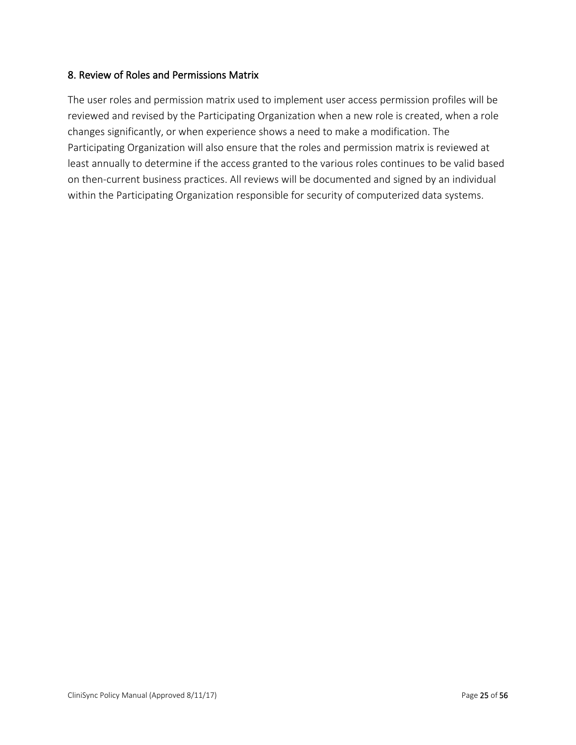## 8. Review of Roles and Permissions Matrix

The user roles and permission matrix used to implement user access permission profiles will be reviewed and revised by the Participating Organization when a new role is created, when a role changes significantly, or when experience shows a need to make a modification. The Participating Organization will also ensure that the roles and permission matrix is reviewed at least annually to determine if the access granted to the various roles continues to be valid based on then-current business practices. All reviews will be documented and signed by an individual within the Participating Organization responsible for security of computerized data systems.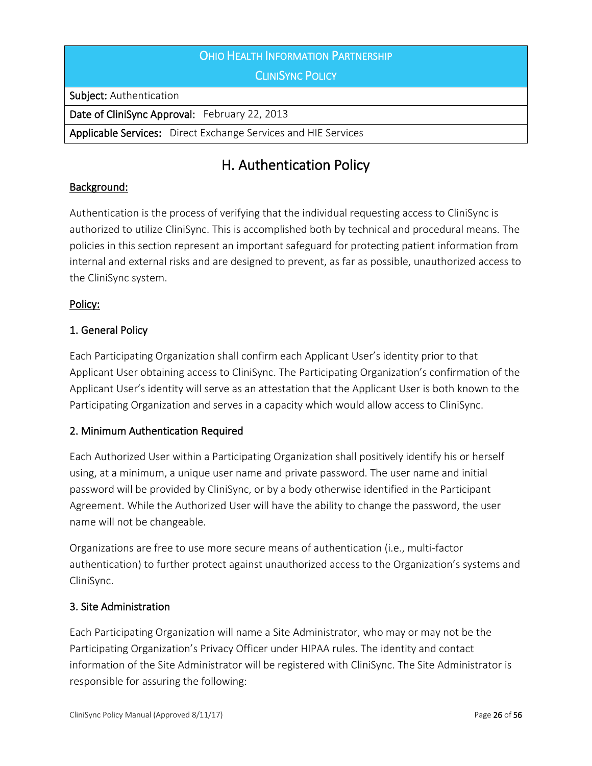| OHIO HEALTH INFORMATION PARTNERSHIP<br>CLINISYNC POLICY |
| --- |
| **Subject:** Authentication |
| **Date of CliniSync Approval:** February 22, 2013 |
| **Applicable Services:** Direct Exchange Services and HIE Services |

# H. Authentication Policy

## Background:

Authentication is the process of verifying that the individual requesting access to CliniSync is authorized to utilize CliniSync. This is accomplished both by technical and procedural means. The policies in this section represent an important safeguard for protecting patient information from internal and external risks and are designed to prevent, as far as possible, unauthorized access to the CliniSync system.

## Policy:

### 1. General Policy

Each Participating Organization shall confirm each Applicant User's identity prior to that Applicant User obtaining access to CliniSync. The Participating Organization's confirmation of the Applicant User's identity will serve as an attestation that the Applicant User is both known to the Participating Organization and serves in a capacity which would allow access to CliniSync.

### 2. Minimum Authentication Required

Each Authorized User within a Participating Organization shall positively identify his or herself using, at a minimum, a unique user name and private password. The user name and initial password will be provided by CliniSync, or by a body otherwise identified in the Participant Agreement. While the Authorized User will have the ability to change the password, the user name will not be changeable.

Organizations are free to use more secure means of authentication (i.e., multi-factor authentication) to further protect against unauthorized access to the Organization's systems and CliniSync.

### 3. Site Administration

Each Participating Organization will name a Site Administrator, who may or may not be the Participating Organization's Privacy Officer under HIPAA rules. The identity and contact information of the Site Administrator will be registered with CliniSync. The Site Administrator is responsible for assuring the following: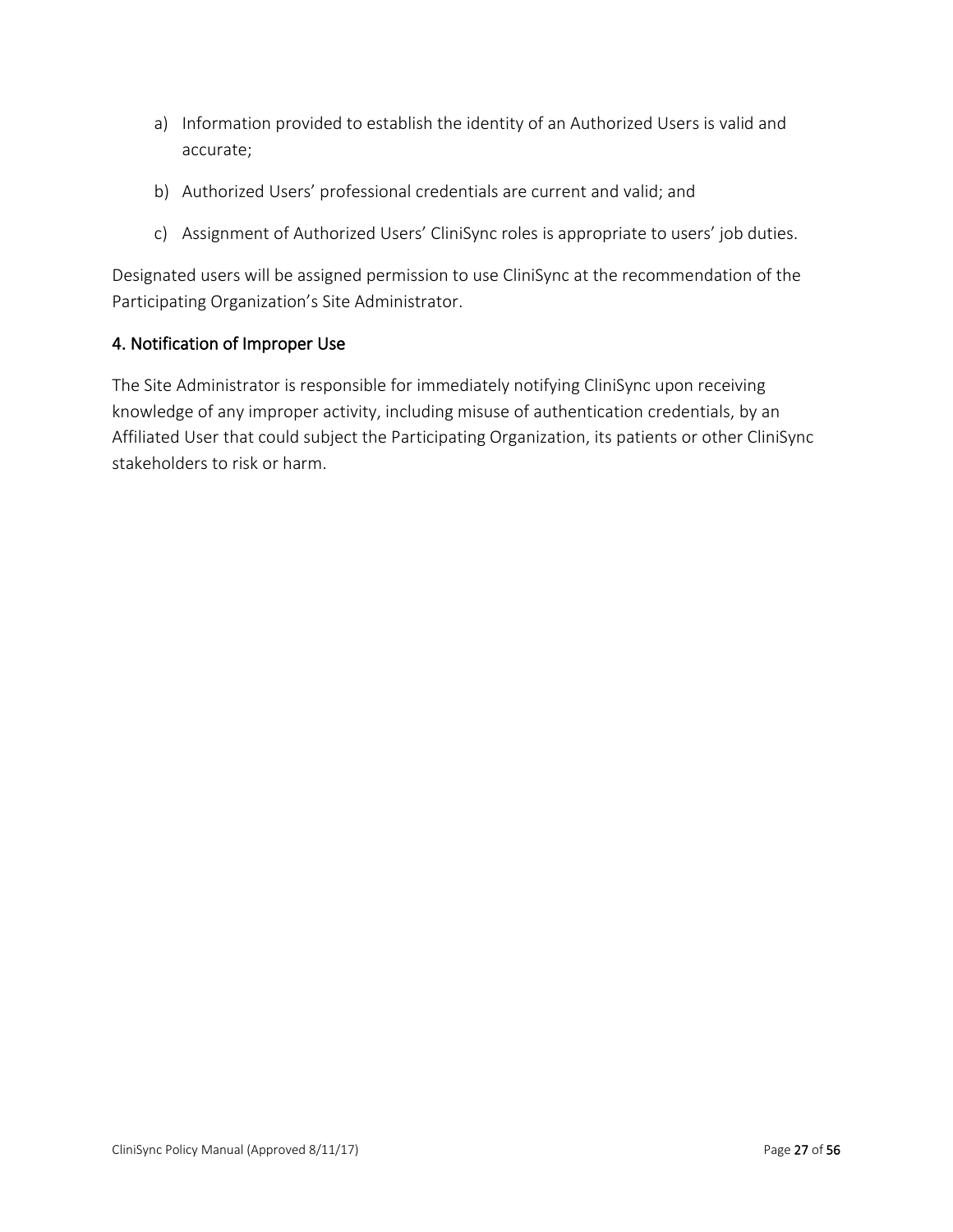a) Information provided to establish the identity of an Authorized Users is valid and accurate;

b) Authorized Users' professional credentials are current and valid; and

c) Assignment of Authorized Users' CliniSync roles is appropriate to users' job duties.

Designated users will be assigned permission to use CliniSync at the recommendation of the Participating Organization's Site Administrator.

## 4. Notification of Improper Use

The Site Administrator is responsible for immediately notifying CliniSync upon receiving knowledge of any improper activity, including misuse of authentication credentials, by an Affiliated User that could subject the Participating Organization, its patients or other CliniSync stakeholders to risk or harm.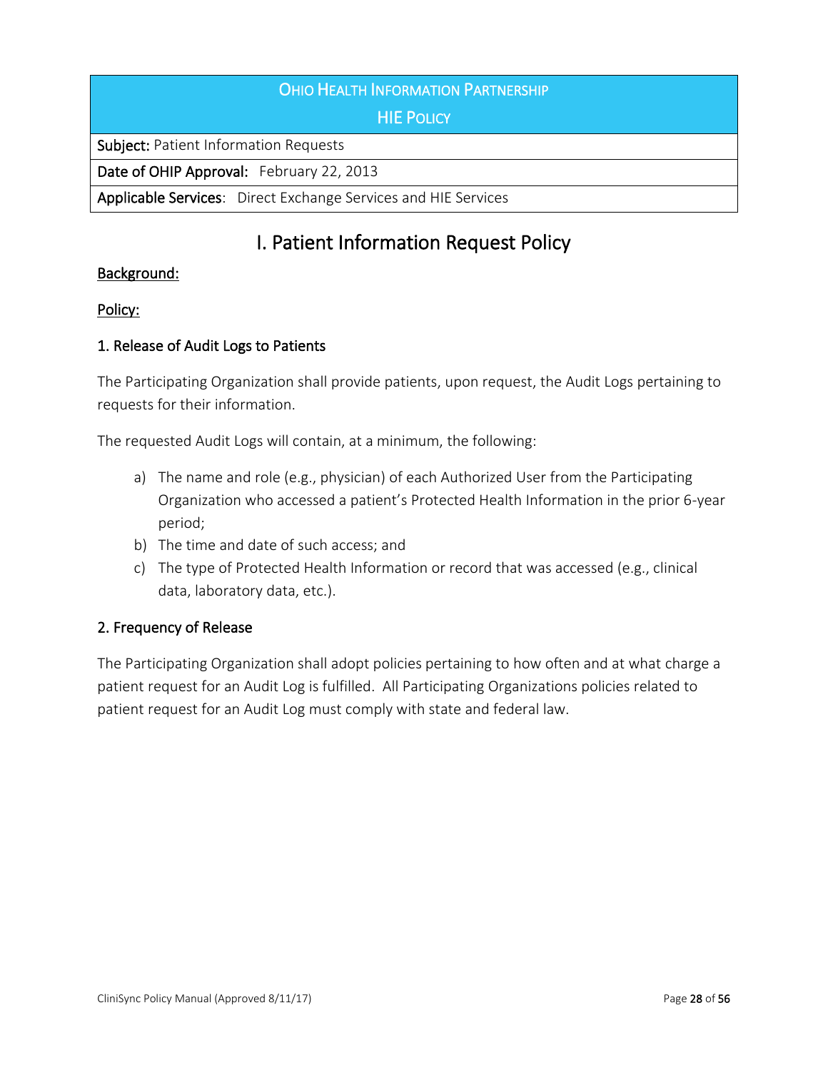| OHIO HEALTH INFORMATION PARTNERSHIP HIE POLICY |
| --- |
| **Subject:** Patient Information Requests |
| **Date of OHIP Approval:** February 22, 2013 |
| **Applicable Services**: Direct Exchange Services and HIE Services |

# I. Patient Information Request Policy

**Background:**

**Policy:**

### 1. Release of Audit Logs to Patients

The Participating Organization shall provide patients, upon request, the Audit Logs pertaining to requests for their information.

The requested Audit Logs will contain, at a minimum, the following:

a) The name and role (e.g., physician) of each Authorized User from the Participating Organization who accessed a patient's Protected Health Information in the prior 6-year period;
b) The time and date of such access; and
c) The type of Protected Health Information or record that was accessed (e.g., clinical data, laboratory data, etc.).

### 2. Frequency of Release

The Participating Organization shall adopt policies pertaining to how often and at what charge a patient request for an Audit Log is fulfilled. All Participating Organizations policies related to patient request for an Audit Log must comply with state and federal law.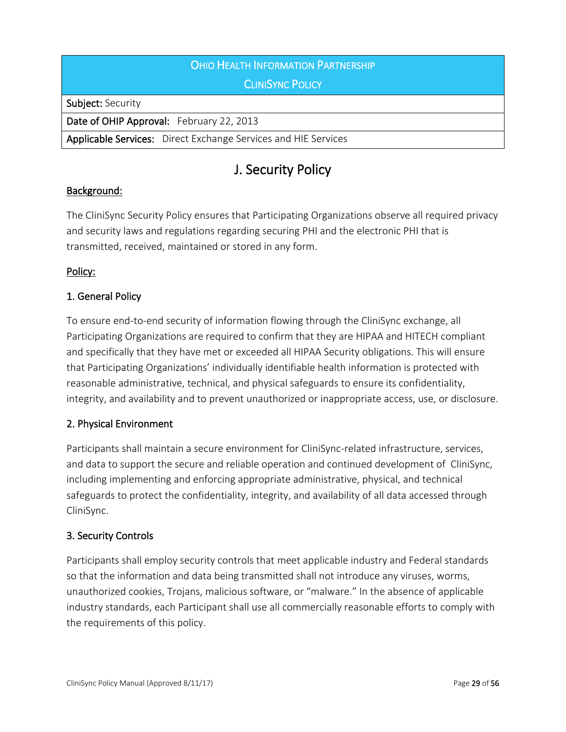| Ohio Health Information Partnership<br>CliniSync Policy |
|---|
| **Subject:** Security |
| **Date of OHIP Approval:** February 22, 2013 |
| **Applicable Services:** Direct Exchange Services and HIE Services |

# J. Security Policy

**Background:**

The CliniSync Security Policy ensures that Participating Organizations observe all required privacy and security laws and regulations regarding securing PHI and the electronic PHI that is transmitted, received, maintained or stored in any form.

**Policy:**

### 1. General Policy

To ensure end-to-end security of information flowing through the CliniSync exchange, all Participating Organizations are required to confirm that they are HIPAA and HITECH compliant and specifically that they have met or exceeded all HIPAA Security obligations. This will ensure that Participating Organizations' individually identifiable health information is protected with reasonable administrative, technical, and physical safeguards to ensure its confidentiality, integrity, and availability and to prevent unauthorized or inappropriate access, use, or disclosure.

### 2. Physical Environment

Participants shall maintain a secure environment for CliniSync-related infrastructure, services, and data to support the secure and reliable operation and continued development of CliniSync, including implementing and enforcing appropriate administrative, physical, and technical safeguards to protect the confidentiality, integrity, and availability of all data accessed through CliniSync.

### 3. Security Controls

Participants shall employ security controls that meet applicable industry and Federal standards so that the information and data being transmitted shall not introduce any viruses, worms, unauthorized cookies, Trojans, malicious software, or "malware." In the absence of applicable industry standards, each Participant shall use all commercially reasonable efforts to comply with the requirements of this policy.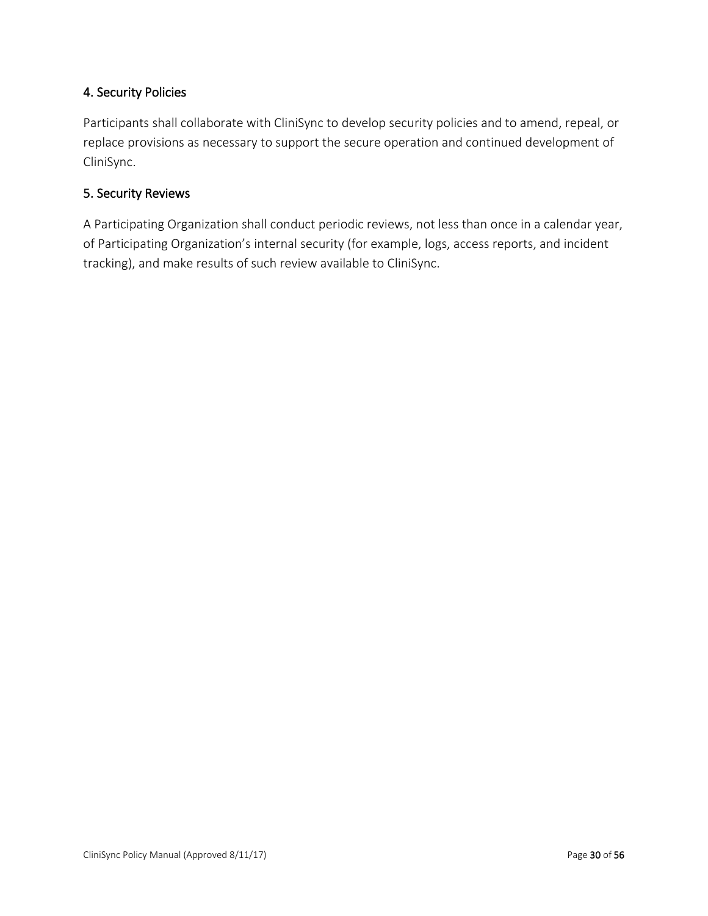## 4. Security Policies

Participants shall collaborate with CliniSync to develop security policies and to amend, repeal, or replace provisions as necessary to support the secure operation and continued development of CliniSync.

## 5. Security Reviews

A Participating Organization shall conduct periodic reviews, not less than once in a calendar year, of Participating Organization's internal security (for example, logs, access reports, and incident tracking), and make results of such review available to CliniSync.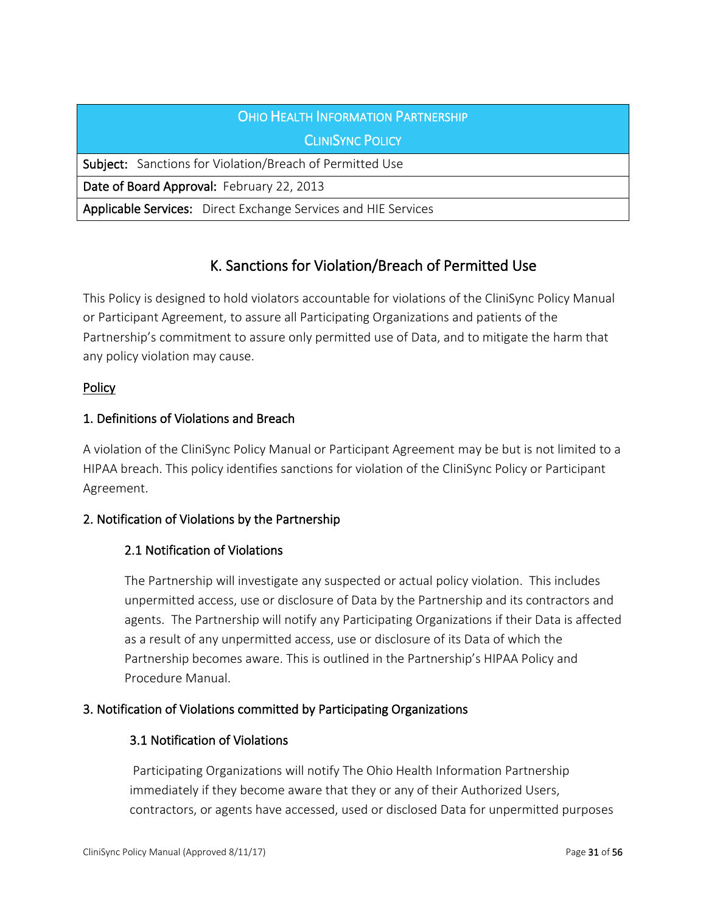| OHIO HEALTH INFORMATION PARTNERSHIP CLINISYNC POLICY |
|---|
| **Subject:** Sanctions for Violation/Breach of Permitted Use |
| **Date of Board Approval:** February 22, 2013 |
| **Applicable Services:** Direct Exchange Services and HIE Services |

## K. Sanctions for Violation/Breach of Permitted Use

This Policy is designed to hold violators accountable for violations of the CliniSync Policy Manual or Participant Agreement, to assure all Participating Organizations and patients of the Partnership's commitment to assure only permitted use of Data, and to mitigate the harm that any policy violation may cause.

<u>Policy</u>

### 1. Definitions of Violations and Breach

A violation of the CliniSync Policy Manual or Participant Agreement may be but is not limited to a HIPAA breach. This policy identifies sanctions for violation of the CliniSync Policy or Participant Agreement.

### 2. Notification of Violations by the Partnership

#### 2.1 Notification of Violations

The Partnership will investigate any suspected or actual policy violation. This includes unpermitted access, use or disclosure of Data by the Partnership and its contractors and agents. The Partnership will notify any Participating Organizations if their Data is affected as a result of any unpermitted access, use or disclosure of its Data of which the Partnership becomes aware. This is outlined in the Partnership's HIPAA Policy and Procedure Manual.

### 3. Notification of Violations committed by Participating Organizations

#### 3.1 Notification of Violations

Participating Organizations will notify The Ohio Health Information Partnership immediately if they become aware that they or any of their Authorized Users, contractors, or agents have accessed, used or disclosed Data for unpermitted purposes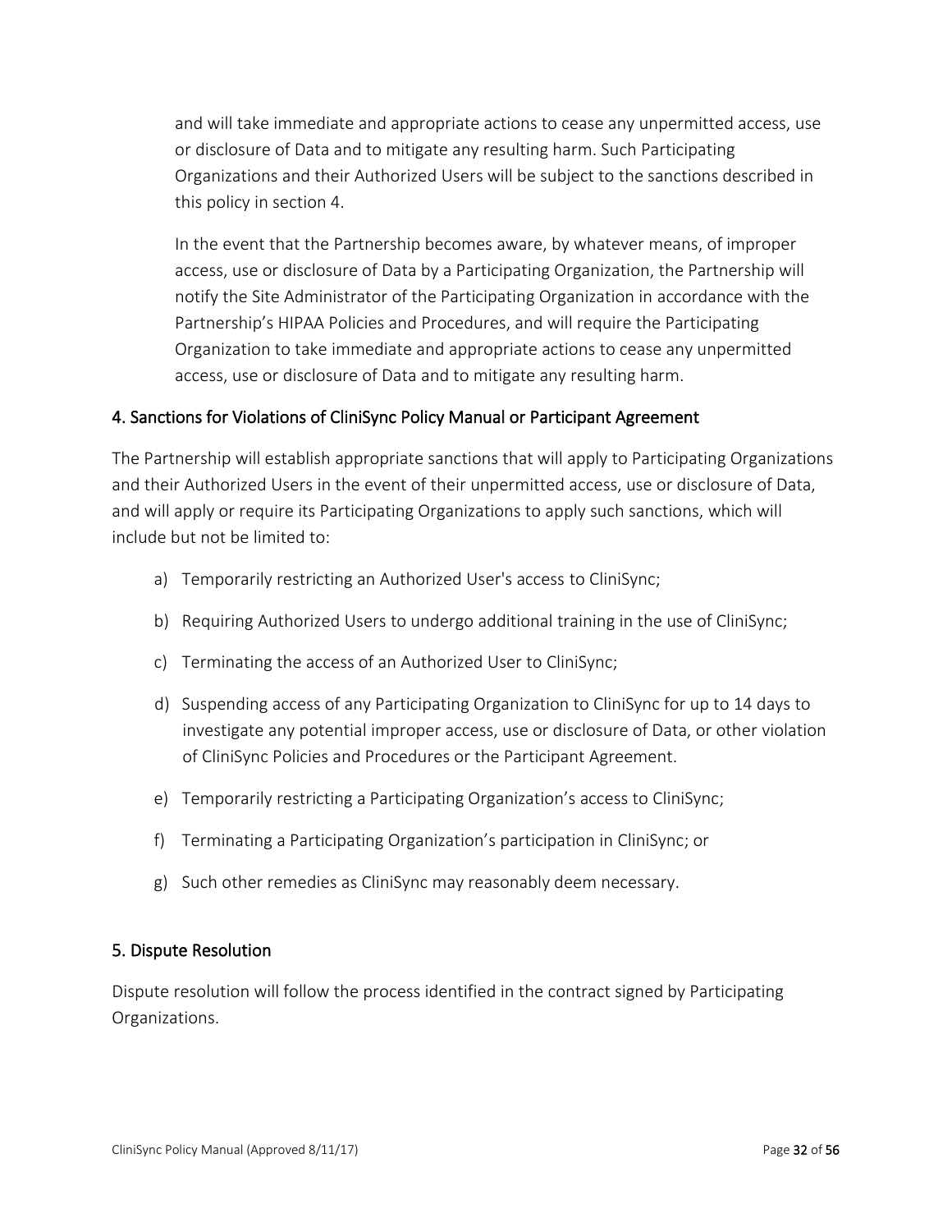and will take immediate and appropriate actions to cease any unpermitted access, use or disclosure of Data and to mitigate any resulting harm. Such Participating Organizations and their Authorized Users will be subject to the sanctions described in this policy in section 4.

In the event that the Partnership becomes aware, by whatever means, of improper access, use or disclosure of Data by a Participating Organization, the Partnership will notify the Site Administrator of the Participating Organization in accordance with the Partnership's HIPAA Policies and Procedures, and will require the Participating Organization to take immediate and appropriate actions to cease any unpermitted access, use or disclosure of Data and to mitigate any resulting harm.

## 4. Sanctions for Violations of CliniSync Policy Manual or Participant Agreement

The Partnership will establish appropriate sanctions that will apply to Participating Organizations and their Authorized Users in the event of their unpermitted access, use or disclosure of Data, and will apply or require its Participating Organizations to apply such sanctions, which will include but not be limited to:

a) Temporarily restricting an Authorized User's access to CliniSync;

b) Requiring Authorized Users to undergo additional training in the use of CliniSync;

c) Terminating the access of an Authorized User to CliniSync;

d) Suspending access of any Participating Organization to CliniSync for up to 14 days to investigate any potential improper access, use or disclosure of Data, or other violation of CliniSync Policies and Procedures or the Participant Agreement.

e) Temporarily restricting a Participating Organization's access to CliniSync;

f) Terminating a Participating Organization's participation in CliniSync; or

g) Such other remedies as CliniSync may reasonably deem necessary.

## 5. Dispute Resolution

Dispute resolution will follow the process identified in the contract signed by Participating Organizations.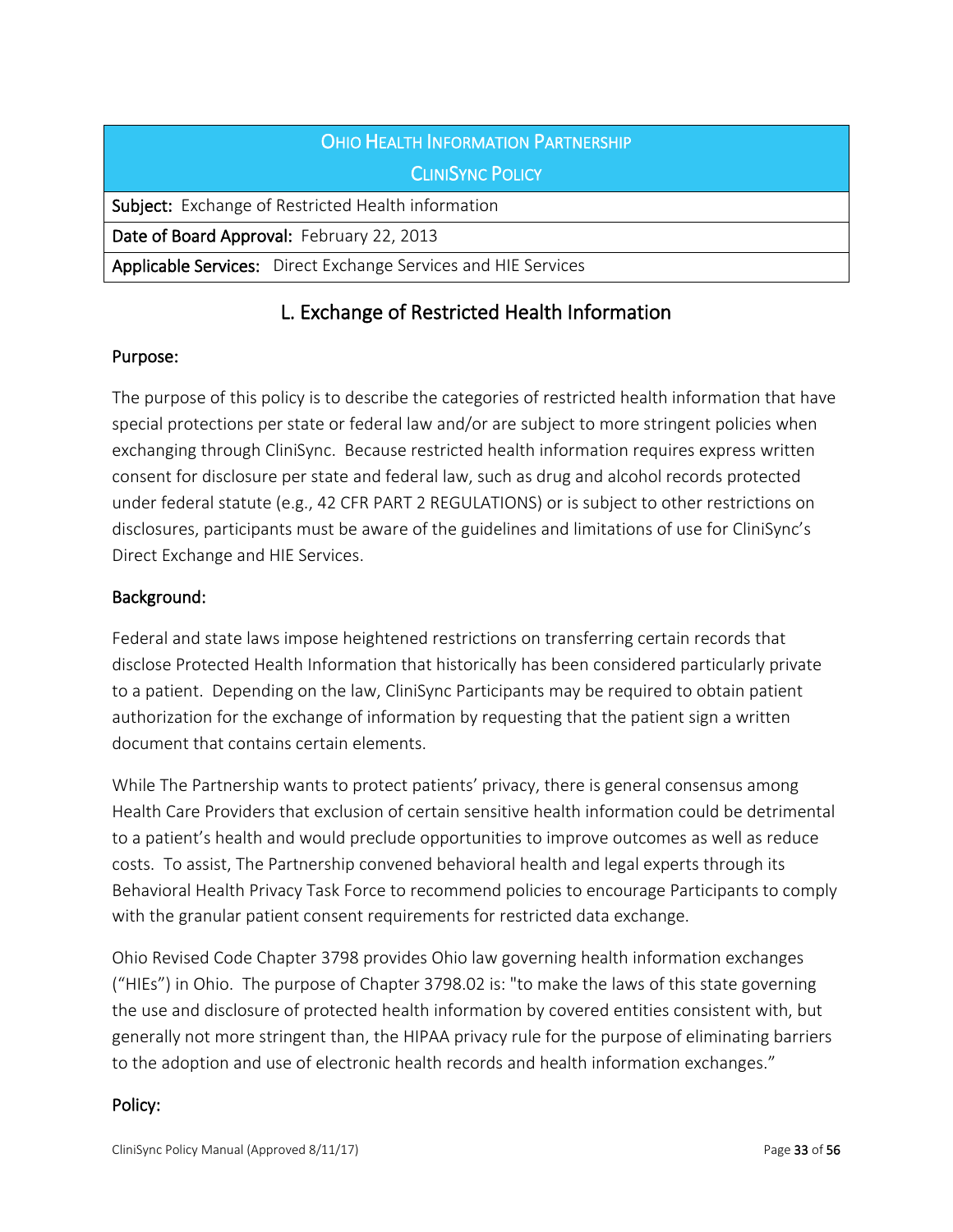| Ohio Health Information Partnership<br>CliniSync Policy |
|---|
| **Subject:** Exchange of Restricted Health information |
| **Date of Board Approval:** February 22, 2013 |
| **Applicable Services:** Direct Exchange Services and HIE Services |

## L. Exchange of Restricted Health Information

### Purpose:

The purpose of this policy is to describe the categories of restricted health information that have special protections per state or federal law and/or are subject to more stringent policies when exchanging through CliniSync. Because restricted health information requires express written consent for disclosure per state and federal law, such as drug and alcohol records protected under federal statute (e.g., 42 CFR PART 2 REGULATIONS) or is subject to other restrictions on disclosures, participants must be aware of the guidelines and limitations of use for CliniSync's Direct Exchange and HIE Services.

### Background:

Federal and state laws impose heightened restrictions on transferring certain records that disclose Protected Health Information that historically has been considered particularly private to a patient. Depending on the law, CliniSync Participants may be required to obtain patient authorization for the exchange of information by requesting that the patient sign a written document that contains certain elements.

While The Partnership wants to protect patients' privacy, there is general consensus among Health Care Providers that exclusion of certain sensitive health information could be detrimental to a patient's health and would preclude opportunities to improve outcomes as well as reduce costs. To assist, The Partnership convened behavioral health and legal experts through its Behavioral Health Privacy Task Force to recommend policies to encourage Participants to comply with the granular patient consent requirements for restricted data exchange.

Ohio Revised Code Chapter 3798 provides Ohio law governing health information exchanges ("HIEs") in Ohio. The purpose of Chapter 3798.02 is: "to make the laws of this state governing the use and disclosure of protected health information by covered entities consistent with, but generally not more stringent than, the HIPAA privacy rule for the purpose of eliminating barriers to the adoption and use of electronic health records and health information exchanges."

### Policy: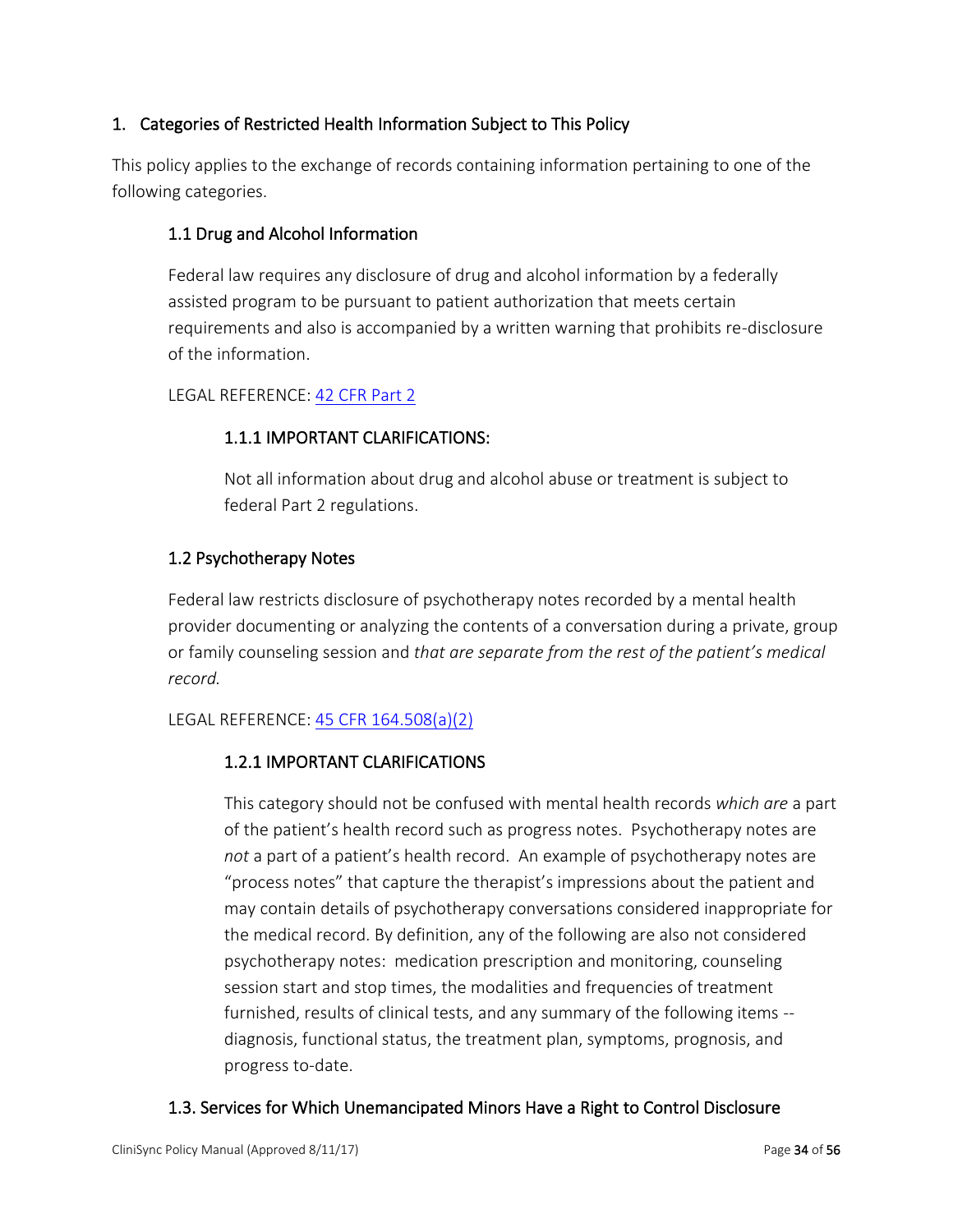## 1. Categories of Restricted Health Information Subject to This Policy

This policy applies to the exchange of records containing information pertaining to one of the following categories.

### 1.1 Drug and Alcohol Information

Federal law requires any disclosure of drug and alcohol information by a federally assisted program to be pursuant to patient authorization that meets certain requirements and also is accompanied by a written warning that prohibits re-disclosure of the information.

LEGAL REFERENCE: 42 CFR Part 2

#### 1.1.1 IMPORTANT CLARIFICATIONS:

Not all information about drug and alcohol abuse or treatment is subject to federal Part 2 regulations.

### 1.2 Psychotherapy Notes

Federal law restricts disclosure of psychotherapy notes recorded by a mental health provider documenting or analyzing the contents of a conversation during a private, group or family counseling session and *that are separate from the rest of the patient's medical record.*

LEGAL REFERENCE: 45 CFR 164.508(a)(2)

#### 1.2.1 IMPORTANT CLARIFICATIONS

This category should not be confused with mental health records *which are* a part of the patient's health record such as progress notes. Psychotherapy notes are *not* a part of a patient's health record. An example of psychotherapy notes are "process notes" that capture the therapist's impressions about the patient and may contain details of psychotherapy conversations considered inappropriate for the medical record. By definition, any of the following are also not considered psychotherapy notes: medication prescription and monitoring, counseling session start and stop times, the modalities and frequencies of treatment furnished, results of clinical tests, and any summary of the following items -- diagnosis, functional status, the treatment plan, symptoms, prognosis, and progress to-date.

### 1.3. Services for Which Unemancipated Minors Have a Right to Control Disclosure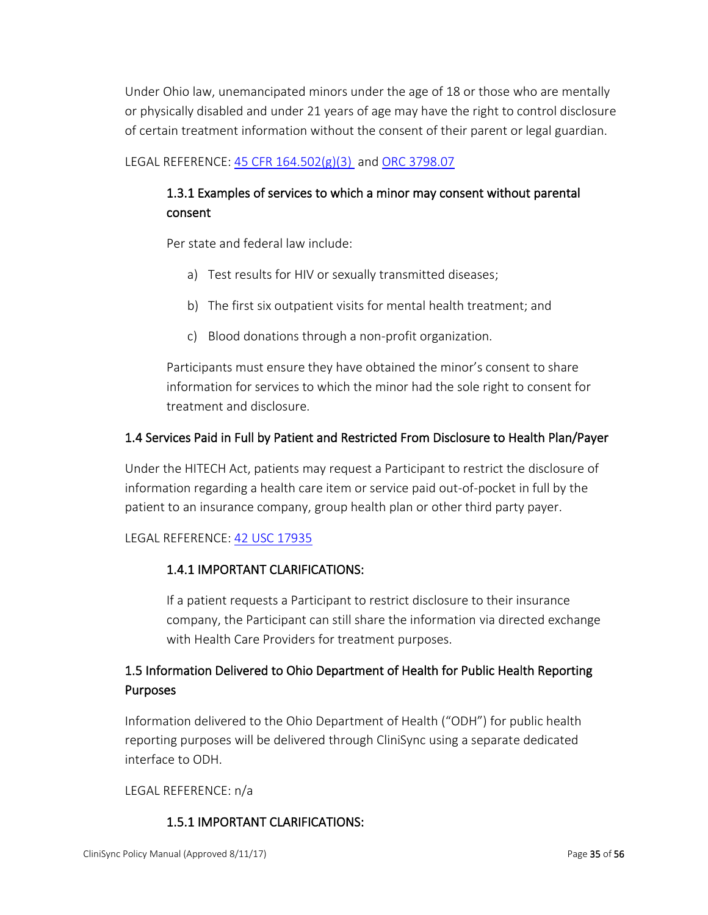Under Ohio law, unemancipated minors under the age of 18 or those who are mentally or physically disabled and under 21 years of age may have the right to control disclosure of certain treatment information without the consent of their parent or legal guardian.

LEGAL REFERENCE: [45 CFR 164.502(g)(3)](#) and [ORC 3798.07](#)

### 1.3.1 Examples of services to which a minor may consent without parental consent

Per state and federal law include:

a) Test results for HIV or sexually transmitted diseases;

b) The first six outpatient visits for mental health treatment; and

c) Blood donations through a non-profit organization.

Participants must ensure they have obtained the minor's consent to share information for services to which the minor had the sole right to consent for treatment and disclosure.

## 1.4 Services Paid in Full by Patient and Restricted From Disclosure to Health Plan/Payer

Under the HITECH Act, patients may request a Participant to restrict the disclosure of information regarding a health care item or service paid out-of-pocket in full by the patient to an insurance company, group health plan or other third party payer.

LEGAL REFERENCE: [42 USC 17935](#)

### 1.4.1 IMPORTANT CLARIFICATIONS:

If a patient requests a Participant to restrict disclosure to their insurance company, the Participant can still share the information via directed exchange with Health Care Providers for treatment purposes.

## 1.5 Information Delivered to Ohio Department of Health for Public Health Reporting Purposes

Information delivered to the Ohio Department of Health ("ODH") for public health reporting purposes will be delivered through CliniSync using a separate dedicated interface to ODH.

LEGAL REFERENCE: n/a

### 1.5.1 IMPORTANT CLARIFICATIONS: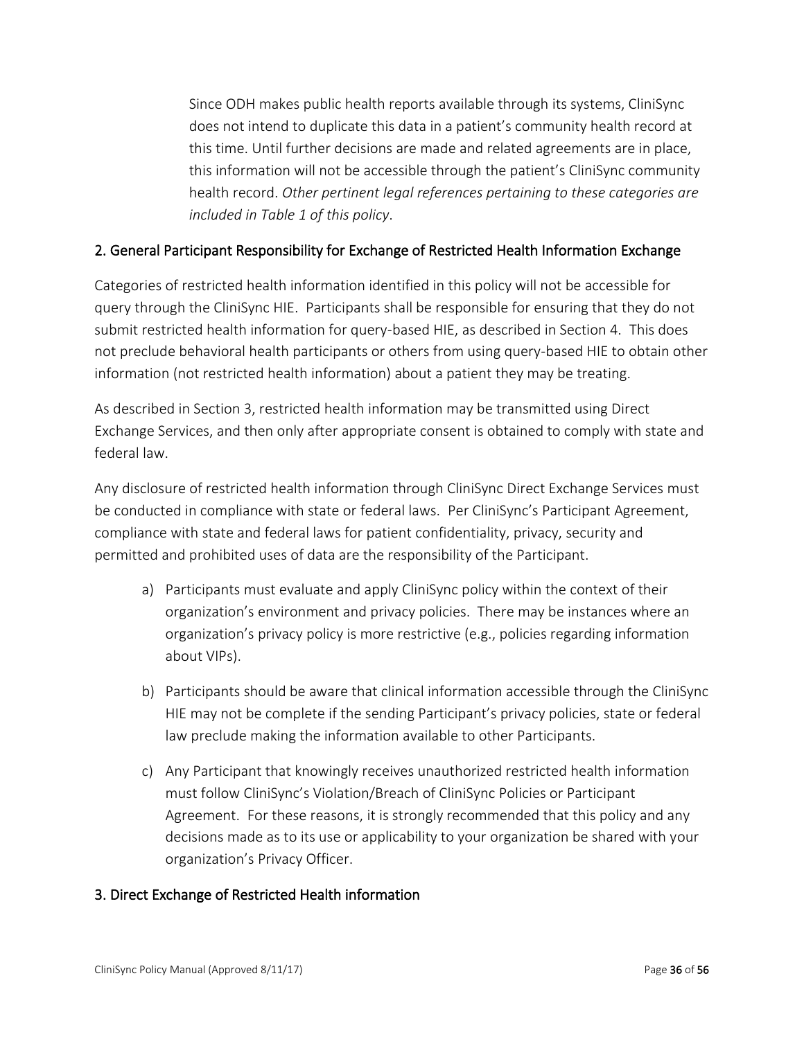Since ODH makes public health reports available through its systems, CliniSync does not intend to duplicate this data in a patient's community health record at this time. Until further decisions are made and related agreements are in place, this information will not be accessible through the patient's CliniSync community health record. *Other pertinent legal references pertaining to these categories are included in Table 1 of this policy*.

## 2. General Participant Responsibility for Exchange of Restricted Health Information Exchange

Categories of restricted health information identified in this policy will not be accessible for query through the CliniSync HIE. Participants shall be responsible for ensuring that they do not submit restricted health information for query-based HIE, as described in Section 4. This does not preclude behavioral health participants or others from using query-based HIE to obtain other information (not restricted health information) about a patient they may be treating.

As described in Section 3, restricted health information may be transmitted using Direct Exchange Services, and then only after appropriate consent is obtained to comply with state and federal law.

Any disclosure of restricted health information through CliniSync Direct Exchange Services must be conducted in compliance with state or federal laws. Per CliniSync's Participant Agreement, compliance with state and federal laws for patient confidentiality, privacy, security and permitted and prohibited uses of data are the responsibility of the Participant.

a) Participants must evaluate and apply CliniSync policy within the context of their organization's environment and privacy policies. There may be instances where an organization's privacy policy is more restrictive (e.g., policies regarding information about VIPs).

b) Participants should be aware that clinical information accessible through the CliniSync HIE may not be complete if the sending Participant's privacy policies, state or federal law preclude making the information available to other Participants.

c) Any Participant that knowingly receives unauthorized restricted health information must follow CliniSync's Violation/Breach of CliniSync Policies or Participant Agreement. For these reasons, it is strongly recommended that this policy and any decisions made as to its use or applicability to your organization be shared with your organization's Privacy Officer.

## 3. Direct Exchange of Restricted Health information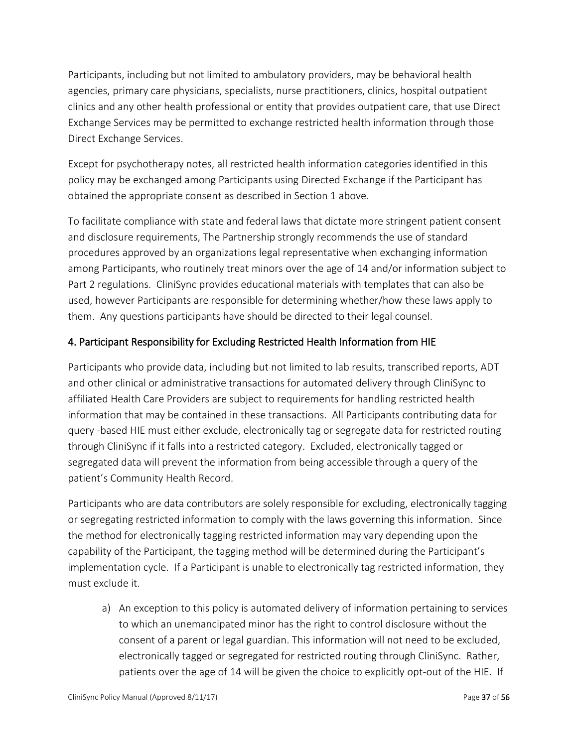Participants, including but not limited to ambulatory providers, may be behavioral health agencies, primary care physicians, specialists, nurse practitioners, clinics, hospital outpatient clinics and any other health professional or entity that provides outpatient care, that use Direct Exchange Services may be permitted to exchange restricted health information through those Direct Exchange Services.

Except for psychotherapy notes, all restricted health information categories identified in this policy may be exchanged among Participants using Directed Exchange if the Participant has obtained the appropriate consent as described in Section 1 above.

To facilitate compliance with state and federal laws that dictate more stringent patient consent and disclosure requirements, The Partnership strongly recommends the use of standard procedures approved by an organizations legal representative when exchanging information among Participants, who routinely treat minors over the age of 14 and/or information subject to Part 2 regulations. CliniSync provides educational materials with templates that can also be used, however Participants are responsible for determining whether/how these laws apply to them. Any questions participants have should be directed to their legal counsel.

### 4. Participant Responsibility for Excluding Restricted Health Information from HIE

Participants who provide data, including but not limited to lab results, transcribed reports, ADT and other clinical or administrative transactions for automated delivery through CliniSync to affiliated Health Care Providers are subject to requirements for handling restricted health information that may be contained in these transactions. All Participants contributing data for query -based HIE must either exclude, electronically tag or segregate data for restricted routing through CliniSync if it falls into a restricted category. Excluded, electronically tagged or segregated data will prevent the information from being accessible through a query of the patient's Community Health Record.

Participants who are data contributors are solely responsible for excluding, electronically tagging or segregating restricted information to comply with the laws governing this information. Since the method for electronically tagging restricted information may vary depending upon the capability of the Participant, the tagging method will be determined during the Participant's implementation cycle. If a Participant is unable to electronically tag restricted information, they must exclude it.

a) An exception to this policy is automated delivery of information pertaining to services to which an unemancipated minor has the right to control disclosure without the consent of a parent or legal guardian. This information will not need to be excluded, electronically tagged or segregated for restricted routing through CliniSync. Rather, patients over the age of 14 will be given the choice to explicitly opt-out of the HIE. If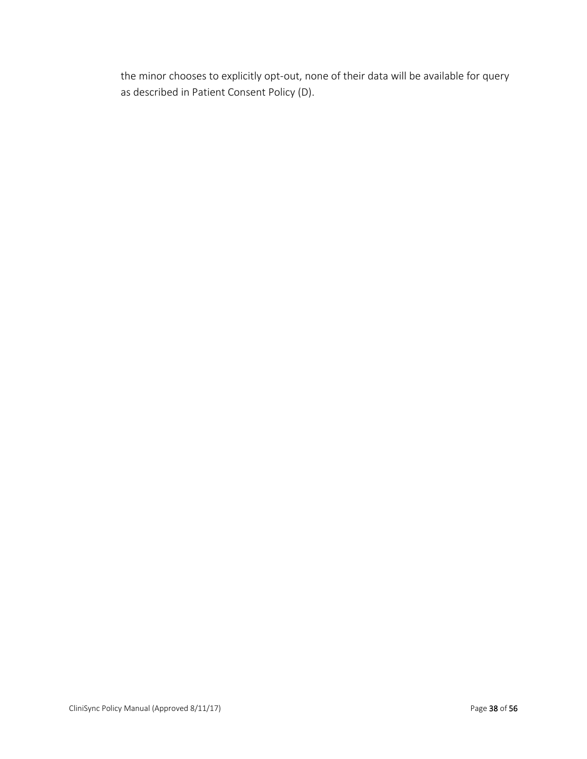the minor chooses to explicitly opt-out, none of their data will be available for query as described in Patient Consent Policy (D).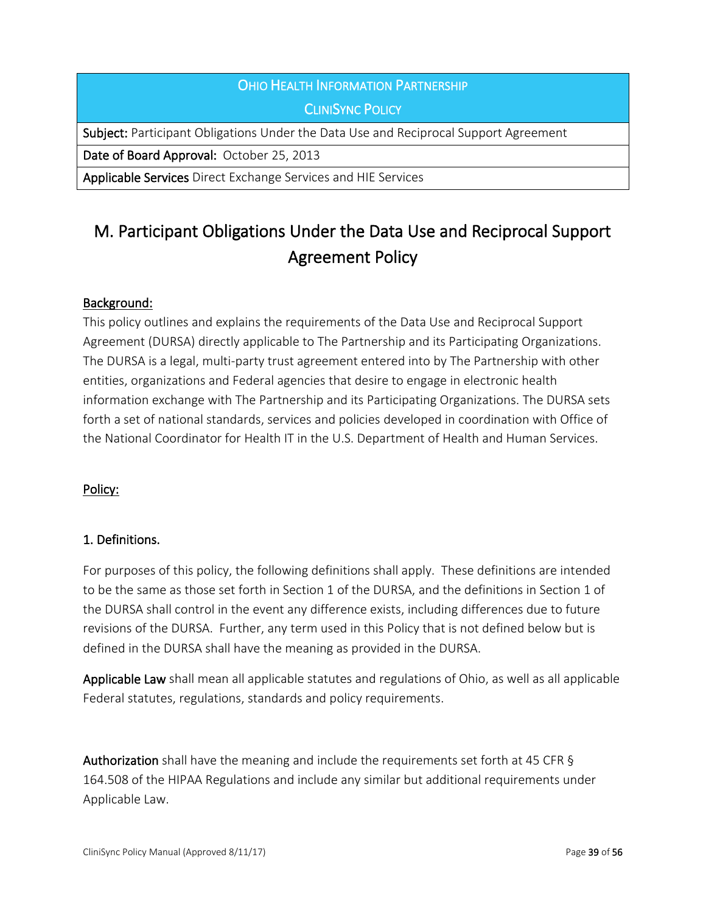| Ohio Health Information Partnership CliniSync Policy |
|---|
| **Subject:** Participant Obligations Under the Data Use and Reciprocal Support Agreement |
| **Date of Board Approval:** October 25, 2013 |
| **Applicable Services** Direct Exchange Services and HIE Services |

# M. Participant Obligations Under the Data Use and Reciprocal Support Agreement Policy

## Background:

This policy outlines and explains the requirements of the Data Use and Reciprocal Support Agreement (DURSA) directly applicable to The Partnership and its Participating Organizations. The DURSA is a legal, multi-party trust agreement entered into by The Partnership with other entities, organizations and Federal agencies that desire to engage in electronic health information exchange with The Partnership and its Participating Organizations. The DURSA sets forth a set of national standards, services and policies developed in coordination with Office of the National Coordinator for Health IT in the U.S. Department of Health and Human Services.

## Policy:

### 1. Definitions.

For purposes of this policy, the following definitions shall apply. These definitions are intended to be the same as those set forth in Section 1 of the DURSA, and the definitions in Section 1 of the DURSA shall control in the event any difference exists, including differences due to future revisions of the DURSA. Further, any term used in this Policy that is not defined below but is defined in the DURSA shall have the meaning as provided in the DURSA.

**Applicable Law** shall mean all applicable statutes and regulations of Ohio, as well as all applicable Federal statutes, regulations, standards and policy requirements.

**Authorization** shall have the meaning and include the requirements set forth at 45 CFR § 164.508 of the HIPAA Regulations and include any similar but additional requirements under Applicable Law.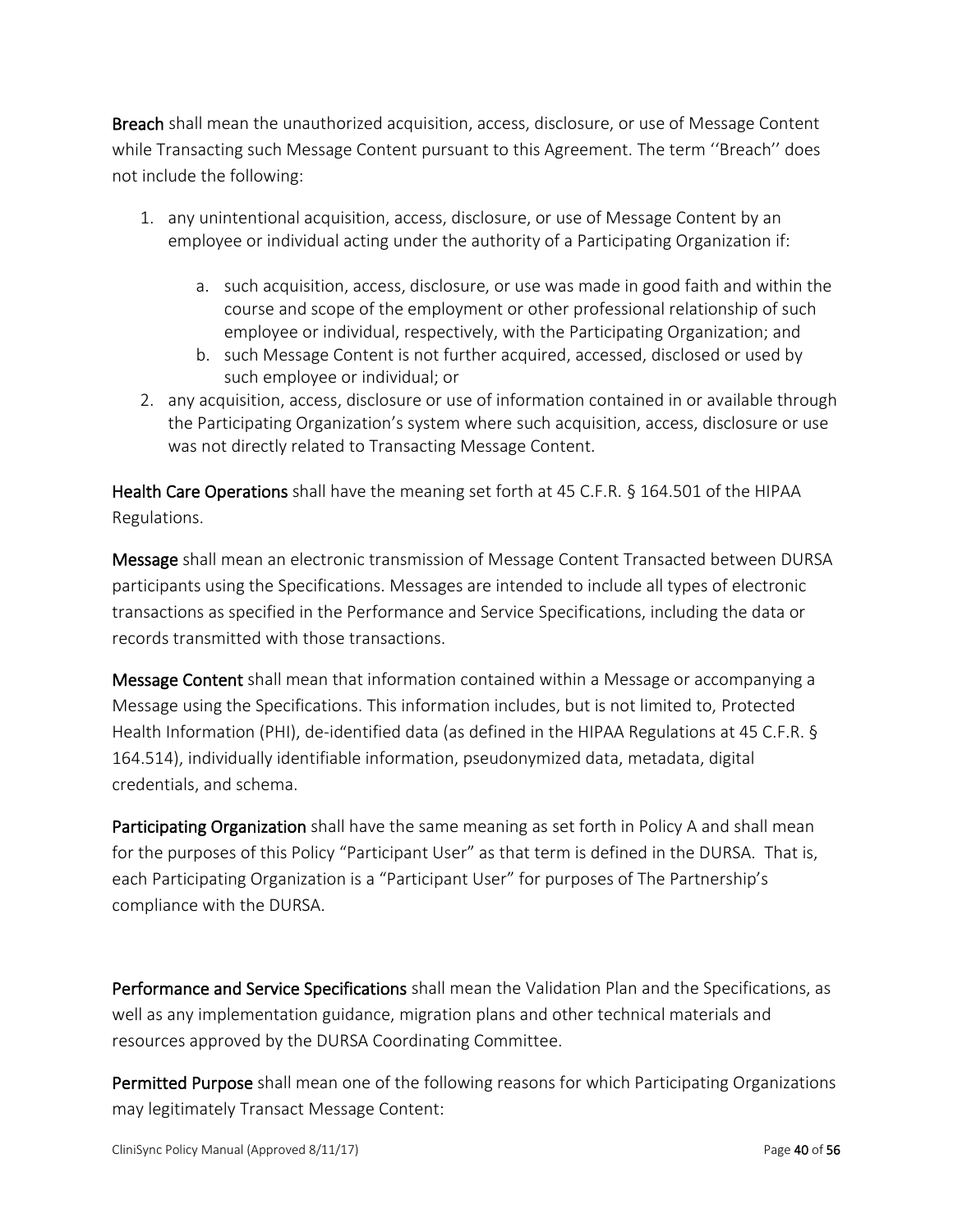**Breach** shall mean the unauthorized acquisition, access, disclosure, or use of Message Content while Transacting such Message Content pursuant to this Agreement. The term ''Breach'' does not include the following:

1. any unintentional acquisition, access, disclosure, or use of Message Content by an employee or individual acting under the authority of a Participating Organization if:
   a. such acquisition, access, disclosure, or use was made in good faith and within the course and scope of the employment or other professional relationship of such employee or individual, respectively, with the Participating Organization; and
   b. such Message Content is not further acquired, accessed, disclosed or used by such employee or individual; or
2. any acquisition, access, disclosure or use of information contained in or available through the Participating Organization's system where such acquisition, access, disclosure or use was not directly related to Transacting Message Content.

**Health Care Operations** shall have the meaning set forth at 45 C.F.R. § 164.501 of the HIPAA Regulations.

**Message** shall mean an electronic transmission of Message Content Transacted between DURSA participants using the Specifications. Messages are intended to include all types of electronic transactions as specified in the Performance and Service Specifications, including the data or records transmitted with those transactions.

**Message Content** shall mean that information contained within a Message or accompanying a Message using the Specifications. This information includes, but is not limited to, Protected Health Information (PHI), de-identified data (as defined in the HIPAA Regulations at 45 C.F.R. § 164.514), individually identifiable information, pseudonymized data, metadata, digital credentials, and schema.

**Participating Organization** shall have the same meaning as set forth in Policy A and shall mean for the purposes of this Policy "Participant User" as that term is defined in the DURSA. That is, each Participating Organization is a "Participant User" for purposes of The Partnership's compliance with the DURSA.

**Performance and Service Specifications** shall mean the Validation Plan and the Specifications, as well as any implementation guidance, migration plans and other technical materials and resources approved by the DURSA Coordinating Committee.

**Permitted Purpose** shall mean one of the following reasons for which Participating Organizations may legitimately Transact Message Content: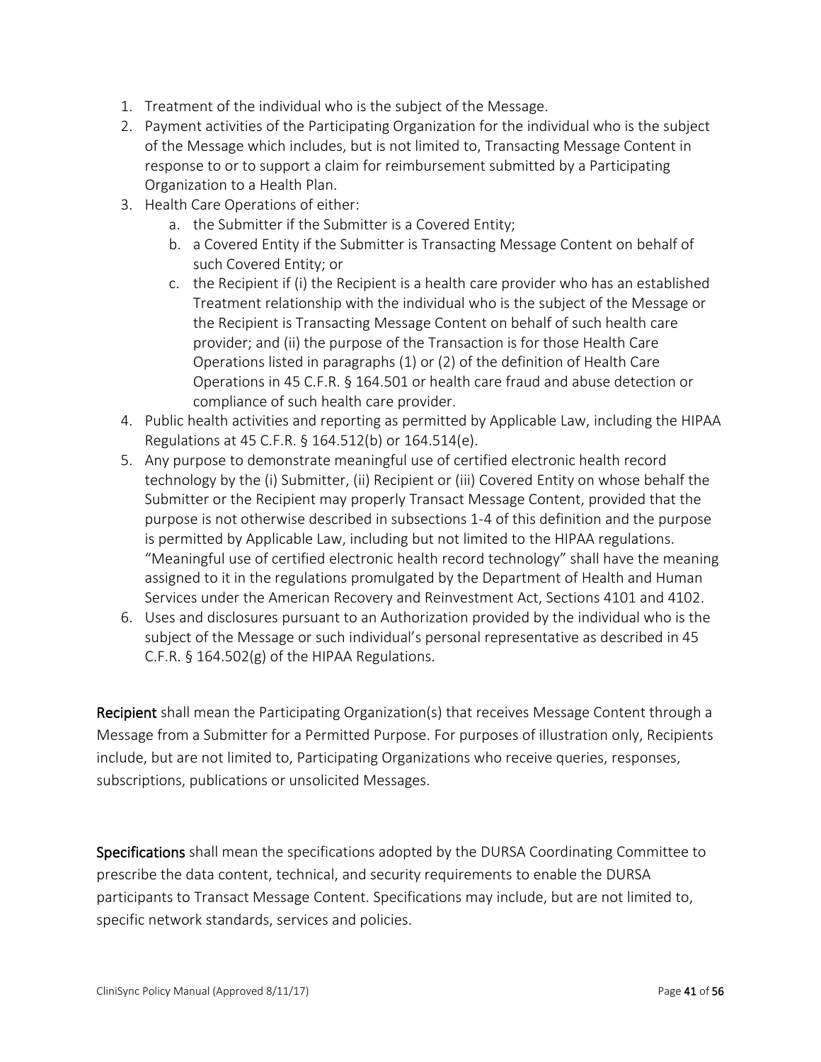1. Treatment of the individual who is the subject of the Message.
2. Payment activities of the Participating Organization for the individual who is the subject of the Message which includes, but is not limited to, Transacting Message Content in response to or to support a claim for reimbursement submitted by a Participating Organization to a Health Plan.
3. Health Care Operations of either:
   a. the Submitter if the Submitter is a Covered Entity;
   b. a Covered Entity if the Submitter is Transacting Message Content on behalf of such Covered Entity; or
   c. the Recipient if (i) the Recipient is a health care provider who has an established Treatment relationship with the individual who is the subject of the Message or the Recipient is Transacting Message Content on behalf of such health care provider; and (ii) the purpose of the Transaction is for those Health Care Operations listed in paragraphs (1) or (2) of the definition of Health Care Operations in 45 C.F.R. § 164.501 or health care fraud and abuse detection or compliance of such health care provider.
4. Public health activities and reporting as permitted by Applicable Law, including the HIPAA Regulations at 45 C.F.R. § 164.512(b) or 164.514(e).
5. Any purpose to demonstrate meaningful use of certified electronic health record technology by the (i) Submitter, (ii) Recipient or (iii) Covered Entity on whose behalf the Submitter or the Recipient may properly Transact Message Content, provided that the purpose is not otherwise described in subsections 1-4 of this definition and the purpose is permitted by Applicable Law, including but not limited to the HIPAA regulations. "Meaningful use of certified electronic health record technology" shall have the meaning assigned to it in the regulations promulgated by the Department of Health and Human Services under the American Recovery and Reinvestment Act, Sections 4101 and 4102.
6. Uses and disclosures pursuant to an Authorization provided by the individual who is the subject of the Message or such individual's personal representative as described in 45 C.F.R. § 164.502(g) of the HIPAA Regulations.

**Recipient** shall mean the Participating Organization(s) that receives Message Content through a Message from a Submitter for a Permitted Purpose. For purposes of illustration only, Recipients include, but are not limited to, Participating Organizations who receive queries, responses, subscriptions, publications or unsolicited Messages.

**Specifications** shall mean the specifications adopted by the DURSA Coordinating Committee to prescribe the data content, technical, and security requirements to enable the DURSA participants to Transact Message Content. Specifications may include, but are not limited to, specific network standards, services and policies.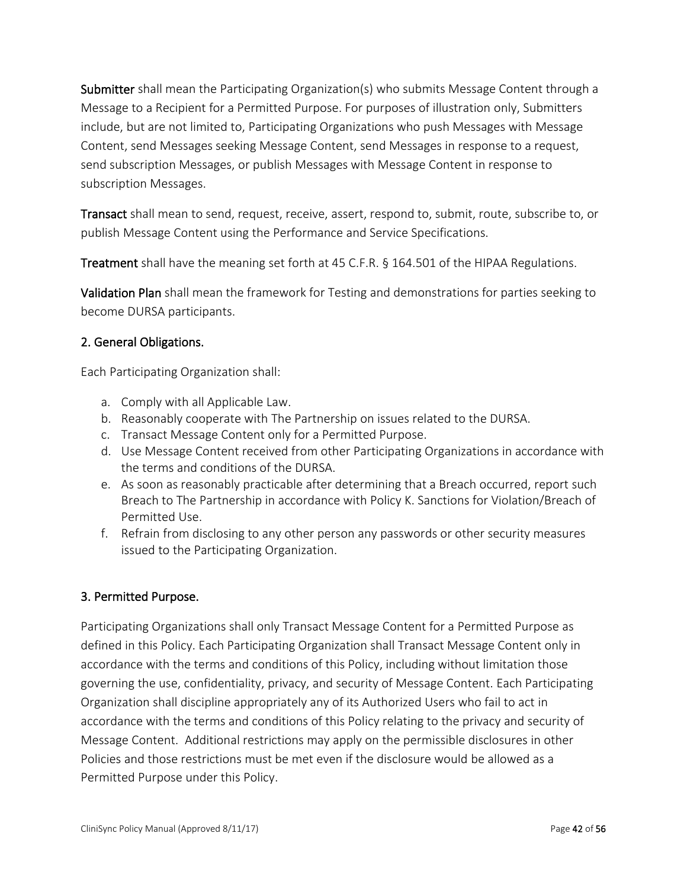**Submitter** shall mean the Participating Organization(s) who submits Message Content through a Message to a Recipient for a Permitted Purpose. For purposes of illustration only, Submitters include, but are not limited to, Participating Organizations who push Messages with Message Content, send Messages seeking Message Content, send Messages in response to a request, send subscription Messages, or publish Messages with Message Content in response to subscription Messages.

**Transact** shall mean to send, request, receive, assert, respond to, submit, route, subscribe to, or publish Message Content using the Performance and Service Specifications.

**Treatment** shall have the meaning set forth at 45 C.F.R. § 164.501 of the HIPAA Regulations.

**Validation Plan** shall mean the framework for Testing and demonstrations for parties seeking to become DURSA participants.

## 2. General Obligations.

Each Participating Organization shall:

a. Comply with all Applicable Law.
b. Reasonably cooperate with The Partnership on issues related to the DURSA.
c. Transact Message Content only for a Permitted Purpose.
d. Use Message Content received from other Participating Organizations in accordance with the terms and conditions of the DURSA.
e. As soon as reasonably practicable after determining that a Breach occurred, report such Breach to The Partnership in accordance with Policy K. Sanctions for Violation/Breach of Permitted Use.
f. Refrain from disclosing to any other person any passwords or other security measures issued to the Participating Organization.

## 3. Permitted Purpose.

Participating Organizations shall only Transact Message Content for a Permitted Purpose as defined in this Policy. Each Participating Organization shall Transact Message Content only in accordance with the terms and conditions of this Policy, including without limitation those governing the use, confidentiality, privacy, and security of Message Content. Each Participating Organization shall discipline appropriately any of its Authorized Users who fail to act in accordance with the terms and conditions of this Policy relating to the privacy and security of Message Content. Additional restrictions may apply on the permissible disclosures in other Policies and those restrictions must be met even if the disclosure would be allowed as a Permitted Purpose under this Policy.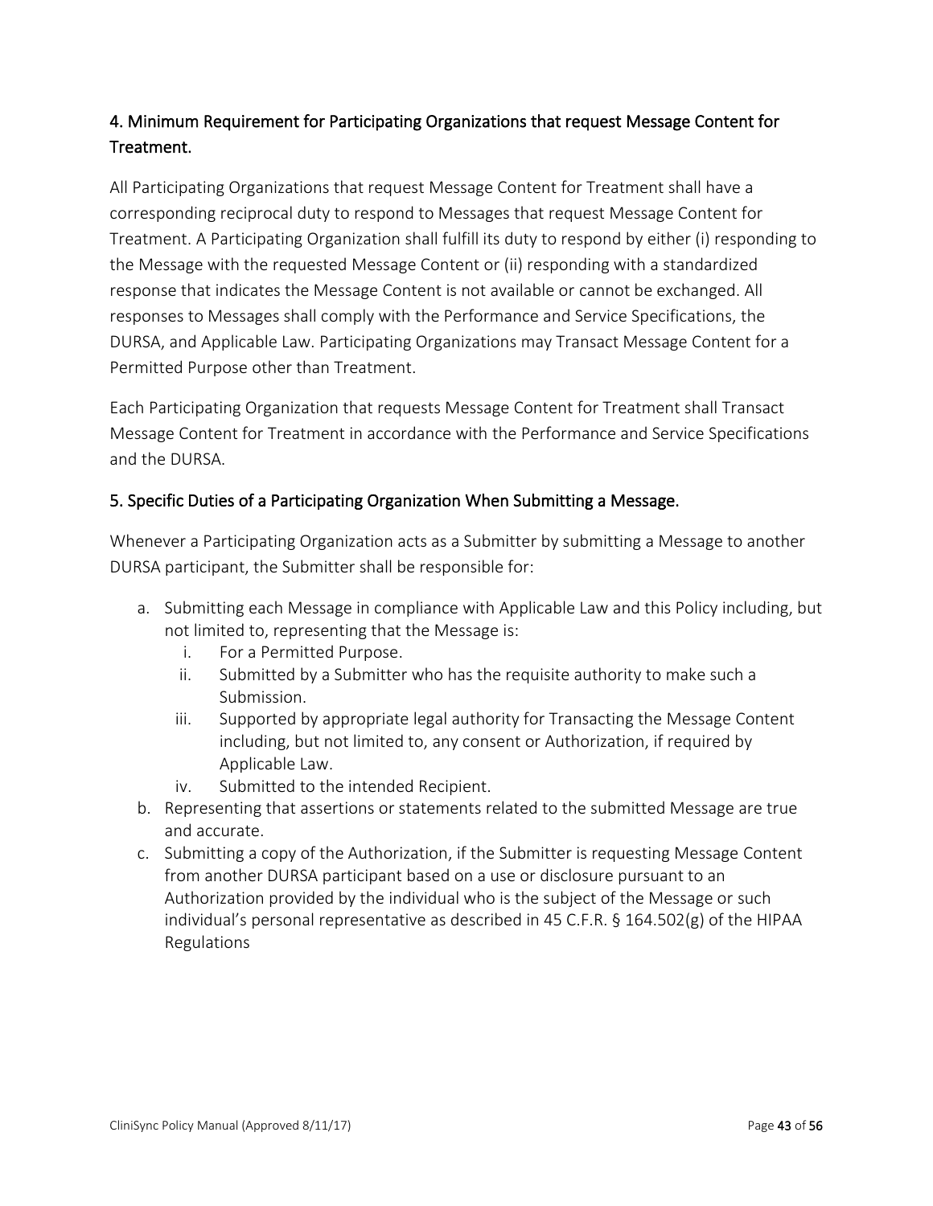## 4. Minimum Requirement for Participating Organizations that request Message Content for Treatment.

All Participating Organizations that request Message Content for Treatment shall have a corresponding reciprocal duty to respond to Messages that request Message Content for Treatment. A Participating Organization shall fulfill its duty to respond by either (i) responding to the Message with the requested Message Content or (ii) responding with a standardized response that indicates the Message Content is not available or cannot be exchanged. All responses to Messages shall comply with the Performance and Service Specifications, the DURSA, and Applicable Law. Participating Organizations may Transact Message Content for a Permitted Purpose other than Treatment.

Each Participating Organization that requests Message Content for Treatment shall Transact Message Content for Treatment in accordance with the Performance and Service Specifications and the DURSA.

## 5. Specific Duties of a Participating Organization When Submitting a Message.

Whenever a Participating Organization acts as a Submitter by submitting a Message to another DURSA participant, the Submitter shall be responsible for:

a. Submitting each Message in compliance with Applicable Law and this Policy including, but not limited to, representing that the Message is:
    i. For a Permitted Purpose.
    ii. Submitted by a Submitter who has the requisite authority to make such a Submission.
    iii. Supported by appropriate legal authority for Transacting the Message Content including, but not limited to, any consent or Authorization, if required by Applicable Law.
    iv. Submitted to the intended Recipient.
b. Representing that assertions or statements related to the submitted Message are true and accurate.
c. Submitting a copy of the Authorization, if the Submitter is requesting Message Content from another DURSA participant based on a use or disclosure pursuant to an Authorization provided by the individual who is the subject of the Message or such individual's personal representative as described in 45 C.F.R. § 164.502(g) of the HIPAA Regulations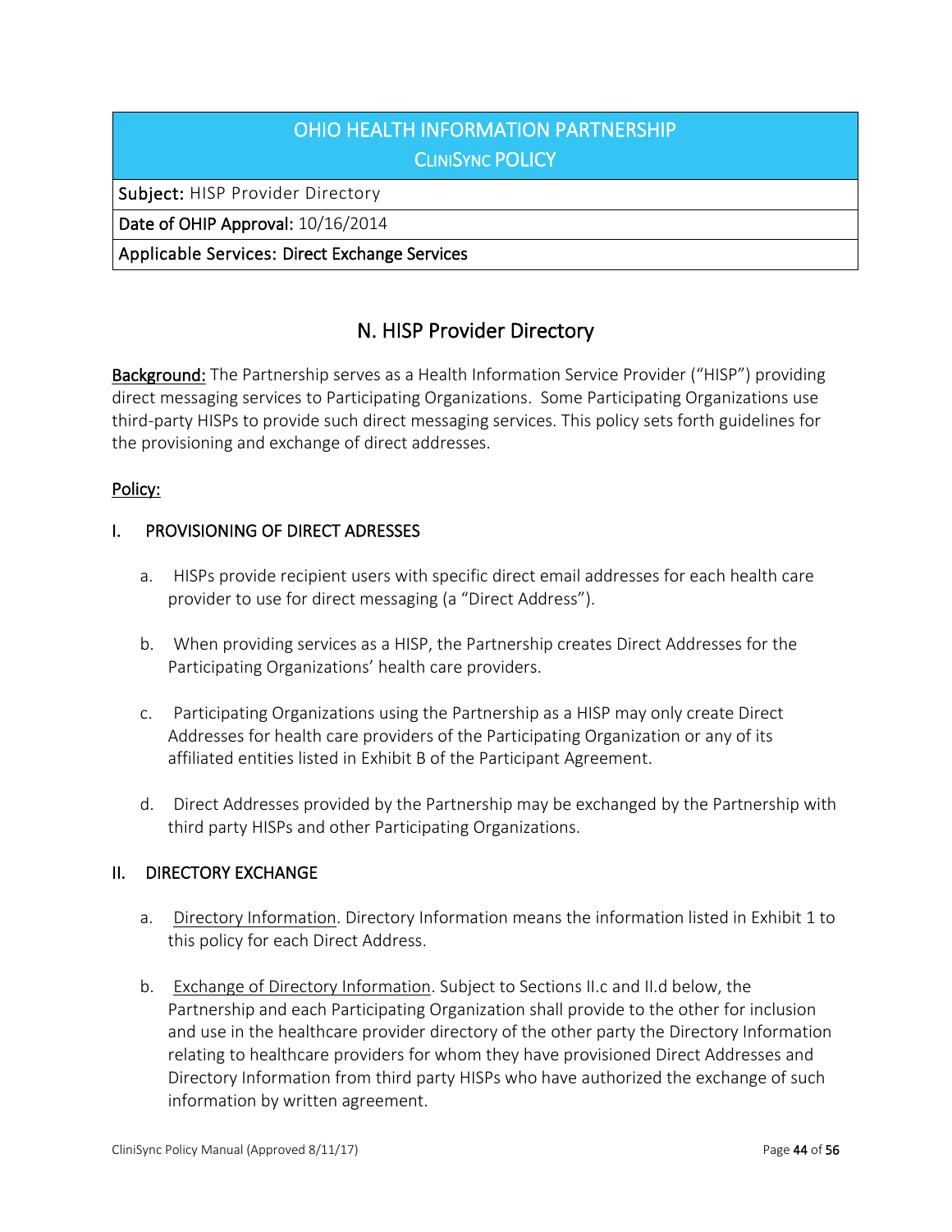| OHIO HEALTH INFORMATION PARTNERSHIP CLINISYNC POLICY |
|---|
| **Subject:** HISP Provider Directory |
| **Date of OHIP Approval:** 10/16/2014 |
| **Applicable Services: Direct Exchange Services** |

## N. HISP Provider Directory

**Background:** The Partnership serves as a Health Information Service Provider ("HISP") providing direct messaging services to Participating Organizations. Some Participating Organizations use third-party HISPs to provide such direct messaging services. This policy sets forth guidelines for the provisioning and exchange of direct addresses.

**Policy:**

### I. PROVISIONING OF DIRECT ADRESSES

a. HISPs provide recipient users with specific direct email addresses for each health care provider to use for direct messaging (a "Direct Address").

b. When providing services as a HISP, the Partnership creates Direct Addresses for the Participating Organizations' health care providers.

c. Participating Organizations using the Partnership as a HISP may only create Direct Addresses for health care providers of the Participating Organization or any of its affiliated entities listed in Exhibit B of the Participant Agreement.

d. Direct Addresses provided by the Partnership may be exchanged by the Partnership with third party HISPs and other Participating Organizations.

### II. DIRECTORY EXCHANGE

a. Directory Information. Directory Information means the information listed in Exhibit 1 to this policy for each Direct Address.

b. Exchange of Directory Information. Subject to Sections II.c and II.d below, the Partnership and each Participating Organization shall provide to the other for inclusion and use in the healthcare provider directory of the other party the Directory Information relating to healthcare providers for whom they have provisioned Direct Addresses and Directory Information from third party HISPs who have authorized the exchange of such information by written agreement.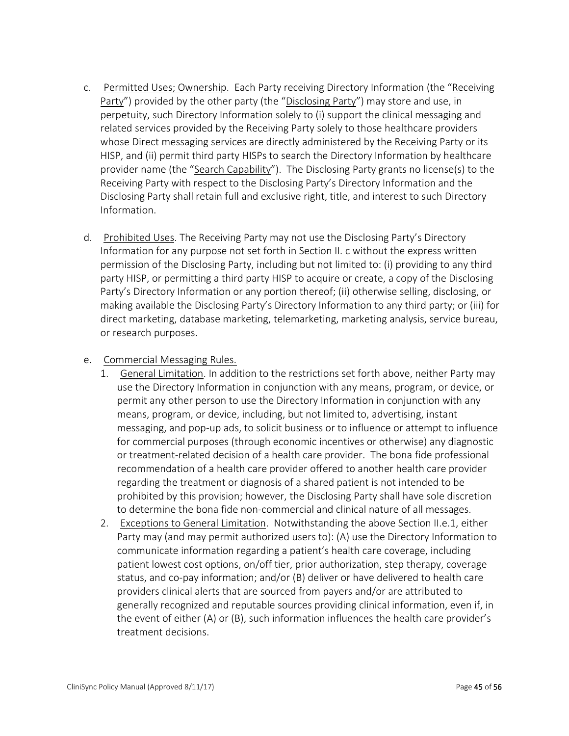c. <u>Permitted Uses; Ownership</u>. Each Party receiving Directory Information (the "<u>Receiving Party</u>") provided by the other party (the "<u>Disclosing Party</u>") may store and use, in perpetuity, such Directory Information solely to (i) support the clinical messaging and related services provided by the Receiving Party solely to those healthcare providers whose Direct messaging services are directly administered by the Receiving Party or its HISP, and (ii) permit third party HISPs to search the Directory Information by healthcare provider name (the "<u>Search Capability</u>"). The Disclosing Party grants no license(s) to the Receiving Party with respect to the Disclosing Party's Directory Information and the Disclosing Party shall retain full and exclusive right, title, and interest to such Directory Information.

d. <u>Prohibited Uses</u>. The Receiving Party may not use the Disclosing Party's Directory Information for any purpose not set forth in Section II. c without the express written permission of the Disclosing Party, including but not limited to: (i) providing to any third party HISP, or permitting a third party HISP to acquire or create, a copy of the Disclosing Party's Directory Information or any portion thereof; (ii) otherwise selling, disclosing, or making available the Disclosing Party's Directory Information to any third party; or (iii) for direct marketing, database marketing, telemarketing, marketing analysis, service bureau, or research purposes.

e. <u>Commercial Messaging Rules.</u>

   1. <u>General Limitation</u>. In addition to the restrictions set forth above, neither Party may use the Directory Information in conjunction with any means, program, or device, or permit any other person to use the Directory Information in conjunction with any means, program, or device, including, but not limited to, advertising, instant messaging, and pop-up ads, to solicit business or to influence or attempt to influence for commercial purposes (through economic incentives or otherwise) any diagnostic or treatment-related decision of a health care provider. The bona fide professional recommendation of a health care provider offered to another health care provider regarding the treatment or diagnosis of a shared patient is not intended to be prohibited by this provision; however, the Disclosing Party shall have sole discretion to determine the bona fide non-commercial and clinical nature of all messages.
   2. <u>Exceptions to General Limitation</u>. Notwithstanding the above Section II.e.1, either Party may (and may permit authorized users to): (A) use the Directory Information to communicate information regarding a patient's health care coverage, including patient lowest cost options, on/off tier, prior authorization, step therapy, coverage status, and co-pay information; and/or (B) deliver or have delivered to health care providers clinical alerts that are sourced from payers and/or are attributed to generally recognized and reputable sources providing clinical information, even if, in the event of either (A) or (B), such information influences the health care provider's treatment decisions.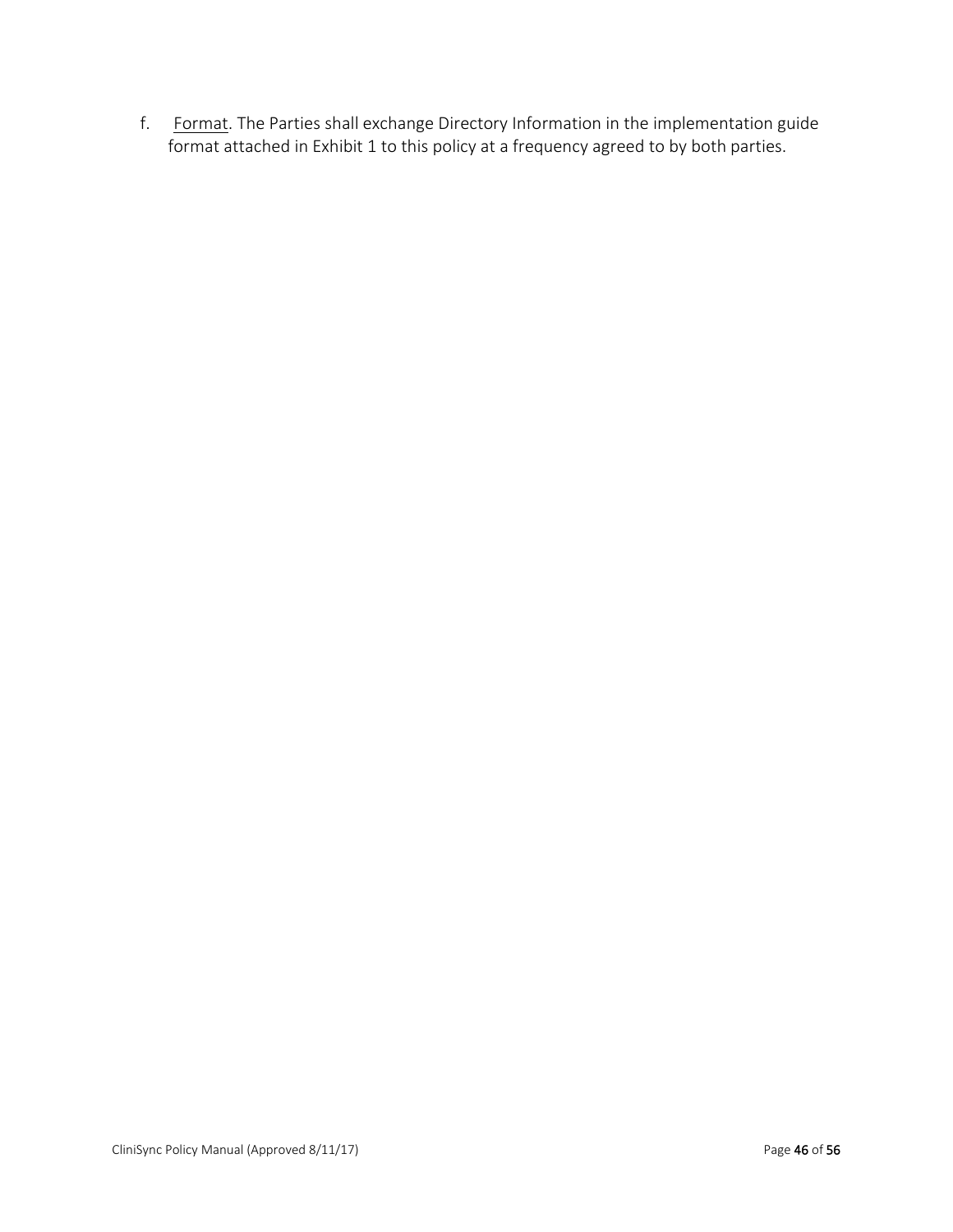f. <u>Format</u>. The Parties shall exchange Directory Information in the implementation guide format attached in Exhibit 1 to this policy at a frequency agreed to by both parties.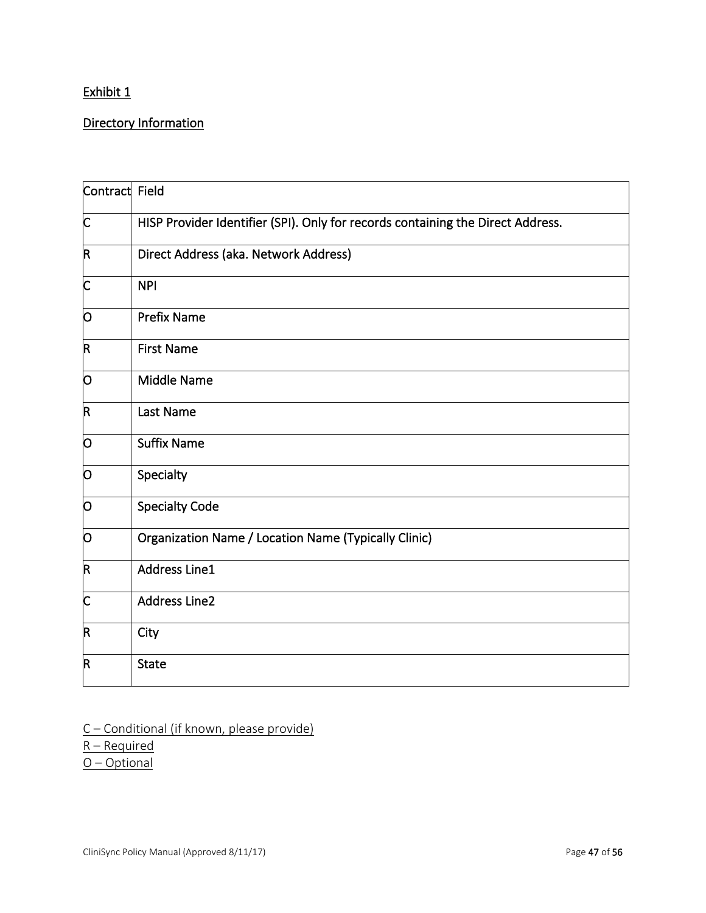Exhibit 1

Directory Information

| Contract | Field |
|---|---|
| C | HISP Provider Identifier (SPI). Only for records containing the Direct Address. |
| R | Direct Address (aka. Network Address) |
| C | NPI |
| O | Prefix Name |
| R | First Name |
| O | Middle Name |
| R | Last Name |
| O | Suffix Name |
| O | Specialty |
| O | Specialty Code |
| O | Organization Name / Location Name (Typically Clinic) |
| R | Address Line1 |
| C | Address Line2 |
| R | City |
| R | State |

C – Conditional (if known, please provide)
R – Required
O – Optional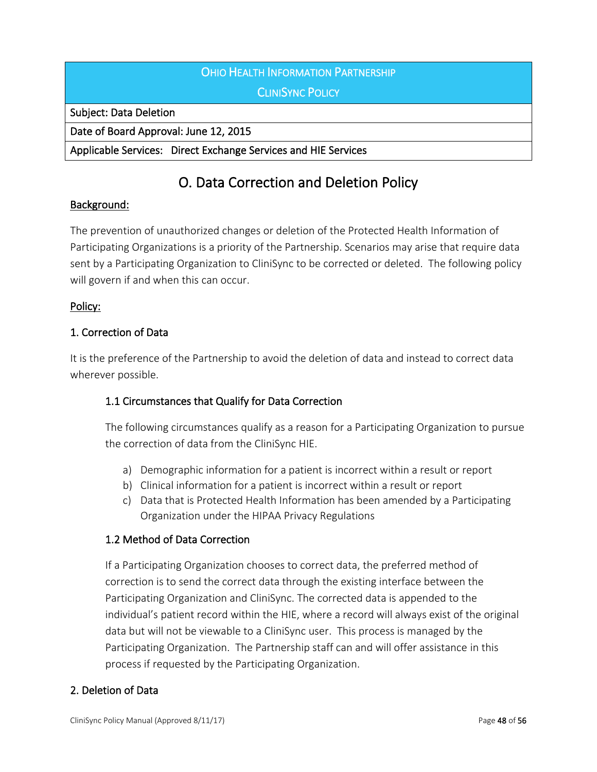| Ohio Health Information Partnership |
| --- |
| CliniSync Policy |
| Subject: Data Deletion |
| Date of Board Approval: June 12, 2015 |
| Applicable Services: Direct Exchange Services and HIE Services |

# O. Data Correction and Deletion Policy

**Background:**

The prevention of unauthorized changes or deletion of the Protected Health Information of Participating Organizations is a priority of the Partnership. Scenarios may arise that require data sent by a Participating Organization to CliniSync to be corrected or deleted. The following policy will govern if and when this can occur.

**Policy:**

## 1. Correction of Data

It is the preference of the Partnership to avoid the deletion of data and instead to correct data wherever possible.

### 1.1 Circumstances that Qualify for Data Correction

The following circumstances qualify as a reason for a Participating Organization to pursue the correction of data from the CliniSync HIE.

a) Demographic information for a patient is incorrect within a result or report
b) Clinical information for a patient is incorrect within a result or report
c) Data that is Protected Health Information has been amended by a Participating Organization under the HIPAA Privacy Regulations

### 1.2 Method of Data Correction

If a Participating Organization chooses to correct data, the preferred method of correction is to send the correct data through the existing interface between the Participating Organization and CliniSync. The corrected data is appended to the individual's patient record within the HIE, where a record will always exist of the original data but will not be viewable to a CliniSync user. This process is managed by the Participating Organization. The Partnership staff can and will offer assistance in this process if requested by the Participating Organization.

## 2. Deletion of Data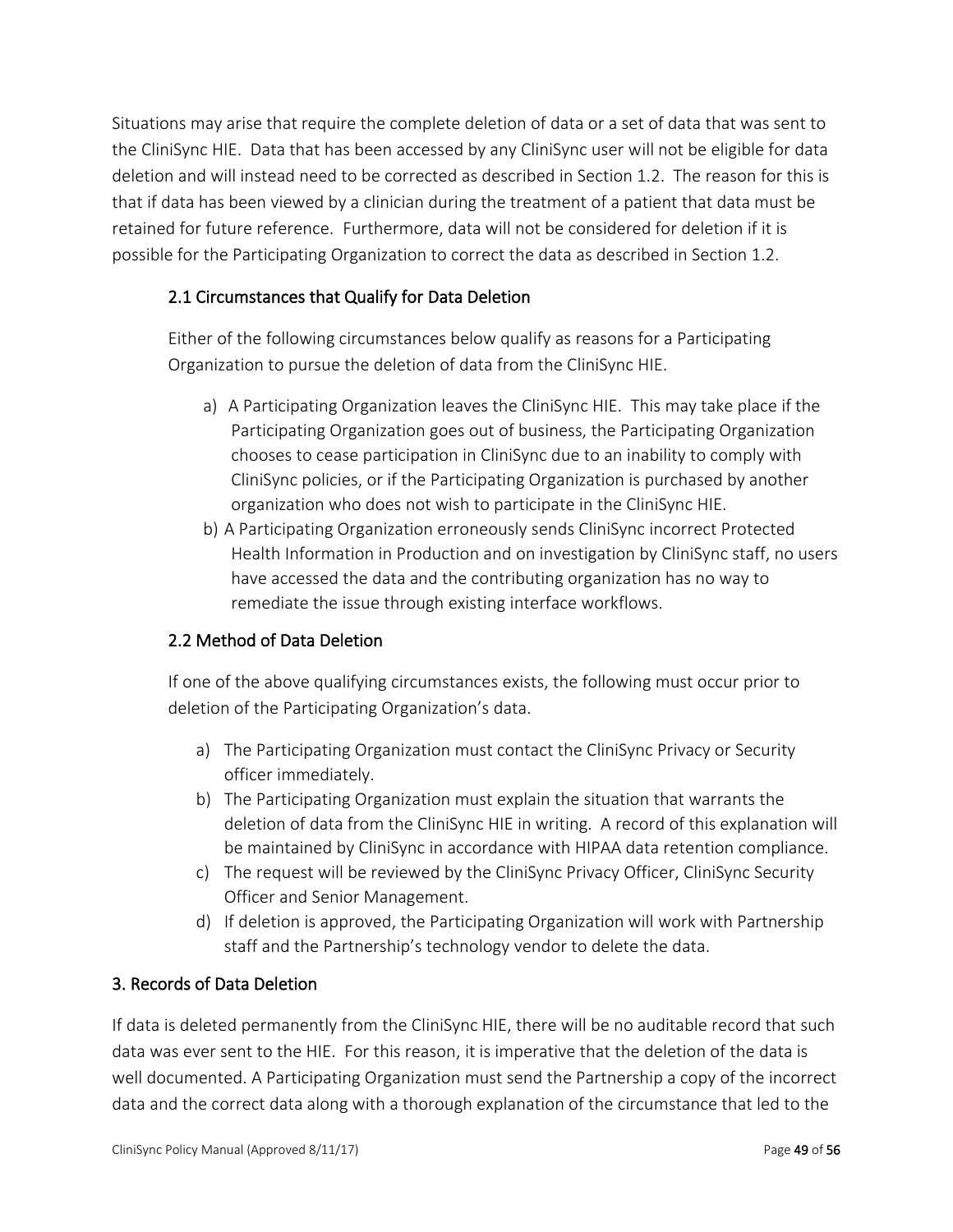Situations may arise that require the complete deletion of data or a set of data that was sent to the CliniSync HIE. Data that has been accessed by any CliniSync user will not be eligible for data deletion and will instead need to be corrected as described in Section 1.2. The reason for this is that if data has been viewed by a clinician during the treatment of a patient that data must be retained for future reference. Furthermore, data will not be considered for deletion if it is possible for the Participating Organization to correct the data as described in Section 1.2.

### 2.1 Circumstances that Qualify for Data Deletion

Either of the following circumstances below qualify as reasons for a Participating Organization to pursue the deletion of data from the CliniSync HIE.

a) A Participating Organization leaves the CliniSync HIE. This may take place if the Participating Organization goes out of business, the Participating Organization chooses to cease participation in CliniSync due to an inability to comply with CliniSync policies, or if the Participating Organization is purchased by another organization who does not wish to participate in the CliniSync HIE.

b) A Participating Organization erroneously sends CliniSync incorrect Protected Health Information in Production and on investigation by CliniSync staff, no users have accessed the data and the contributing organization has no way to remediate the issue through existing interface workflows.

### 2.2 Method of Data Deletion

If one of the above qualifying circumstances exists, the following must occur prior to deletion of the Participating Organization's data.

a) The Participating Organization must contact the CliniSync Privacy or Security officer immediately.

b) The Participating Organization must explain the situation that warrants the deletion of data from the CliniSync HIE in writing. A record of this explanation will be maintained by CliniSync in accordance with HIPAA data retention compliance.

c) The request will be reviewed by the CliniSync Privacy Officer, CliniSync Security Officer and Senior Management.

d) If deletion is approved, the Participating Organization will work with Partnership staff and the Partnership's technology vendor to delete the data.

## 3. Records of Data Deletion

If data is deleted permanently from the CliniSync HIE, there will be no auditable record that such data was ever sent to the HIE. For this reason, it is imperative that the deletion of the data is well documented. A Participating Organization must send the Partnership a copy of the incorrect data and the correct data along with a thorough explanation of the circumstance that led to the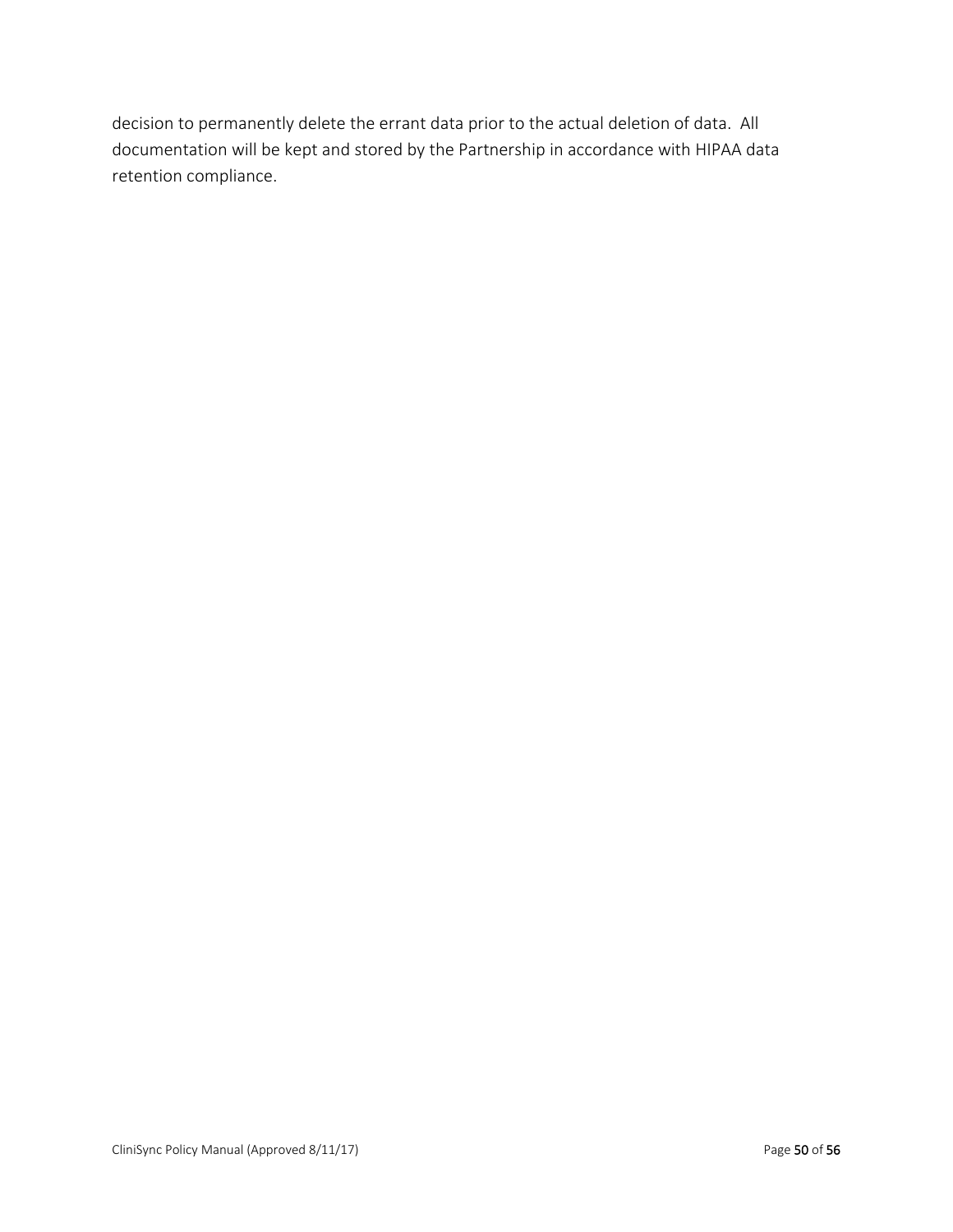decision to permanently delete the errant data prior to the actual deletion of data. All documentation will be kept and stored by the Partnership in accordance with HIPAA data retention compliance.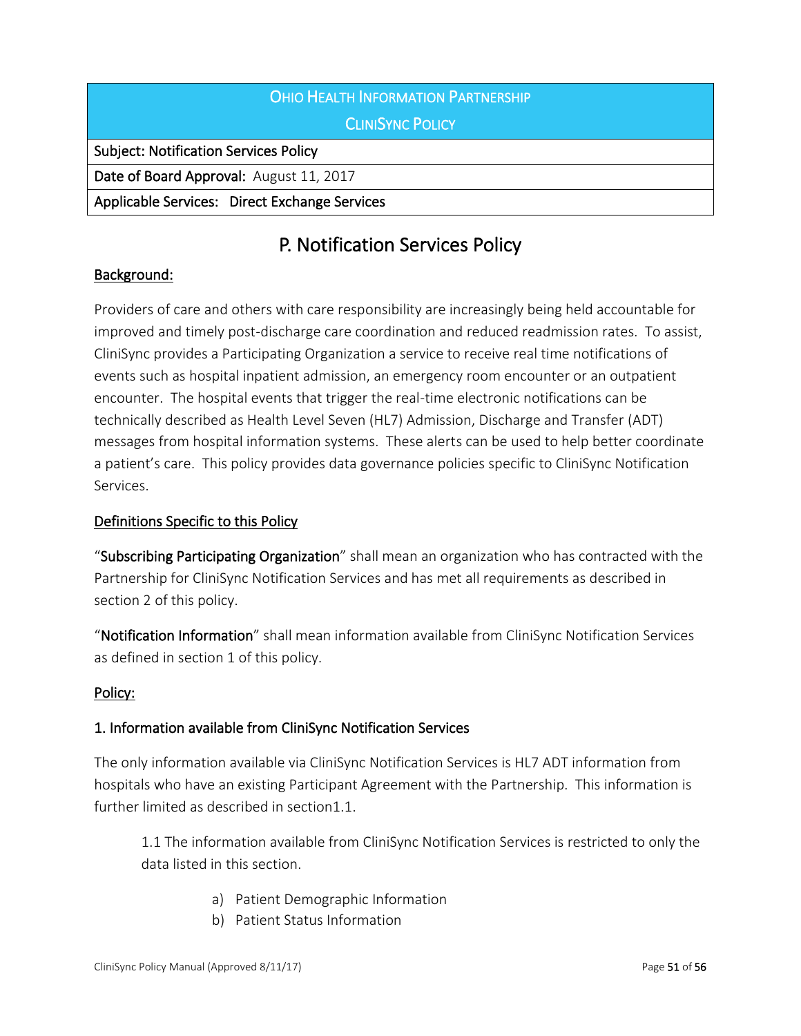| OHIO HEALTH INFORMATION PARTNERSHIP<br>CLINISYNC POLICY |
| --- |
| **Subject: Notification Services Policy** |
| **Date of Board Approval:** August 11, 2017 |
| **Applicable Services: Direct Exchange Services** |

# P. Notification Services Policy

## Background:

Providers of care and others with care responsibility are increasingly being held accountable for improved and timely post-discharge care coordination and reduced readmission rates. To assist, CliniSync provides a Participating Organization a service to receive real time notifications of events such as hospital inpatient admission, an emergency room encounter or an outpatient encounter. The hospital events that trigger the real-time electronic notifications can be technically described as Health Level Seven (HL7) Admission, Discharge and Transfer (ADT) messages from hospital information systems. These alerts can be used to help better coordinate a patient's care. This policy provides data governance policies specific to CliniSync Notification Services.

## Definitions Specific to this Policy

"**Subscribing Participating Organization**" shall mean an organization who has contracted with the Partnership for CliniSync Notification Services and has met all requirements as described in section 2 of this policy.

"**Notification Information**" shall mean information available from CliniSync Notification Services as defined in section 1 of this policy.

## Policy:

### 1. Information available from CliniSync Notification Services

The only information available via CliniSync Notification Services is HL7 ADT information from hospitals who have an existing Participant Agreement with the Partnership. This information is further limited as described in section1.1.

1.1 The information available from CliniSync Notification Services is restricted to only the data listed in this section.

a) Patient Demographic Information
b) Patient Status Information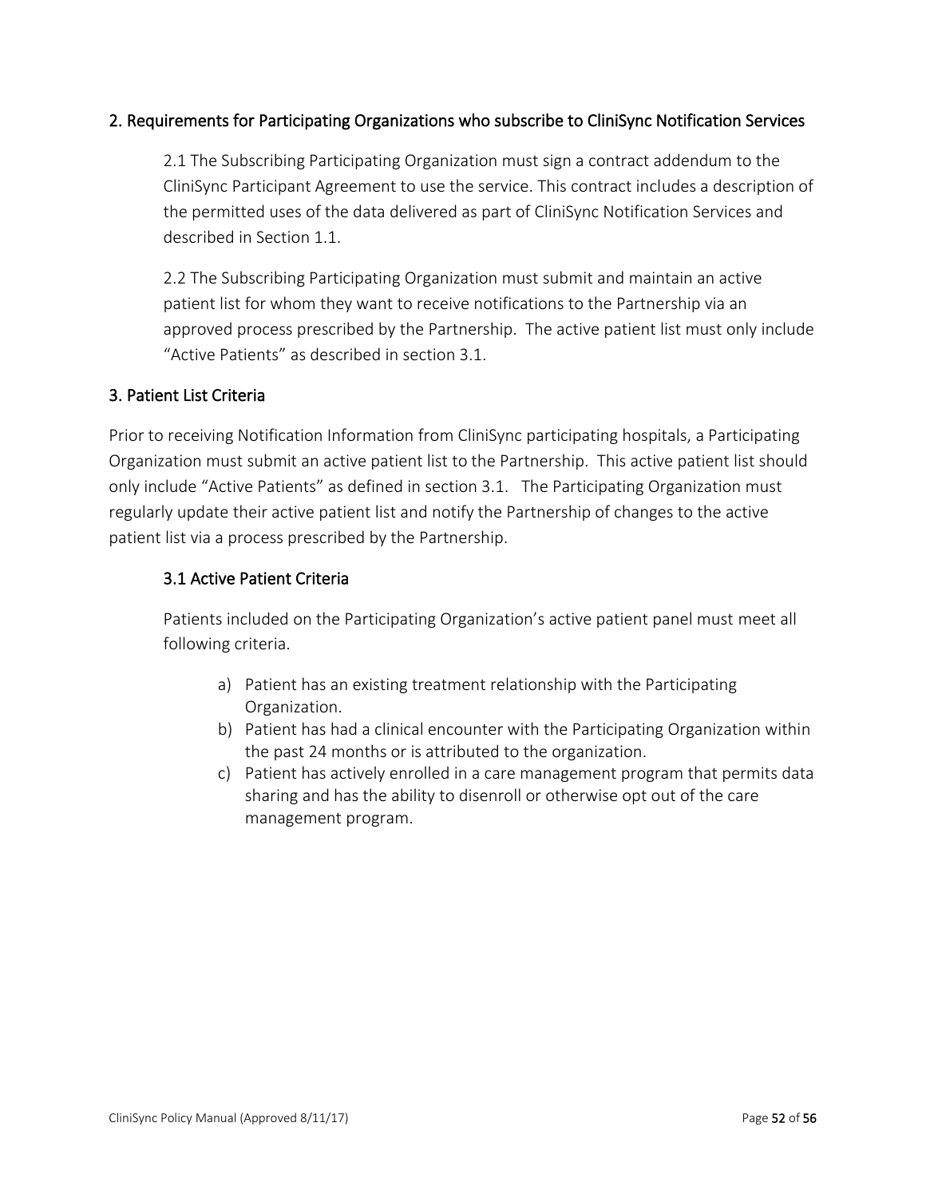## 2. Requirements for Participating Organizations who subscribe to CliniSync Notification Services

2.1 The Subscribing Participating Organization must sign a contract addendum to the CliniSync Participant Agreement to use the service. This contract includes a description of the permitted uses of the data delivered as part of CliniSync Notification Services and described in Section 1.1.

2.2 The Subscribing Participating Organization must submit and maintain an active patient list for whom they want to receive notifications to the Partnership via an approved process prescribed by the Partnership. The active patient list must only include "Active Patients" as described in section 3.1.

## 3. Patient List Criteria

Prior to receiving Notification Information from CliniSync participating hospitals, a Participating Organization must submit an active patient list to the Partnership. This active patient list should only include "Active Patients" as defined in section 3.1. The Participating Organization must regularly update their active patient list and notify the Partnership of changes to the active patient list via a process prescribed by the Partnership.

### 3.1 Active Patient Criteria

Patients included on the Participating Organization's active patient panel must meet all following criteria.

a) Patient has an existing treatment relationship with the Participating Organization.
b) Patient has had a clinical encounter with the Participating Organization within the past 24 months or is attributed to the organization.
c) Patient has actively enrolled in a care management program that permits data sharing and has the ability to disenroll or otherwise opt out of the care management program.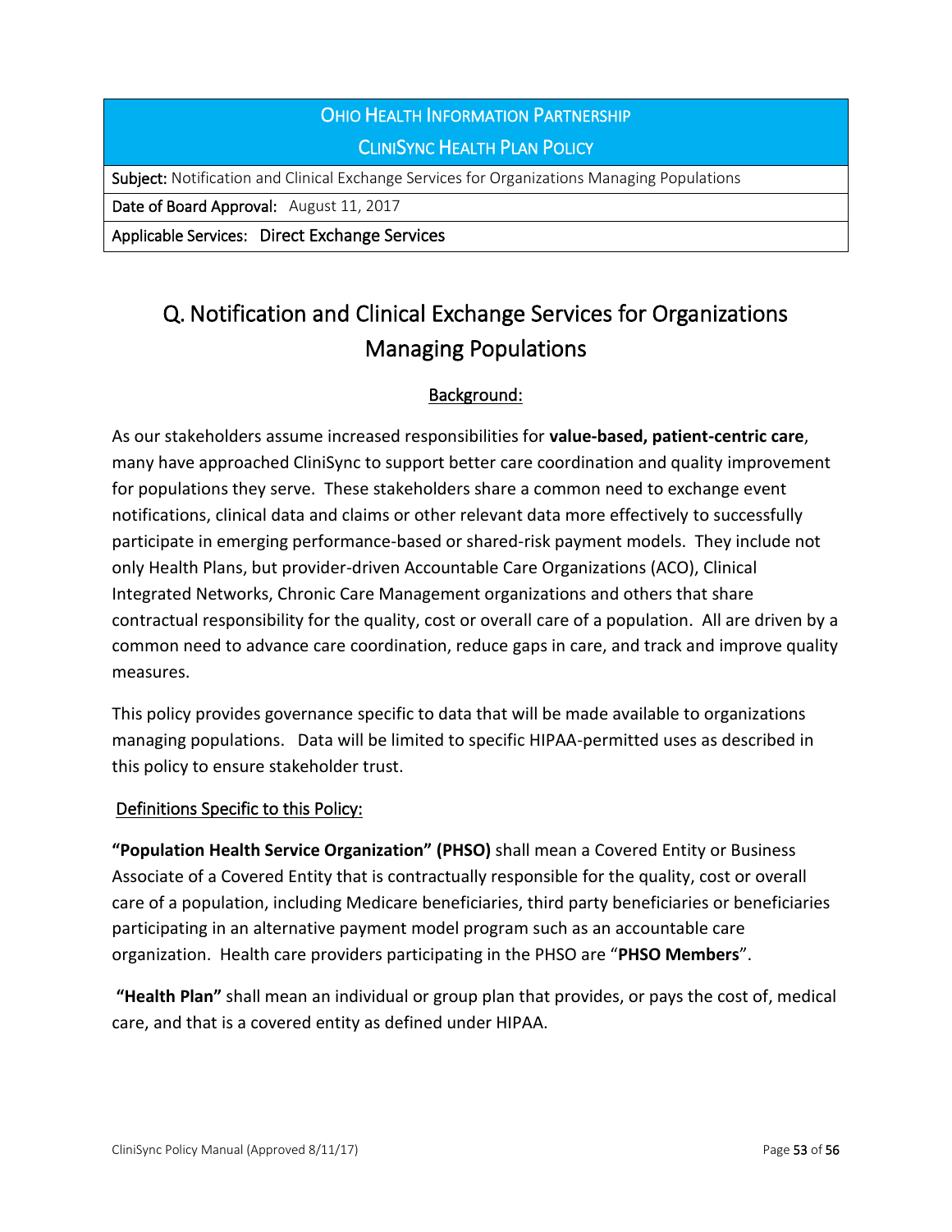| Ohio Health Information Partnership<br>CliniSync Health Plan Policy |
|---|
| **Subject:** Notification and Clinical Exchange Services for Organizations Managing Populations |
| **Date of Board Approval:** August 11, 2017 |
| **Applicable Services:** Direct Exchange Services |

# Q. Notification and Clinical Exchange Services for Organizations Managing Populations

## Background:

As our stakeholders assume increased responsibilities for **value-based, patient-centric care**, many have approached CliniSync to support better care coordination and quality improvement for populations they serve. These stakeholders share a common need to exchange event notifications, clinical data and claims or other relevant data more effectively to successfully participate in emerging performance-based or shared-risk payment models. They include not only Health Plans, but provider-driven Accountable Care Organizations (ACO), Clinical Integrated Networks, Chronic Care Management organizations and others that share contractual responsibility for the quality, cost or overall care of a population. All are driven by a common need to advance care coordination, reduce gaps in care, and track and improve quality measures.

This policy provides governance specific to data that will be made available to organizations managing populations. Data will be limited to specific HIPAA-permitted uses as described in this policy to ensure stakeholder trust.

## Definitions Specific to this Policy:

**"Population Health Service Organization" (PHSO)** shall mean a Covered Entity or Business Associate of a Covered Entity that is contractually responsible for the quality, cost or overall care of a population, including Medicare beneficiaries, third party beneficiaries or beneficiaries participating in an alternative payment model program such as an accountable care organization. Health care providers participating in the PHSO are "**PHSO Members**".

**"Health Plan"** shall mean an individual or group plan that provides, or pays the cost of, medical care, and that is a covered entity as defined under HIPAA.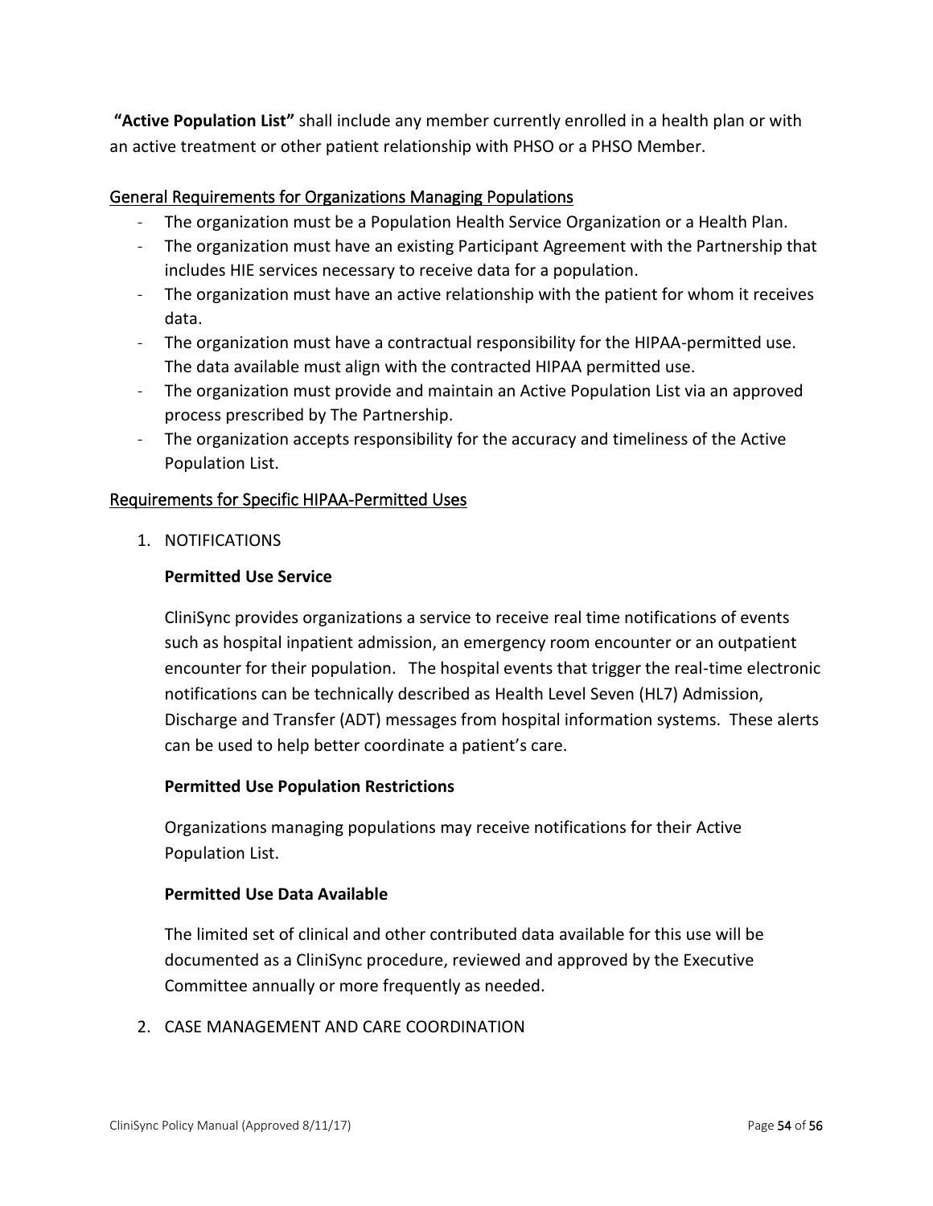**"Active Population List"** shall include any member currently enrolled in a health plan or with an active treatment or other patient relationship with PHSO or a PHSO Member.

## General Requirements for Organizations Managing Populations

- The organization must be a Population Health Service Organization or a Health Plan.
- The organization must have an existing Participant Agreement with the Partnership that includes HIE services necessary to receive data for a population.
- The organization must have an active relationship with the patient for whom it receives data.
- The organization must have a contractual responsibility for the HIPAA-permitted use. The data available must align with the contracted HIPAA permitted use.
- The organization must provide and maintain an Active Population List via an approved process prescribed by The Partnership.
- The organization accepts responsibility for the accuracy and timeliness of the Active Population List.

## Requirements for Specific HIPAA-Permitted Uses

1. NOTIFICATIONS

   **Permitted Use Service**

   CliniSync provides organizations a service to receive real time notifications of events such as hospital inpatient admission, an emergency room encounter or an outpatient encounter for their population. The hospital events that trigger the real-time electronic notifications can be technically described as Health Level Seven (HL7) Admission, Discharge and Transfer (ADT) messages from hospital information systems. These alerts can be used to help better coordinate a patient's care.

   **Permitted Use Population Restrictions**

   Organizations managing populations may receive notifications for their Active Population List.

   **Permitted Use Data Available**

   The limited set of clinical and other contributed data available for this use will be documented as a CliniSync procedure, reviewed and approved by the Executive Committee annually or more frequently as needed.

2. CASE MANAGEMENT AND CARE COORDINATION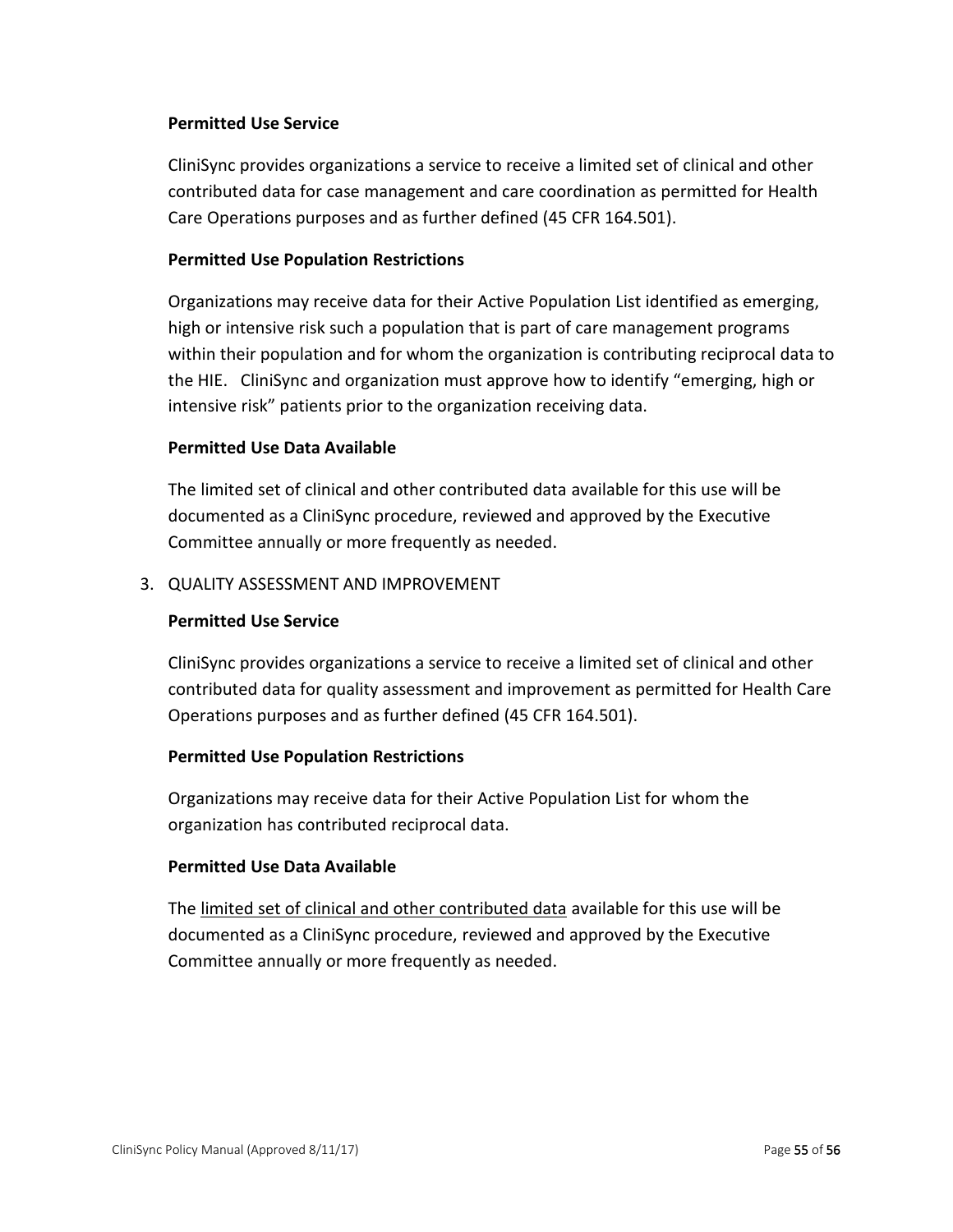**Permitted Use Service**

CliniSync provides organizations a service to receive a limited set of clinical and other contributed data for case management and care coordination as permitted for Health Care Operations purposes and as further defined (45 CFR 164.501).

**Permitted Use Population Restrictions**

Organizations may receive data for their Active Population List identified as emerging, high or intensive risk such a population that is part of care management programs within their population and for whom the organization is contributing reciprocal data to the HIE. CliniSync and organization must approve how to identify "emerging, high or intensive risk" patients prior to the organization receiving data.

**Permitted Use Data Available**

The limited set of clinical and other contributed data available for this use will be documented as a CliniSync procedure, reviewed and approved by the Executive Committee annually or more frequently as needed.

3. QUALITY ASSESSMENT AND IMPROVEMENT

**Permitted Use Service**

CliniSync provides organizations a service to receive a limited set of clinical and other contributed data for quality assessment and improvement as permitted for Health Care Operations purposes and as further defined (45 CFR 164.501).

**Permitted Use Population Restrictions**

Organizations may receive data for their Active Population List for whom the organization has contributed reciprocal data.

**Permitted Use Data Available**

The limited set of clinical and other contributed data available for this use will be documented as a CliniSync procedure, reviewed and approved by the Executive Committee annually or more frequently as needed.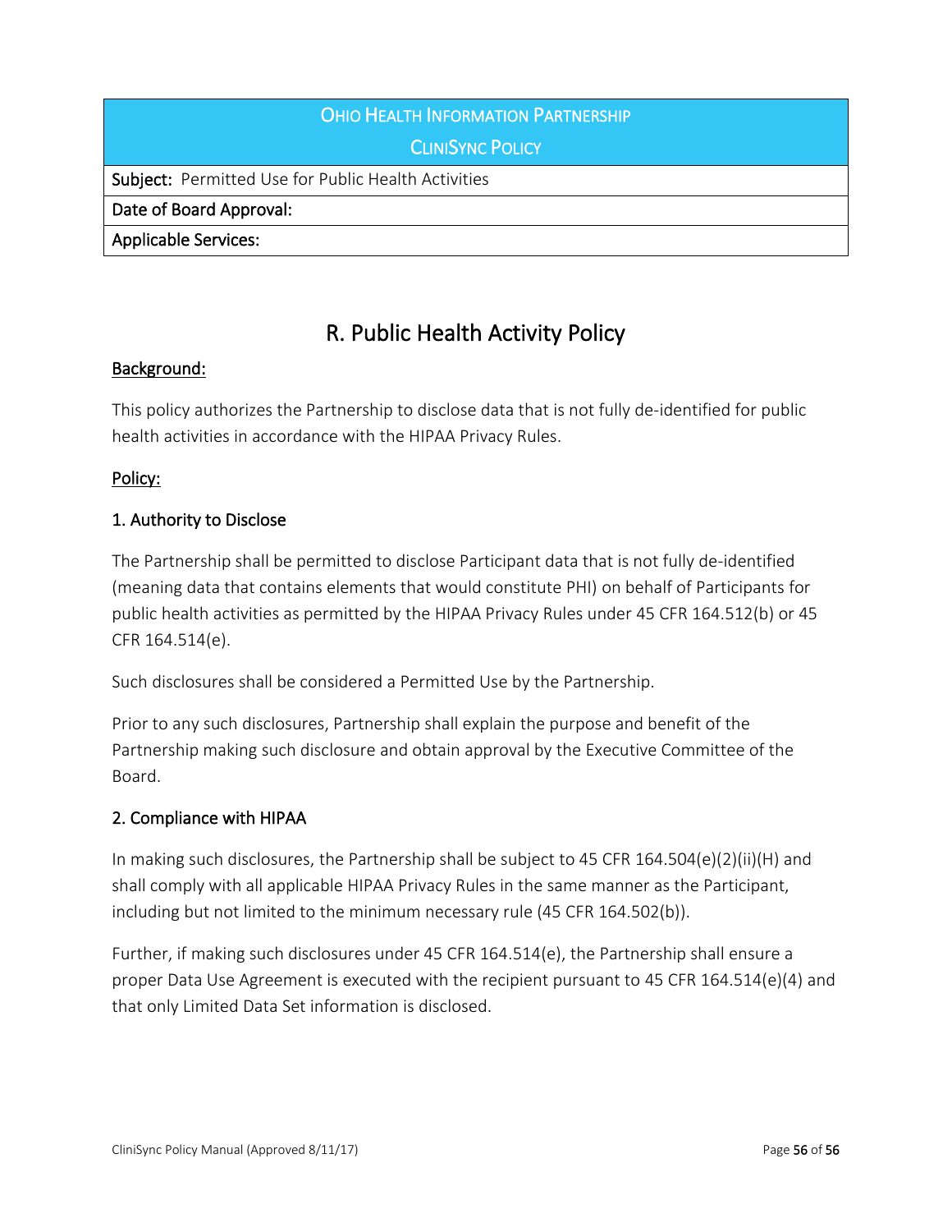| OHIO HEALTH INFORMATION PARTNERSHIP CLINISYNC POLICY |
| --- |
| **Subject:** Permitted Use for Public Health Activities |
| **Date of Board Approval:** |
| **Applicable Services:** |

# R. Public Health Activity Policy

## Background:

This policy authorizes the Partnership to disclose data that is not fully de-identified for public health activities in accordance with the HIPAA Privacy Rules.

## Policy:

### 1. Authority to Disclose

The Partnership shall be permitted to disclose Participant data that is not fully de-identified (meaning data that contains elements that would constitute PHI) on behalf of Participants for public health activities as permitted by the HIPAA Privacy Rules under 45 CFR 164.512(b) or 45 CFR 164.514(e).

Such disclosures shall be considered a Permitted Use by the Partnership.

Prior to any such disclosures, Partnership shall explain the purpose and benefit of the Partnership making such disclosure and obtain approval by the Executive Committee of the Board.

### 2. Compliance with HIPAA

In making such disclosures, the Partnership shall be subject to 45 CFR 164.504(e)(2)(ii)(H) and shall comply with all applicable HIPAA Privacy Rules in the same manner as the Participant, including but not limited to the minimum necessary rule (45 CFR 164.502(b)).

Further, if making such disclosures under 45 CFR 164.514(e), the Partnership shall ensure a proper Data Use Agreement is executed with the recipient pursuant to 45 CFR 164.514(e)(4) and that only Limited Data Set information is disclosed.